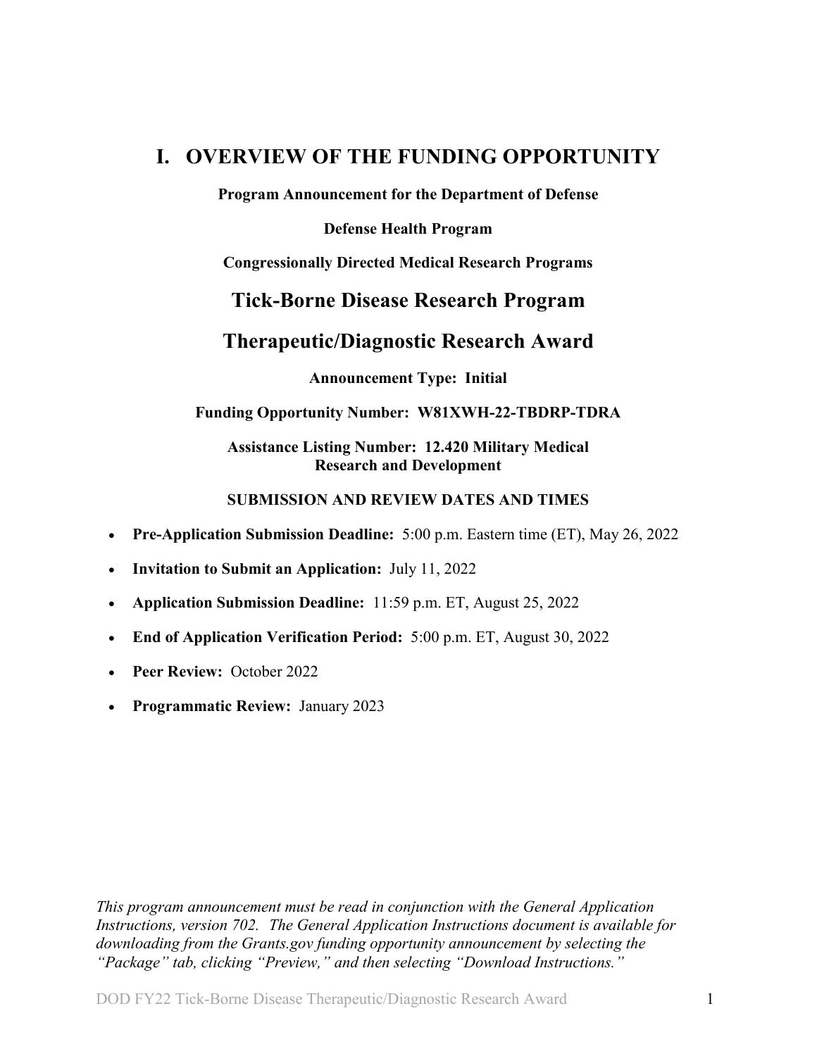# I. OVERVIEW OF THE FUNDING OPPORTUNITY

**Program Announcement for the Department of Defense**

**Defense Health Program**

**Congressionally Directed Medical Research Programs**

## Tick-Borne Disease Research Program

## Therapeutic/Diagnostic Research Award

**Announcement Type: Initial**

**Funding Opportunity Number: W81XWH-22-TBDRP-TDRA**

**Assistance Listing Number: 12.420 Military Medical Research and Development**

**SUBMISSION AND REVIEW DATES AND TIMES**

- **Pre-Application Submission Deadline:** 5:00 p.m. Eastern time (ET), May 26, 2022
- **Invitation to Submit an Application:** July 11, 2022
- **Application Submission Deadline:** 11:59 p.m. ET, August 25, 2022
- **End of Application Verification Period:** 5:00 p.m. ET, August 30, 2022
- **Peer Review:** October 2022
- **Programmatic Review:** January 2023

*This program announcement must be read in conjunction with the General Application Instructions, version 702. The General Application Instructions document is available for downloading from the Grants.gov funding opportunity announcement by selecting the "Package" tab, clicking "Preview," and then selecting "Download Instructions."*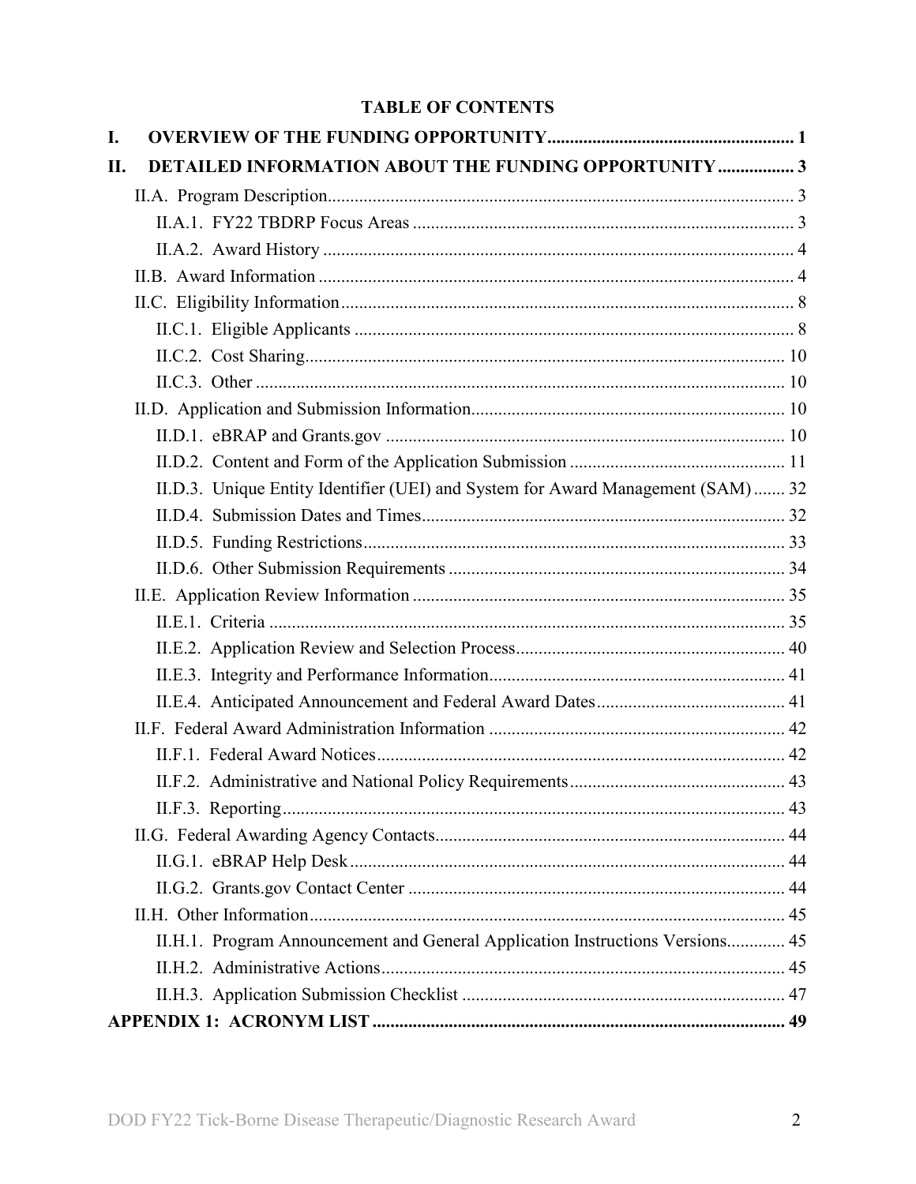## TABLE OF CONTENTS

**I. OVERVIEW OF THE FUNDING OPPORTUNITY ........................................................ 1**

**II. DETAILED INFORMATION ABOUT THE FUNDING OPPORTUNITY ................. 3**

- II.A. Program Description ........................................................................................ 3
  - II.A.1. FY22 TBDRP Focus Areas ..................................................................... 3
  - II.A.2. Award History ......................................................................................... 4
- II.B. Award Information ........................................................................................... 4
- II.C. Eligibility Information ....................................................................................... 8
  - II.C.1. Eligible Applicants .................................................................................. 8
  - II.C.2. Cost Sharing ........................................................................................... 10
  - II.C.3. Other ...................................................................................................... 10
- II.D. Application and Submission Information ...................................................... 10
  - II.D.1. eBRAP and Grants.gov ......................................................................... 10
  - II.D.2. Content and Form of the Application Submission ................................ 11
  - II.D.3. Unique Entity Identifier (UEI) and System for Award Management (SAM) ....... 32
  - II.D.4. Submission Dates and Times ................................................................ 32
  - II.D.5. Funding Restrictions ............................................................................. 33
  - II.D.6. Other Submission Requirements ........................................................... 34
- II.E. Application Review Information ................................................................... 35
  - II.E.1. Criteria ................................................................................................... 35
  - II.E.2. Application Review and Selection Process ............................................ 40
  - II.E.3. Integrity and Performance Information ................................................. 41
  - II.E.4. Anticipated Announcement and Federal Award Dates .......................... 41
- II.F. Federal Award Administration Information .................................................. 42
  - II.F.1. Federal Award Notices ........................................................................... 42
  - II.F.2. Administrative and National Policy Requirements ............................... 43
  - II.F.3. Reporting ............................................................................................... 43
- II.G. Federal Awarding Agency Contacts .............................................................. 44
  - II.G.1. eBRAP Help Desk ................................................................................. 44
  - II.G.2. Grants.gov Contact Center .................................................................... 44
- II.H. Other Information ......................................................................................... 45
  - II.H.1. Program Announcement and General Application Instructions Versions ............. 45
  - II.H.2. Administrative Actions .......................................................................... 45
  - II.H.3. Application Submission Checklist ........................................................ 47

**APPENDIX 1: ACRONYM LIST ........................................................................... 49**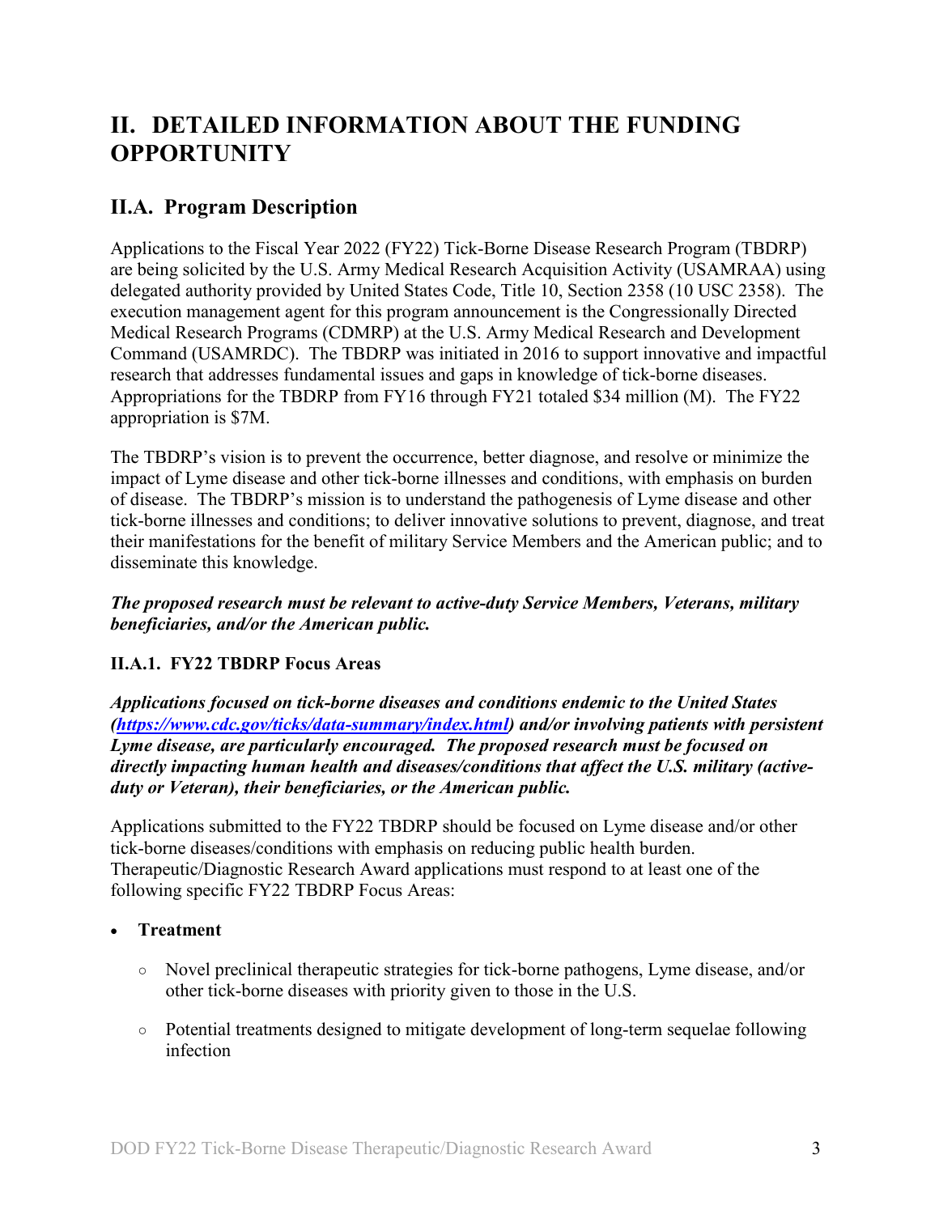# II. DETAILED INFORMATION ABOUT THE FUNDING OPPORTUNITY

## II.A. Program Description

Applications to the Fiscal Year 2022 (FY22) Tick-Borne Disease Research Program (TBDRP) are being solicited by the U.S. Army Medical Research Acquisition Activity (USAMRAA) using delegated authority provided by United States Code, Title 10, Section 2358 (10 USC 2358). The execution management agent for this program announcement is the Congressionally Directed Medical Research Programs (CDMRP) at the U.S. Army Medical Research and Development Command (USAMRDC). The TBDRP was initiated in 2016 to support innovative and impactful research that addresses fundamental issues and gaps in knowledge of tick-borne diseases. Appropriations for the TBDRP from FY16 through FY21 totaled $34 million (M). The FY22 appropriation is $7M.

The TBDRP's vision is to prevent the occurrence, better diagnose, and resolve or minimize the impact of Lyme disease and other tick-borne illnesses and conditions, with emphasis on burden of disease. The TBDRP's mission is to understand the pathogenesis of Lyme disease and other tick-borne illnesses and conditions; to deliver innovative solutions to prevent, diagnose, and treat their manifestations for the benefit of military Service Members and the American public; and to disseminate this knowledge.

***The proposed research must be relevant to active-duty Service Members, Veterans, military beneficiaries, and/or the American public.***

### II.A.1. FY22 TBDRP Focus Areas

***Applications focused on tick-borne diseases and conditions endemic to the United States ([https://www.cdc.gov/ticks/data-summary/index.html](https://www.cdc.gov/ticks/data-summary/index.html)) and/or involving patients with persistent Lyme disease, are particularly encouraged. The proposed research must be focused on directly impacting human health and diseases/conditions that affect the U.S. military (active-duty or Veteran), their beneficiaries, or the American public.***

Applications submitted to the FY22 TBDRP should be focused on Lyme disease and/or other tick-borne diseases/conditions with emphasis on reducing public health burden. Therapeutic/Diagnostic Research Award applications must respond to at least one of the following specific FY22 TBDRP Focus Areas:

- **Treatment**
  - Novel preclinical therapeutic strategies for tick-borne pathogens, Lyme disease, and/or other tick-borne diseases with priority given to those in the U.S.
  - Potential treatments designed to mitigate development of long-term sequelae following infection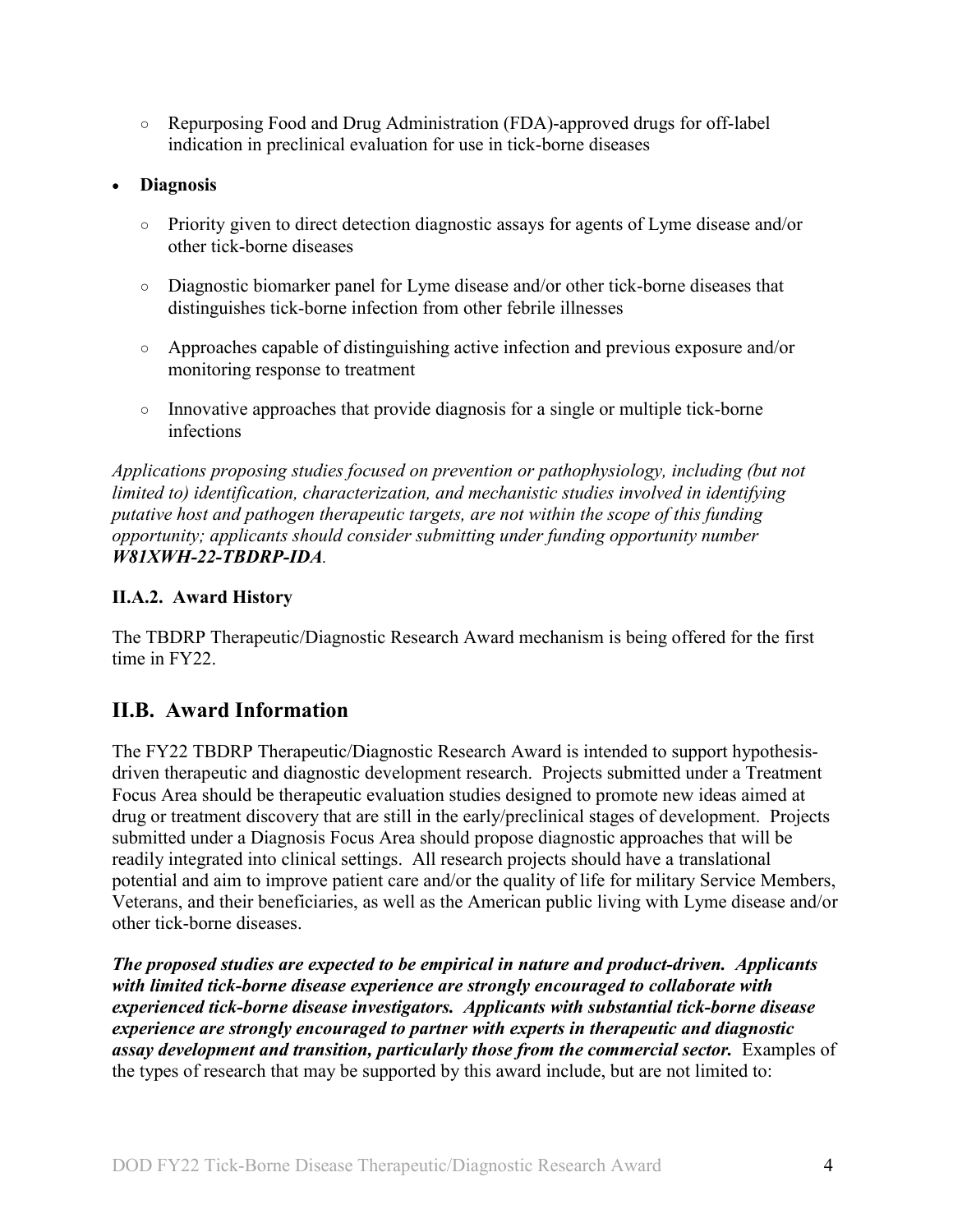- Repurposing Food and Drug Administration (FDA)-approved drugs for off-label indication in preclinical evaluation for use in tick-borne diseases

- **Diagnosis**
  - Priority given to direct detection diagnostic assays for agents of Lyme disease and/or other tick-borne diseases
  - Diagnostic biomarker panel for Lyme disease and/or other tick-borne diseases that distinguishes tick-borne infection from other febrile illnesses
  - Approaches capable of distinguishing active infection and previous exposure and/or monitoring response to treatment
  - Innovative approaches that provide diagnosis for a single or multiple tick-borne infections

*Applications proposing studies focused on prevention or pathophysiology, including (but not limited to) identification, characterization, and mechanistic studies involved in identifying putative host and pathogen therapeutic targets, are not within the scope of this funding opportunity; applicants should consider submitting under funding opportunity number* ***W81XWH-22-TBDRP-IDA****.*

### II.A.2. Award History

The TBDRP Therapeutic/Diagnostic Research Award mechanism is being offered for the first time in FY22.

## II.B. Award Information

The FY22 TBDRP Therapeutic/Diagnostic Research Award is intended to support hypothesis-driven therapeutic and diagnostic development research. Projects submitted under a Treatment Focus Area should be therapeutic evaluation studies designed to promote new ideas aimed at drug or treatment discovery that are still in the early/preclinical stages of development. Projects submitted under a Diagnosis Focus Area should propose diagnostic approaches that will be readily integrated into clinical settings. All research projects should have a translational potential and aim to improve patient care and/or the quality of life for military Service Members, Veterans, and their beneficiaries, as well as the American public living with Lyme disease and/or other tick-borne diseases.

***The proposed studies are expected to be empirical in nature and product-driven. Applicants with limited tick-borne disease experience are strongly encouraged to collaborate with experienced tick-borne disease investigators. Applicants with substantial tick-borne disease experience are strongly encouraged to partner with experts in therapeutic and diagnostic assay development and transition, particularly those from the commercial sector.*** Examples of the types of research that may be supported by this award include, but are not limited to: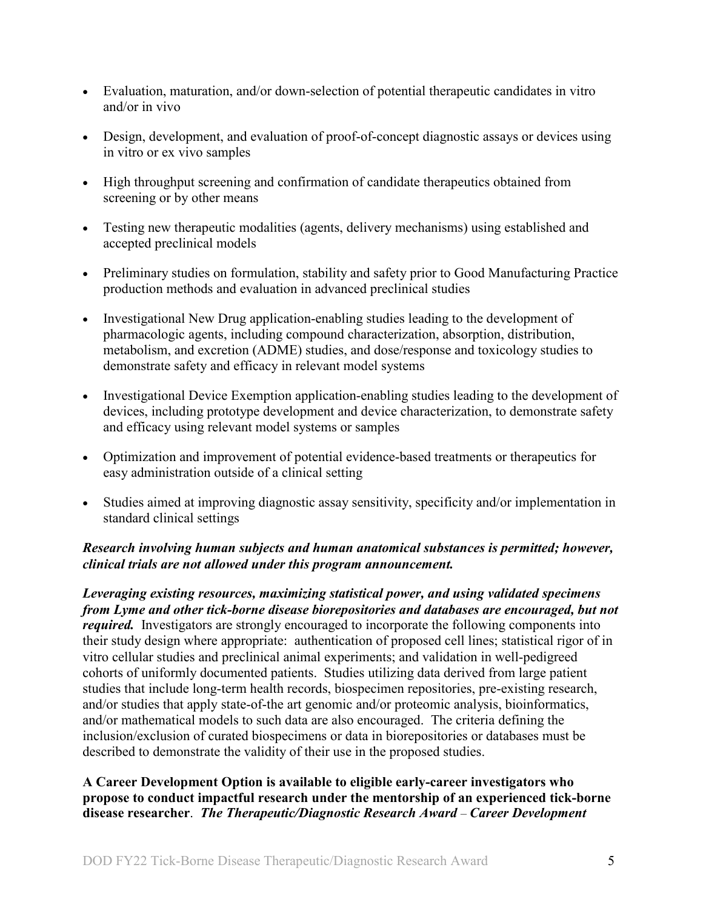- Evaluation, maturation, and/or down-selection of potential therapeutic candidates in vitro and/or in vivo
- Design, development, and evaluation of proof-of-concept diagnostic assays or devices using in vitro or ex vivo samples
- High throughput screening and confirmation of candidate therapeutics obtained from screening or by other means
- Testing new therapeutic modalities (agents, delivery mechanisms) using established and accepted preclinical models
- Preliminary studies on formulation, stability and safety prior to Good Manufacturing Practice production methods and evaluation in advanced preclinical studies
- Investigational New Drug application-enabling studies leading to the development of pharmacologic agents, including compound characterization, absorption, distribution, metabolism, and excretion (ADME) studies, and dose/response and toxicology studies to demonstrate safety and efficacy in relevant model systems
- Investigational Device Exemption application-enabling studies leading to the development of devices, including prototype development and device characterization, to demonstrate safety and efficacy using relevant model systems or samples
- Optimization and improvement of potential evidence-based treatments or therapeutics for easy administration outside of a clinical setting
- Studies aimed at improving diagnostic assay sensitivity, specificity and/or implementation in standard clinical settings

***Research involving human subjects and human anatomical substances is permitted; however, clinical trials are not allowed under this program announcement.***

***Leveraging existing resources, maximizing statistical power, and using validated specimens from Lyme and other tick-borne disease biorepositories and databases are encouraged, but not required.*** Investigators are strongly encouraged to incorporate the following components into their study design where appropriate: authentication of proposed cell lines; statistical rigor of in vitro cellular studies and preclinical animal experiments; and validation in well-pedigreed cohorts of uniformly documented patients. Studies utilizing data derived from large patient studies that include long-term health records, biospecimen repositories, pre-existing research, and/or studies that apply state-of-the art genomic and/or proteomic analysis, bioinformatics, and/or mathematical models to such data are also encouraged. The criteria defining the inclusion/exclusion of curated biospecimens or data in biorepositories or databases must be described to demonstrate the validity of their use in the proposed studies.

**A Career Development Option is available to eligible early-career investigators who propose to conduct impactful research under the mentorship of an experienced tick-borne disease researcher**. ***The Therapeutic/Diagnostic Research Award – Career Development***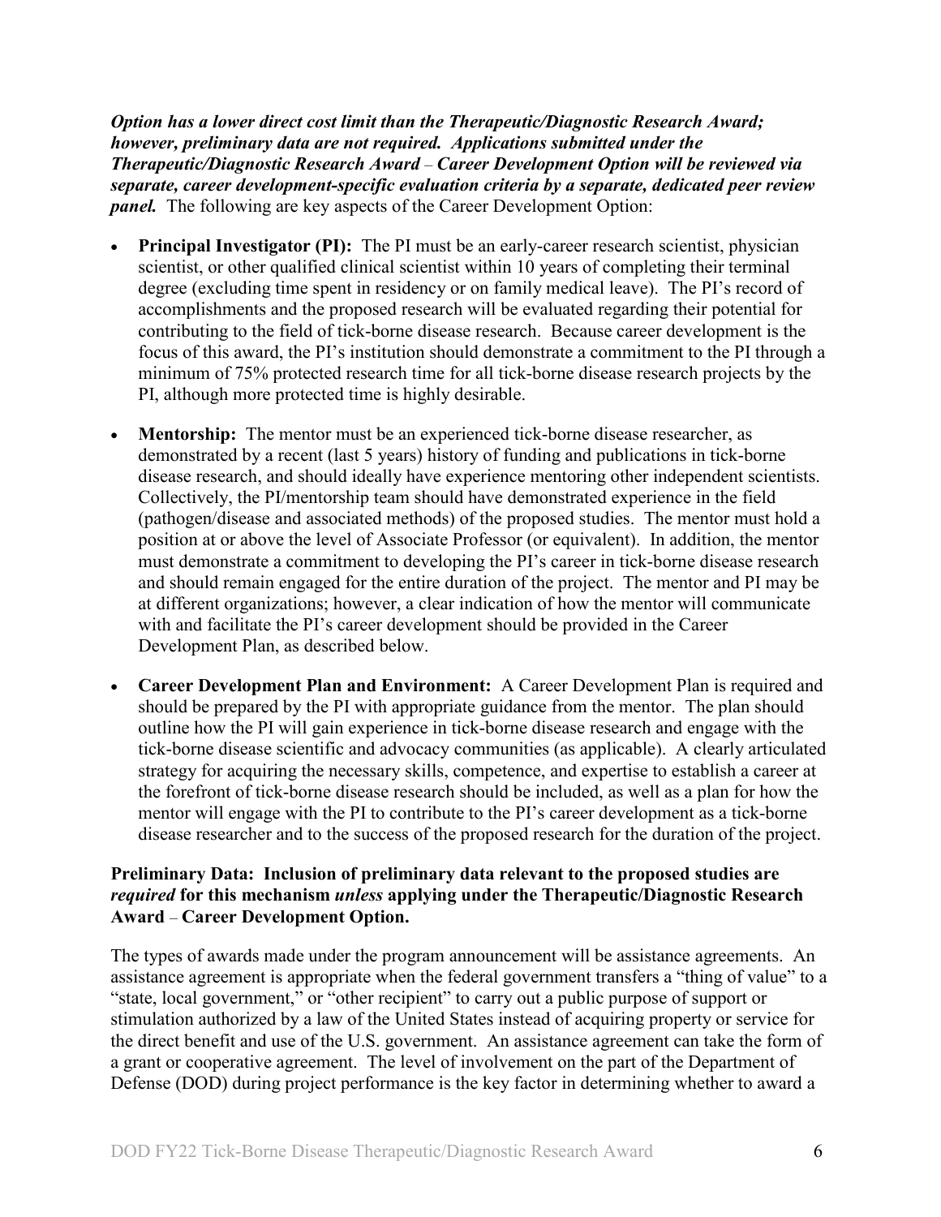***Option has a lower direct cost limit than the Therapeutic/Diagnostic Research Award; however, preliminary data are not required. Applications submitted under the Therapeutic/Diagnostic Research Award – Career Development Option will be reviewed via separate, career development-specific evaluation criteria by a separate, dedicated peer review panel.*** The following are key aspects of the Career Development Option:

- **Principal Investigator (PI):** The PI must be an early-career research scientist, physician scientist, or other qualified clinical scientist within 10 years of completing their terminal degree (excluding time spent in residency or on family medical leave). The PI's record of accomplishments and the proposed research will be evaluated regarding their potential for contributing to the field of tick-borne disease research. Because career development is the focus of this award, the PI's institution should demonstrate a commitment to the PI through a minimum of 75% protected research time for all tick-borne disease research projects by the PI, although more protected time is highly desirable.
- **Mentorship:** The mentor must be an experienced tick-borne disease researcher, as demonstrated by a recent (last 5 years) history of funding and publications in tick-borne disease research, and should ideally have experience mentoring other independent scientists. Collectively, the PI/mentorship team should have demonstrated experience in the field (pathogen/disease and associated methods) of the proposed studies. The mentor must hold a position at or above the level of Associate Professor (or equivalent). In addition, the mentor must demonstrate a commitment to developing the PI's career in tick-borne disease research and should remain engaged for the entire duration of the project. The mentor and PI may be at different organizations; however, a clear indication of how the mentor will communicate with and facilitate the PI's career development should be provided in the Career Development Plan, as described below.
- **Career Development Plan and Environment:** A Career Development Plan is required and should be prepared by the PI with appropriate guidance from the mentor. The plan should outline how the PI will gain experience in tick-borne disease research and engage with the tick-borne disease scientific and advocacy communities (as applicable). A clearly articulated strategy for acquiring the necessary skills, competence, and expertise to establish a career at the forefront of tick-borne disease research should be included, as well as a plan for how the mentor will engage with the PI to contribute to the PI's career development as a tick-borne disease researcher and to the success of the proposed research for the duration of the project.

**Preliminary Data: Inclusion of preliminary data relevant to the proposed studies are *required* for this mechanism *unless* applying under the Therapeutic/Diagnostic Research Award – Career Development Option.**

The types of awards made under the program announcement will be assistance agreements. An assistance agreement is appropriate when the federal government transfers a "thing of value" to a "state, local government," or "other recipient" to carry out a public purpose of support or stimulation authorized by a law of the United States instead of acquiring property or service for the direct benefit and use of the U.S. government. An assistance agreement can take the form of a grant or cooperative agreement. The level of involvement on the part of the Department of Defense (DOD) during project performance is the key factor in determining whether to award a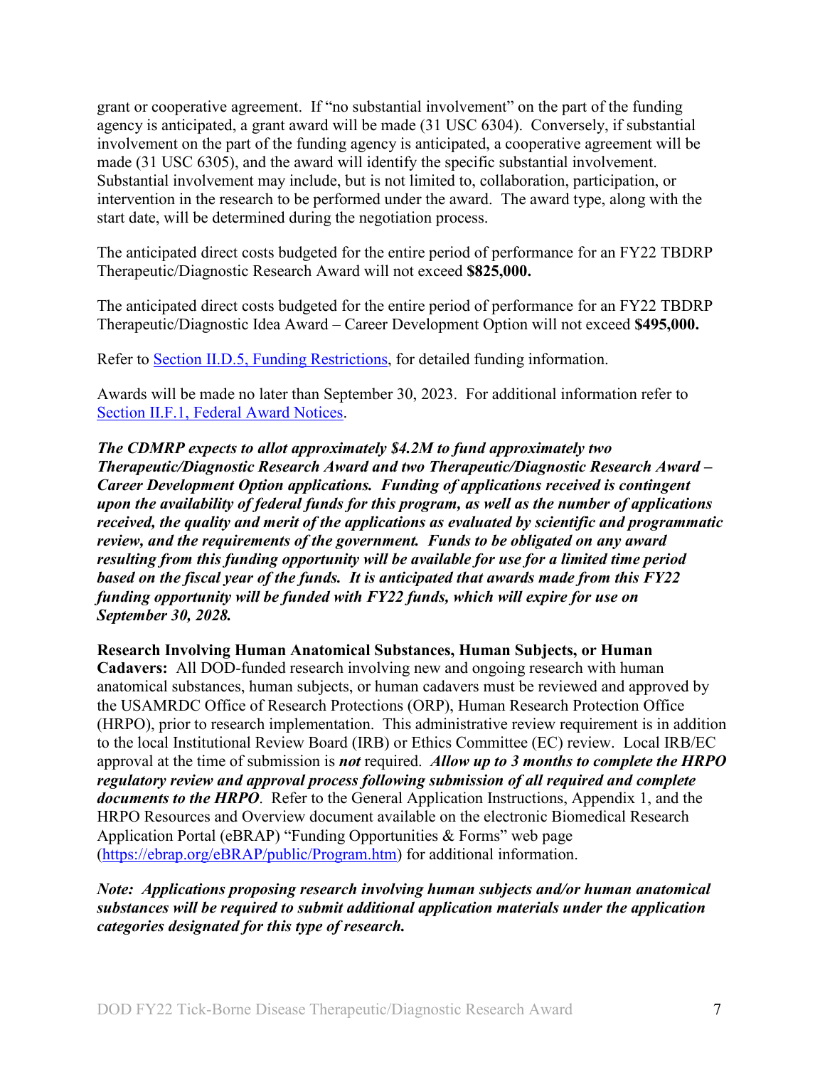grant or cooperative agreement. If "no substantial involvement" on the part of the funding agency is anticipated, a grant award will be made (31 USC 6304). Conversely, if substantial involvement on the part of the funding agency is anticipated, a cooperative agreement will be made (31 USC 6305), and the award will identify the specific substantial involvement. Substantial involvement may include, but is not limited to, collaboration, participation, or intervention in the research to be performed under the award. The award type, along with the start date, will be determined during the negotiation process.

The anticipated direct costs budgeted for the entire period of performance for an FY22 TBDRP Therapeutic/Diagnostic Research Award will not exceed **$825,000.**

The anticipated direct costs budgeted for the entire period of performance for an FY22 TBDRP Therapeutic/Diagnostic Idea Award – Career Development Option will not exceed **$495,000.**

Refer to [Section II.D.5, Funding Restrictions](), for detailed funding information.

Awards will be made no later than September 30, 2023. For additional information refer to [Section II.F.1, Federal Award Notices]().

***The CDMRP expects to allot approximately $4.2M to fund approximately two Therapeutic/Diagnostic Research Award and two Therapeutic/Diagnostic Research Award – Career Development Option applications. Funding of applications received is contingent upon the availability of federal funds for this program, as well as the number of applications received, the quality and merit of the applications as evaluated by scientific and programmatic review, and the requirements of the government. Funds to be obligated on any award resulting from this funding opportunity will be available for use for a limited time period based on the fiscal year of the funds. It is anticipated that awards made from this FY22 funding opportunity will be funded with FY22 funds, which will expire for use on September 30, 2028.***

**Research Involving Human Anatomical Substances, Human Subjects, or Human Cadavers:** All DOD-funded research involving new and ongoing research with human anatomical substances, human subjects, or human cadavers must be reviewed and approved by the USAMRDC Office of Research Protections (ORP), Human Research Protection Office (HRPO), prior to research implementation. This administrative review requirement is in addition to the local Institutional Review Board (IRB) or Ethics Committee (EC) review. Local IRB/EC approval at the time of submission is ***not*** required. ***Allow up to 3 months to complete the HRPO regulatory review and approval process following submission of all required and complete documents to the HRPO***. Refer to the General Application Instructions, Appendix 1, and the HRPO Resources and Overview document available on the electronic Biomedical Research Application Portal (eBRAP) "Funding Opportunities & Forms" web page ([https://ebrap.org/eBRAP/public/Program.htm](https://ebrap.org/eBRAP/public/Program.htm)) for additional information.

***Note: Applications proposing research involving human subjects and/or human anatomical substances will be required to submit additional application materials under the application categories designated for this type of research.***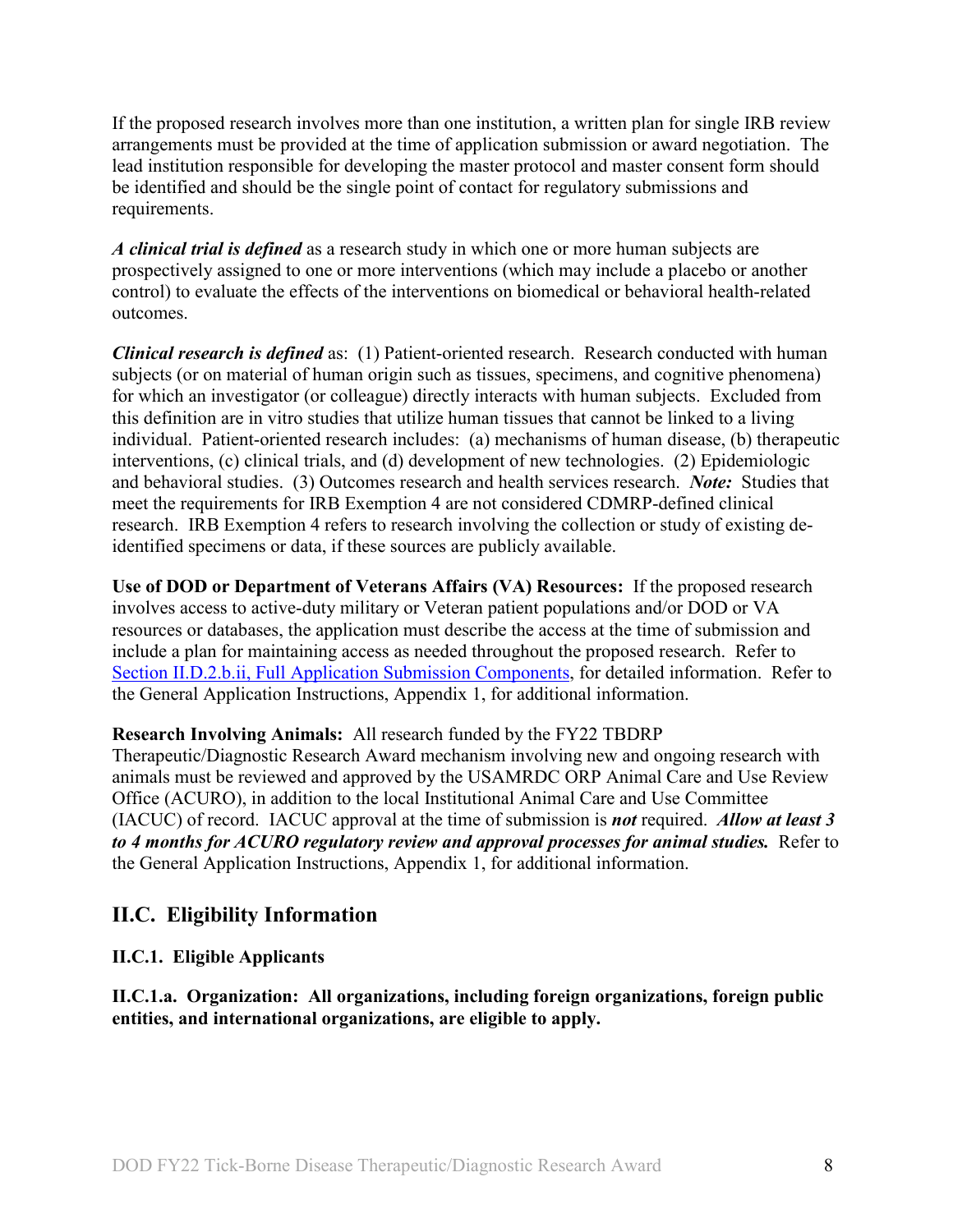If the proposed research involves more than one institution, a written plan for single IRB review arrangements must be provided at the time of application submission or award negotiation. The lead institution responsible for developing the master protocol and master consent form should be identified and should be the single point of contact for regulatory submissions and requirements.

***A clinical trial is defined*** as a research study in which one or more human subjects are prospectively assigned to one or more interventions (which may include a placebo or another control) to evaluate the effects of the interventions on biomedical or behavioral health-related outcomes.

***Clinical research is defined*** as: (1) Patient-oriented research. Research conducted with human subjects (or on material of human origin such as tissues, specimens, and cognitive phenomena) for which an investigator (or colleague) directly interacts with human subjects. Excluded from this definition are in vitro studies that utilize human tissues that cannot be linked to a living individual. Patient-oriented research includes: (a) mechanisms of human disease, (b) therapeutic interventions, (c) clinical trials, and (d) development of new technologies. (2) Epidemiologic and behavioral studies. (3) Outcomes research and health services research. ***Note:*** Studies that meet the requirements for IRB Exemption 4 are not considered CDMRP-defined clinical research. IRB Exemption 4 refers to research involving the collection or study of existing de-identified specimens or data, if these sources are publicly available.

**Use of DOD or Department of Veterans Affairs (VA) Resources:** If the proposed research involves access to active-duty military or Veteran patient populations and/or DOD or VA resources or databases, the application must describe the access at the time of submission and include a plan for maintaining access as needed throughout the proposed research. Refer to Section II.D.2.b.ii, Full Application Submission Components, for detailed information. Refer to the General Application Instructions, Appendix 1, for additional information.

**Research Involving Animals:** All research funded by the FY22 TBDRP Therapeutic/Diagnostic Research Award mechanism involving new and ongoing research with animals must be reviewed and approved by the USAMRDC ORP Animal Care and Use Review Office (ACURO), in addition to the local Institutional Animal Care and Use Committee (IACUC) of record. IACUC approval at the time of submission is ***not*** required. ***Allow at least 3 to 4 months for ACURO regulatory review and approval processes for animal studies.*** Refer to the General Application Instructions, Appendix 1, for additional information.

## II.C. Eligibility Information

### II.C.1. Eligible Applicants

#### II.C.1.a. Organization: All organizations, including foreign organizations, foreign public entities, and international organizations, are eligible to apply.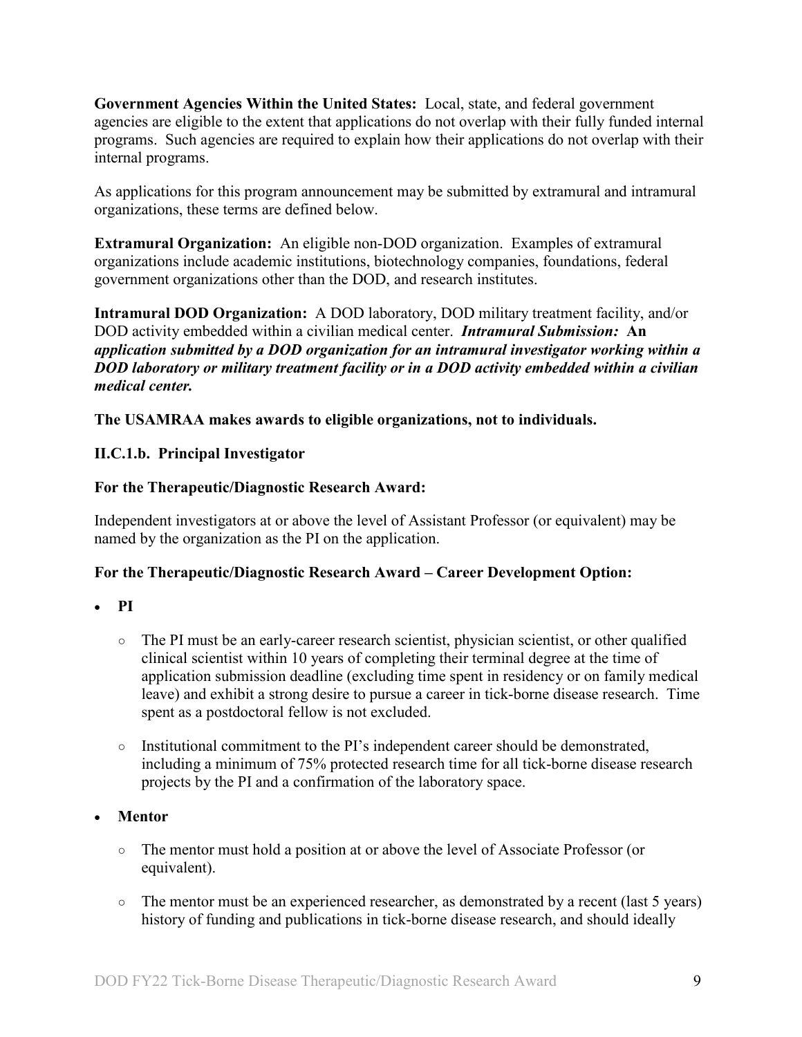**Government Agencies Within the United States:** Local, state, and federal government agencies are eligible to the extent that applications do not overlap with their fully funded internal programs. Such agencies are required to explain how their applications do not overlap with their internal programs.

As applications for this program announcement may be submitted by extramural and intramural organizations, these terms are defined below.

**Extramural Organization:** An eligible non-DOD organization. Examples of extramural organizations include academic institutions, biotechnology companies, foundations, federal government organizations other than the DOD, and research institutes.

**Intramural DOD Organization:** A DOD laboratory, DOD military treatment facility, and/or DOD activity embedded within a civilian medical center. ***Intramural Submission:* An *application submitted by a DOD organization for an intramural investigator working within a DOD laboratory or military treatment facility or in a DOD activity embedded within a civilian medical center.***

**The USAMRAA makes awards to eligible organizations, not to individuals.**

**II.C.1.b. Principal Investigator**

**For the Therapeutic/Diagnostic Research Award:**

Independent investigators at or above the level of Assistant Professor (or equivalent) may be named by the organization as the PI on the application.

**For the Therapeutic/Diagnostic Research Award – Career Development Option:**

- **PI**
  - The PI must be an early-career research scientist, physician scientist, or other qualified clinical scientist within 10 years of completing their terminal degree at the time of application submission deadline (excluding time spent in residency or on family medical leave) and exhibit a strong desire to pursue a career in tick-borne disease research. Time spent as a postdoctoral fellow is not excluded.
  - Institutional commitment to the PI's independent career should be demonstrated, including a minimum of 75% protected research time for all tick-borne disease research projects by the PI and a confirmation of the laboratory space.
- **Mentor**
  - The mentor must hold a position at or above the level of Associate Professor (or equivalent).
  - The mentor must be an experienced researcher, as demonstrated by a recent (last 5 years) history of funding and publications in tick-borne disease research, and should ideally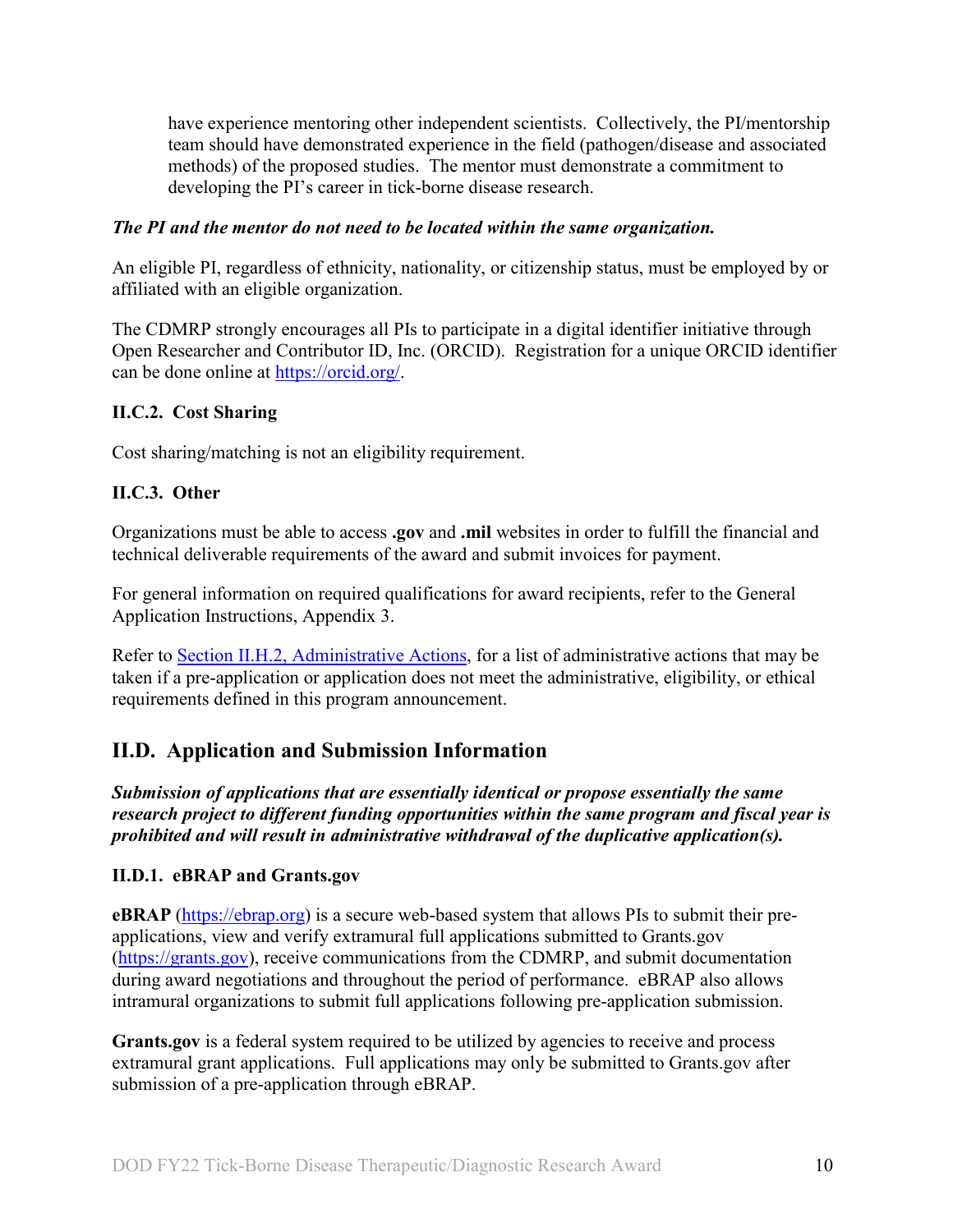have experience mentoring other independent scientists. Collectively, the PI/mentorship team should have demonstrated experience in the field (pathogen/disease and associated methods) of the proposed studies. The mentor must demonstrate a commitment to developing the PI's career in tick-borne disease research.

***The PI and the mentor do not need to be located within the same organization.***

An eligible PI, regardless of ethnicity, nationality, or citizenship status, must be employed by or affiliated with an eligible organization.

The CDMRP strongly encourages all PIs to participate in a digital identifier initiative through Open Researcher and Contributor ID, Inc. (ORCID). Registration for a unique ORCID identifier can be done online at [https://orcid.org/](https://orcid.org/).

### II.C.2. Cost Sharing

Cost sharing/matching is not an eligibility requirement.

### II.C.3. Other

Organizations must be able to access **.gov** and **.mil** websites in order to fulfill the financial and technical deliverable requirements of the award and submit invoices for payment.

For general information on required qualifications for award recipients, refer to the General Application Instructions, Appendix 3.

Refer to Section II.H.2, Administrative Actions, for a list of administrative actions that may be taken if a pre-application or application does not meet the administrative, eligibility, or ethical requirements defined in this program announcement.

## II.D. Application and Submission Information

***Submission of applications that are essentially identical or propose essentially the same research project to different funding opportunities within the same program and fiscal year is prohibited and will result in administrative withdrawal of the duplicative application(s).***

### II.D.1. eBRAP and Grants.gov

**eBRAP** ([https://ebrap.org](https://ebrap.org)) is a secure web-based system that allows PIs to submit their pre-applications, view and verify extramural full applications submitted to Grants.gov ([https://grants.gov](https://grants.gov)), receive communications from the CDMRP, and submit documentation during award negotiations and throughout the period of performance. eBRAP also allows intramural organizations to submit full applications following pre-application submission.

**Grants.gov** is a federal system required to be utilized by agencies to receive and process extramural grant applications. Full applications may only be submitted to Grants.gov after submission of a pre-application through eBRAP.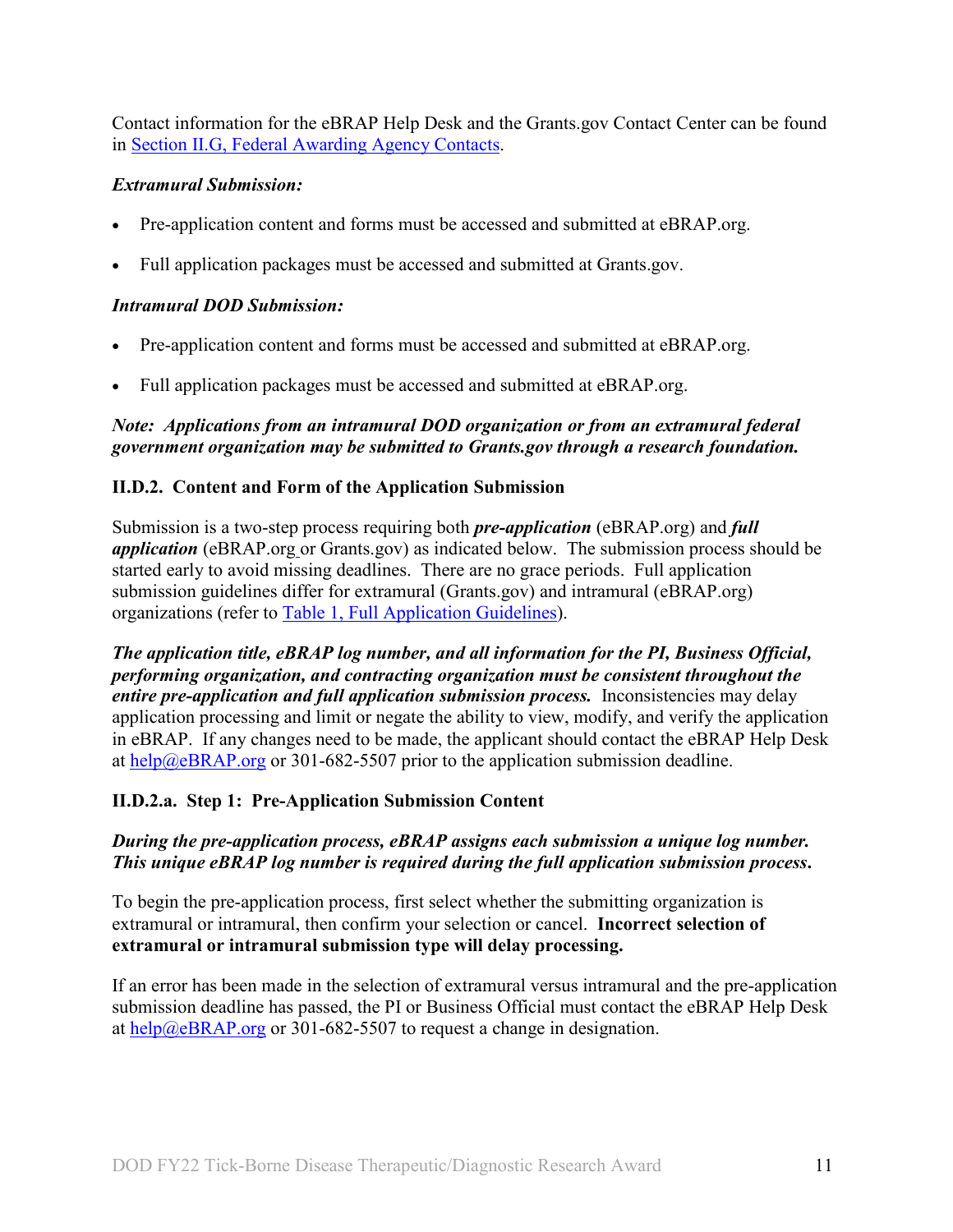Contact information for the eBRAP Help Desk and the Grants.gov Contact Center can be found in Section II.G, Federal Awarding Agency Contacts.

***Extramural Submission:***

- Pre-application content and forms must be accessed and submitted at eBRAP.org.
- Full application packages must be accessed and submitted at Grants.gov.

***Intramural DOD Submission:***

- Pre-application content and forms must be accessed and submitted at eBRAP.org.
- Full application packages must be accessed and submitted at eBRAP.org.

***Note: Applications from an intramural DOD organization or from an extramural federal government organization may be submitted to Grants.gov through a research foundation.***

### II.D.2. Content and Form of the Application Submission

Submission is a two-step process requiring both ***pre-application*** (eBRAP.org) and ***full application*** (eBRAP.org or Grants.gov) as indicated below. The submission process should be started early to avoid missing deadlines. There are no grace periods. Full application submission guidelines differ for extramural (Grants.gov) and intramural (eBRAP.org) organizations (refer to Table 1, Full Application Guidelines).

***The application title, eBRAP log number, and all information for the PI, Business Official, performing organization, and contracting organization must be consistent throughout the entire pre-application and full application submission process.*** Inconsistencies may delay application processing and limit or negate the ability to view, modify, and verify the application in eBRAP. If any changes need to be made, the applicant should contact the eBRAP Help Desk at help@eBRAP.org or 301-682-5507 prior to the application submission deadline.

#### II.D.2.a. Step 1: Pre-Application Submission Content

***During the pre-application process, eBRAP assigns each submission a unique log number. This unique eBRAP log number is required during the full application submission process.***

To begin the pre-application process, first select whether the submitting organization is extramural or intramural, then confirm your selection or cancel. **Incorrect selection of extramural or intramural submission type will delay processing.**

If an error has been made in the selection of extramural versus intramural and the pre-application submission deadline has passed, the PI or Business Official must contact the eBRAP Help Desk at help@eBRAP.org or 301-682-5507 to request a change in designation.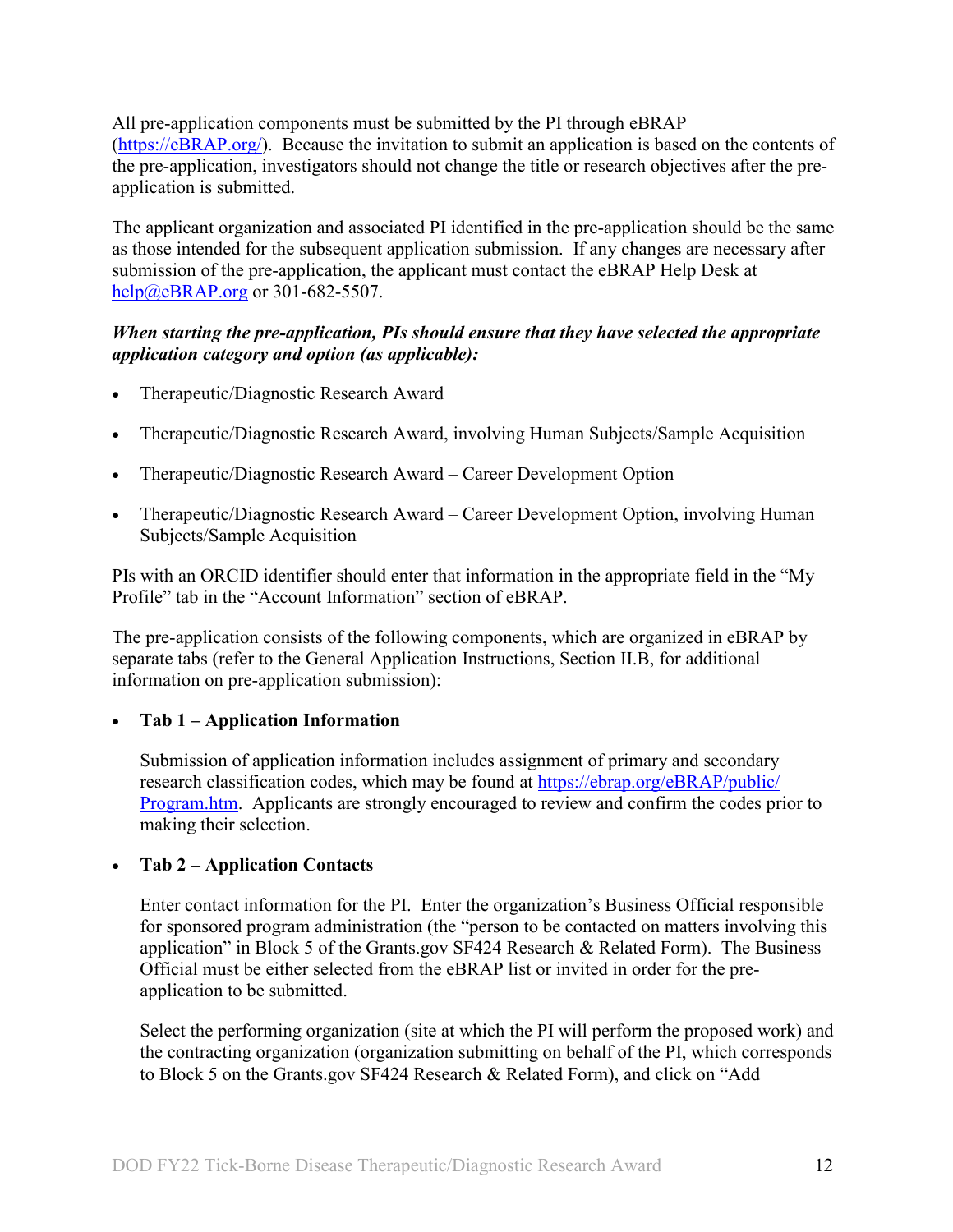All pre-application components must be submitted by the PI through eBRAP (https://eBRAP.org/). Because the invitation to submit an application is based on the contents of the pre-application, investigators should not change the title or research objectives after the pre-application is submitted.

The applicant organization and associated PI identified in the pre-application should be the same as those intended for the subsequent application submission. If any changes are necessary after submission of the pre-application, the applicant must contact the eBRAP Help Desk at help@eBRAP.org or 301-682-5507.

***When starting the pre-application, PIs should ensure that they have selected the appropriate application category and option (as applicable):***

- Therapeutic/Diagnostic Research Award
- Therapeutic/Diagnostic Research Award, involving Human Subjects/Sample Acquisition
- Therapeutic/Diagnostic Research Award – Career Development Option
- Therapeutic/Diagnostic Research Award – Career Development Option, involving Human Subjects/Sample Acquisition

PIs with an ORCID identifier should enter that information in the appropriate field in the "My Profile" tab in the "Account Information" section of eBRAP.

The pre-application consists of the following components, which are organized in eBRAP by separate tabs (refer to the General Application Instructions, Section II.B, for additional information on pre-application submission):

- **Tab 1 – Application Information**

  Submission of application information includes assignment of primary and secondary research classification codes, which may be found at https://ebrap.org/eBRAP/public/Program.htm. Applicants are strongly encouraged to review and confirm the codes prior to making their selection.

- **Tab 2 – Application Contacts**

  Enter contact information for the PI. Enter the organization's Business Official responsible for sponsored program administration (the "person to be contacted on matters involving this application" in Block 5 of the Grants.gov SF424 Research & Related Form). The Business Official must be either selected from the eBRAP list or invited in order for the pre-application to be submitted.

  Select the performing organization (site at which the PI will perform the proposed work) and the contracting organization (organization submitting on behalf of the PI, which corresponds to Block 5 on the Grants.gov SF424 Research & Related Form), and click on "Add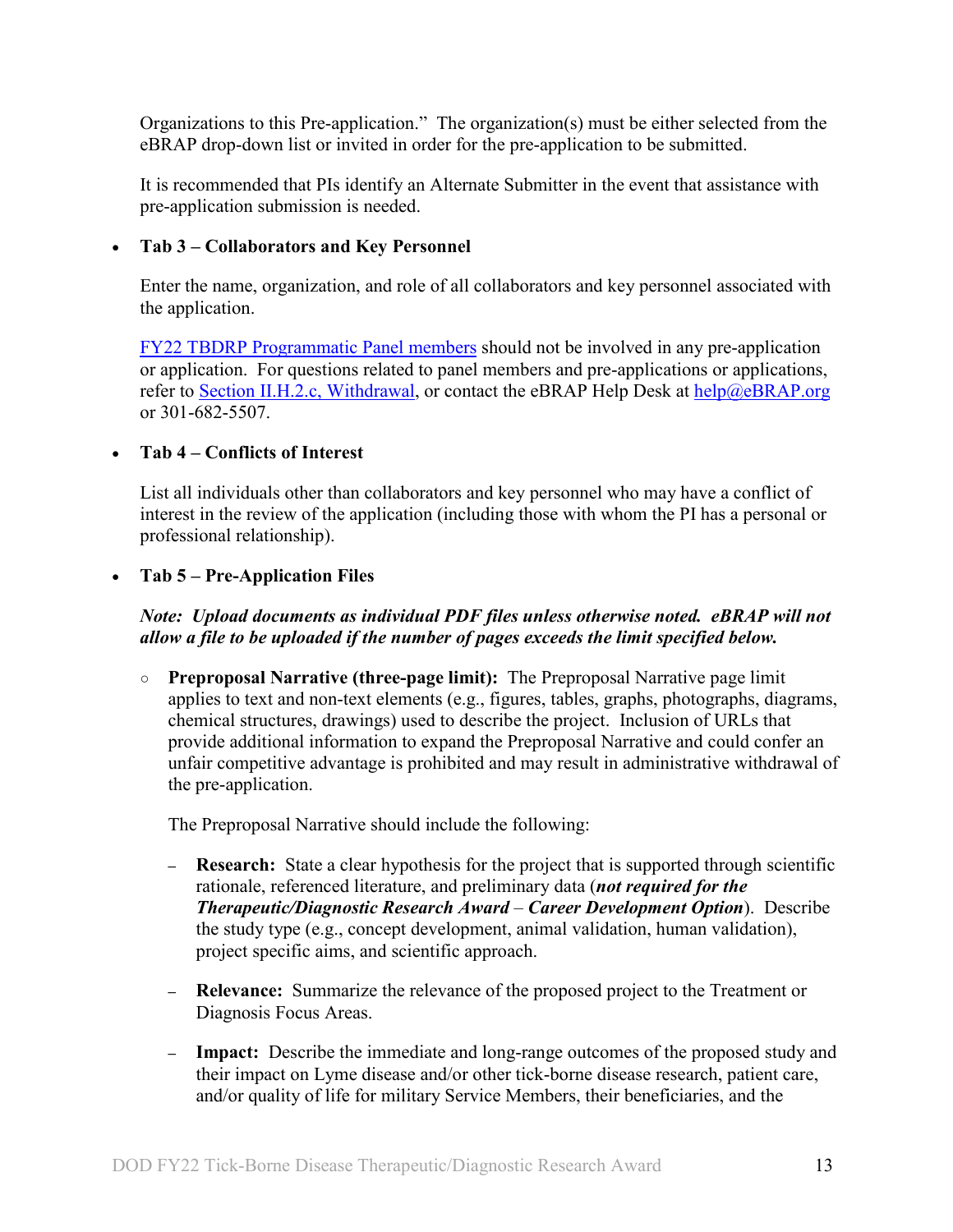Organizations to this Pre-application." The organization(s) must be either selected from the eBRAP drop-down list or invited in order for the pre-application to be submitted.

It is recommended that PIs identify an Alternate Submitter in the event that assistance with pre-application submission is needed.

- **Tab 3 – Collaborators and Key Personnel**

  Enter the name, organization, and role of all collaborators and key personnel associated with the application.

  FY22 TBDRP Programmatic Panel members should not be involved in any pre-application or application. For questions related to panel members and pre-applications or applications, refer to Section II.H.2.c, Withdrawal, or contact the eBRAP Help Desk at help@eBRAP.org or 301-682-5507.

- **Tab 4 – Conflicts of Interest**

  List all individuals other than collaborators and key personnel who may have a conflict of interest in the review of the application (including those with whom the PI has a personal or professional relationship).

- **Tab 5 – Pre-Application Files**

  ***Note: Upload documents as individual PDF files unless otherwise noted. eBRAP will not allow a file to be uploaded if the number of pages exceeds the limit specified below.***

  - **Preproposal Narrative (three-page limit):** The Preproposal Narrative page limit applies to text and non-text elements (e.g., figures, tables, graphs, photographs, diagrams, chemical structures, drawings) used to describe the project. Inclusion of URLs that provide additional information to expand the Preproposal Narrative and could confer an unfair competitive advantage is prohibited and may result in administrative withdrawal of the pre-application.

    The Preproposal Narrative should include the following:

    - **Research:** State a clear hypothesis for the project that is supported through scientific rationale, referenced literature, and preliminary data (***not required for the Therapeutic/Diagnostic Research Award*** – ***Career Development Option***). Describe the study type (e.g., concept development, animal validation, human validation), project specific aims, and scientific approach.

    - **Relevance:** Summarize the relevance of the proposed project to the Treatment or Diagnosis Focus Areas.

    - **Impact:** Describe the immediate and long-range outcomes of the proposed study and their impact on Lyme disease and/or other tick-borne disease research, patient care, and/or quality of life for military Service Members, their beneficiaries, and the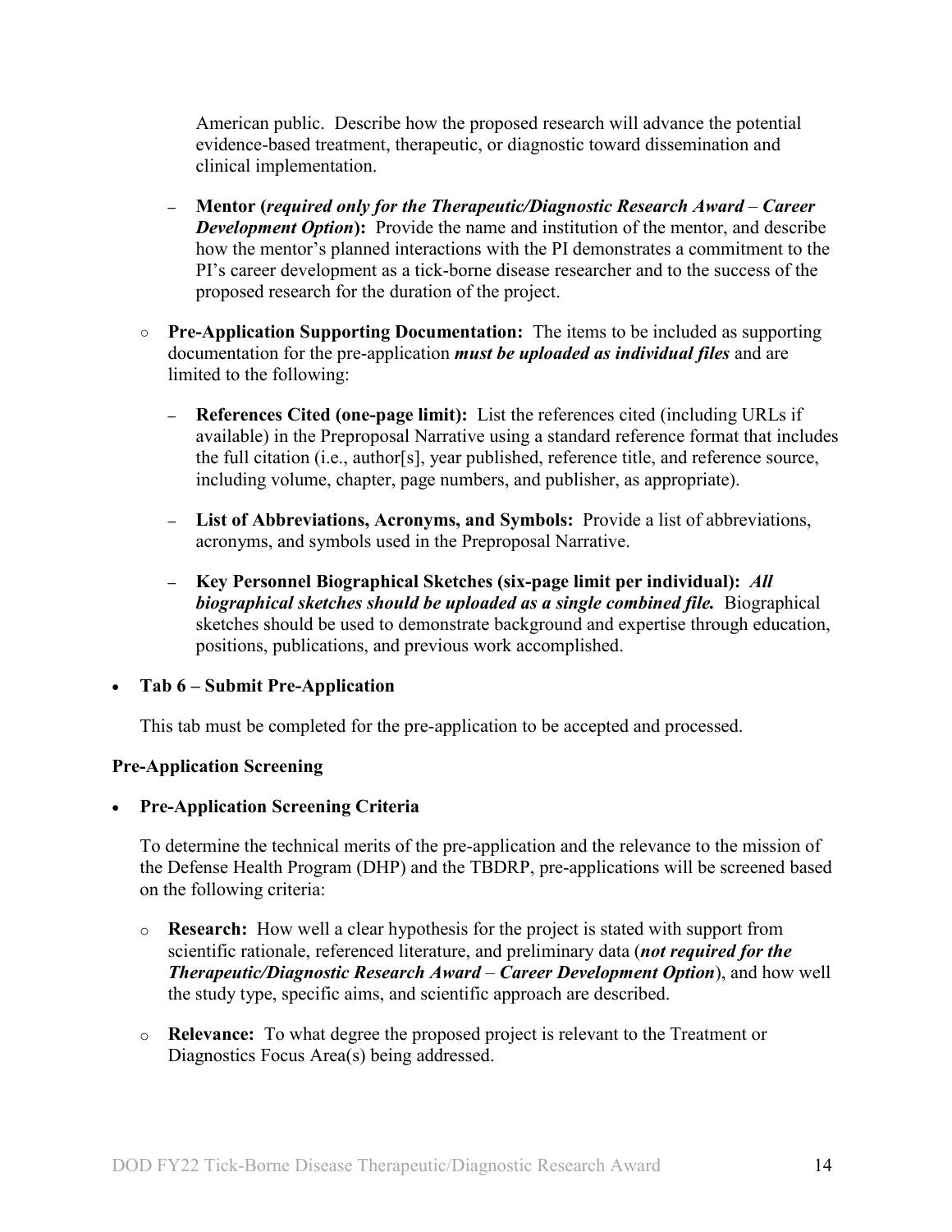American public. Describe how the proposed research will advance the potential evidence-based treatment, therapeutic, or diagnostic toward dissemination and clinical implementation.

    - **Mentor (*required only for the Therapeutic/Diagnostic Research Award* – *Career Development Option*):** Provide the name and institution of the mentor, and describe how the mentor's planned interactions with the PI demonstrates a commitment to the PI's career development as a tick-borne disease researcher and to the success of the proposed research for the duration of the project.

- **Pre-Application Supporting Documentation:** The items to be included as supporting documentation for the pre-application ***must be uploaded as individual files*** and are limited to the following:

    - **References Cited (one-page limit):** List the references cited (including URLs if available) in the Preproposal Narrative using a standard reference format that includes the full citation (i.e., author[s], year published, reference title, and reference source, including volume, chapter, page numbers, and publisher, as appropriate).

    - **List of Abbreviations, Acronyms, and Symbols:** Provide a list of abbreviations, acronyms, and symbols used in the Preproposal Narrative.

    - **Key Personnel Biographical Sketches (six-page limit per individual):** ***All biographical sketches should be uploaded as a single combined file.*** Biographical sketches should be used to demonstrate background and expertise through education, positions, publications, and previous work accomplished.

- **Tab 6 – Submit Pre-Application**

  This tab must be completed for the pre-application to be accepted and processed.

**Pre-Application Screening**

- **Pre-Application Screening Criteria**

  To determine the technical merits of the pre-application and the relevance to the mission of the Defense Health Program (DHP) and the TBDRP, pre-applications will be screened based on the following criteria:

    - **Research:** How well a clear hypothesis for the project is stated with support from scientific rationale, referenced literature, and preliminary data (***not required for the Therapeutic/Diagnostic Research Award* – *Career Development Option***), and how well the study type, specific aims, and scientific approach are described.

    - **Relevance:** To what degree the proposed project is relevant to the Treatment or Diagnostics Focus Area(s) being addressed.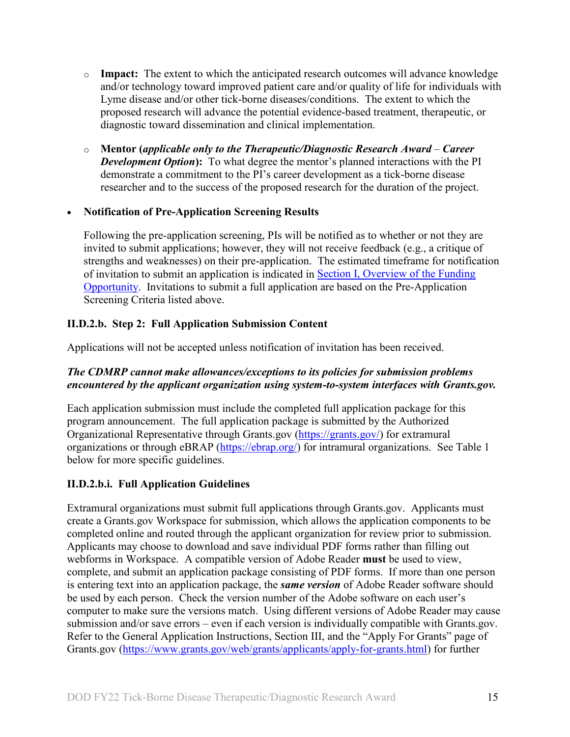- **Impact:** The extent to which the anticipated research outcomes will advance knowledge and/or technology toward improved patient care and/or quality of life for individuals with Lyme disease and/or other tick-borne diseases/conditions. The extent to which the proposed research will advance the potential evidence-based treatment, therapeutic, or diagnostic toward dissemination and clinical implementation.

- **Mentor (*applicable only to the Therapeutic/Diagnostic Research Award* – *Career Development Option*):** To what degree the mentor's planned interactions with the PI demonstrate a commitment to the PI's career development as a tick-borne disease researcher and to the success of the proposed research for the duration of the project.

- **Notification of Pre-Application Screening Results**

  Following the pre-application screening, PIs will be notified as to whether or not they are invited to submit applications; however, they will not receive feedback (e.g., a critique of strengths and weaknesses) on their pre-application. The estimated timeframe for notification of invitation to submit an application is indicated in [Section I, Overview of the Funding Opportunity](). Invitations to submit a full application are based on the Pre-Application Screening Criteria listed above.

### II.D.2.b. Step 2: Full Application Submission Content

Applications will not be accepted unless notification of invitation has been received.

***The CDMRP cannot make allowances/exceptions to its policies for submission problems encountered by the applicant organization using system-to-system interfaces with Grants.gov.***

Each application submission must include the completed full application package for this program announcement. The full application package is submitted by the Authorized Organizational Representative through Grants.gov (https://grants.gov/) for extramural organizations or through eBRAP (https://ebrap.org/) for intramural organizations. See Table 1 below for more specific guidelines.

### II.D.2.b.i. Full Application Guidelines

Extramural organizations must submit full applications through Grants.gov. Applicants must create a Grants.gov Workspace for submission, which allows the application components to be completed online and routed through the applicant organization for review prior to submission. Applicants may choose to download and save individual PDF forms rather than filling out webforms in Workspace. A compatible version of Adobe Reader **must** be used to view, complete, and submit an application package consisting of PDF forms. If more than one person is entering text into an application package, the ***same version*** of Adobe Reader software should be used by each person. Check the version number of the Adobe software on each user's computer to make sure the versions match. Using different versions of Adobe Reader may cause submission and/or save errors – even if each version is individually compatible with Grants.gov. Refer to the General Application Instructions, Section III, and the "Apply For Grants" page of Grants.gov (https://www.grants.gov/web/grants/applicants/apply-for-grants.html) for further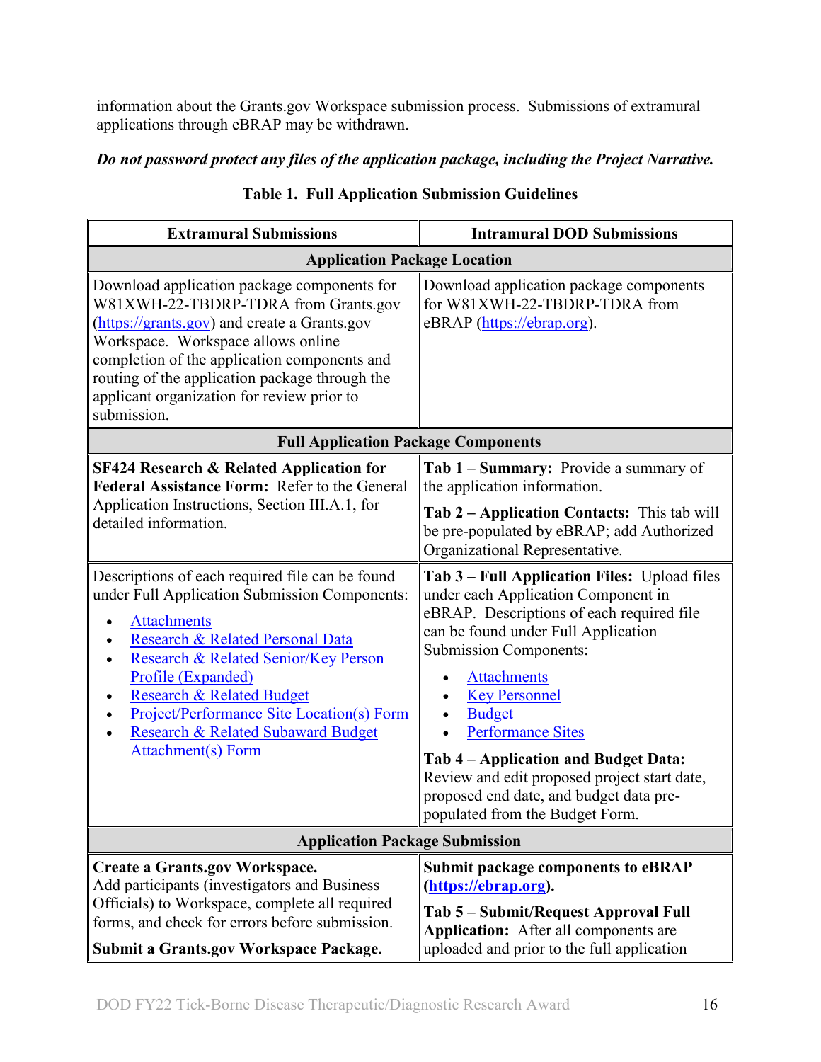information about the Grants.gov Workspace submission process. Submissions of extramural applications through eBRAP may be withdrawn.

***Do not password protect any files of the application package, including the Project Narrative.***

**Table 1. Full Application Submission Guidelines**

| Extramural Submissions | Intramural DOD Submissions |
|---|---|
| **Application Package Location** | |
| Download application package components for W81XWH-22-TBDRP-TDRA from Grants.gov ([https://grants.gov](https://grants.gov)) and create a Grants.gov Workspace. Workspace allows online completion of the application components and routing of the application package through the applicant organization for review prior to submission. | Download application package components for W81XWH-22-TBDRP-TDRA from eBRAP ([https://ebrap.org](https://ebrap.org)). |
| **Full Application Package Components** | |
| **SF424 Research & Related Application for Federal Assistance Form:** Refer to the General Application Instructions, Section III.A.1, for detailed information. | **Tab 1 – Summary:** Provide a summary of the application information.<br><br>**Tab 2 – Application Contacts:** This tab will be pre-populated by eBRAP; add Authorized Organizational Representative. |
| Descriptions of each required file can be found under Full Application Submission Components:<br>• Attachments<br>• Research & Related Personal Data<br>• Research & Related Senior/Key Person Profile (Expanded)<br>• Research & Related Budget<br>• Project/Performance Site Location(s) Form<br>• Research & Related Subaward Budget Attachment(s) Form | **Tab 3 – Full Application Files:** Upload files under each Application Component in eBRAP. Descriptions of each required file can be found under Full Application Submission Components:<br>• Attachments<br>• Key Personnel<br>• Budget<br>• Performance Sites<br><br>**Tab 4 – Application and Budget Data:** Review and edit proposed project start date, proposed end date, and budget data pre-populated from the Budget Form. |
| **Application Package Submission** | |
| **Create a Grants.gov Workspace.**<br>Add participants (investigators and Business Officials) to Workspace, complete all required forms, and check for errors before submission.<br><br>**Submit a Grants.gov Workspace Package.** | **Submit package components to eBRAP ([https://ebrap.org](https://ebrap.org)).**<br><br>**Tab 5 – Submit/Request Approval Full Application:** After all components are uploaded and prior to the full application |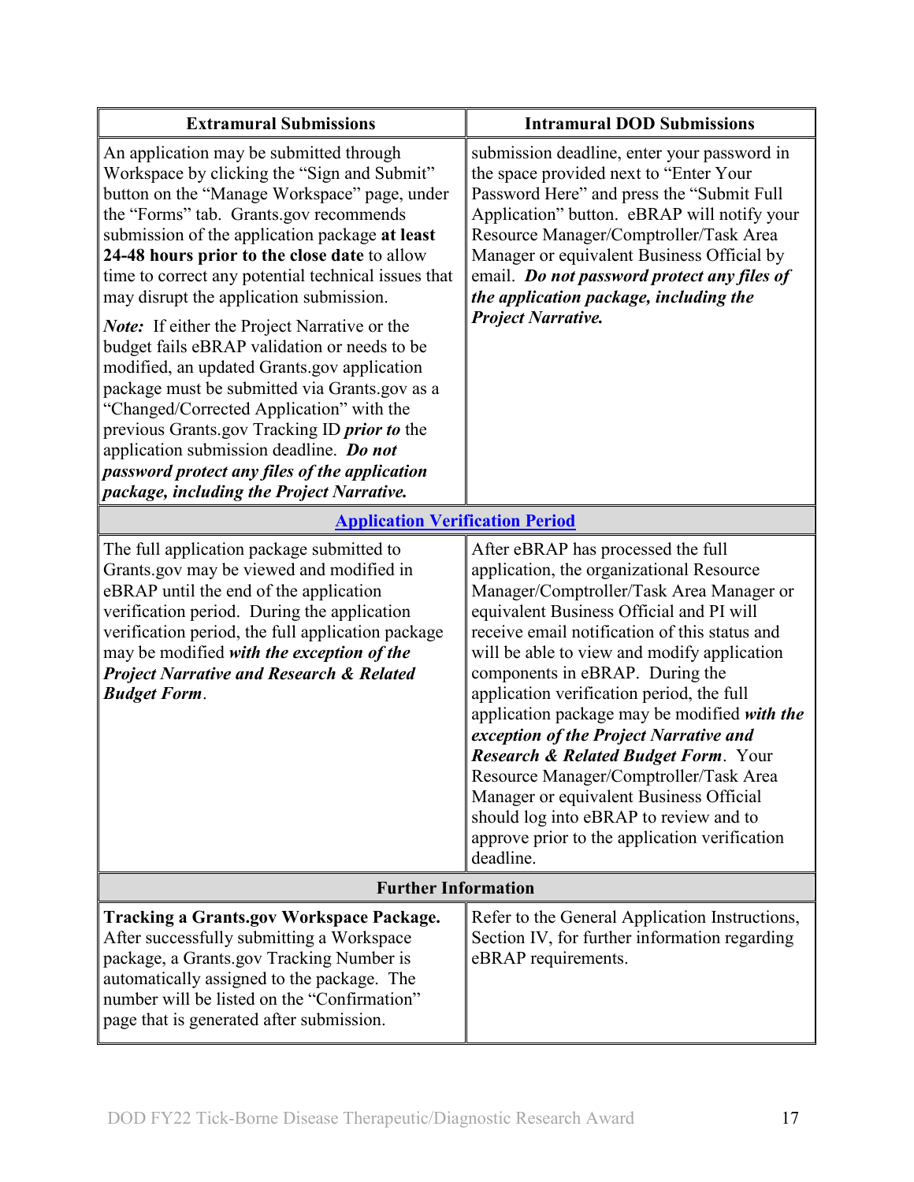| Extramural Submissions | Intramural DOD Submissions |
| --- | --- |
| An application may be submitted through Workspace by clicking the "Sign and Submit" button on the "Manage Workspace" page, under the "Forms" tab. Grants.gov recommends submission of the application package **at least 24-48 hours prior to the close date** to allow time to correct any potential technical issues that may disrupt the application submission.<br><br>***Note:*** If either the Project Narrative or the budget fails eBRAP validation or needs to be modified, an updated Grants.gov application package must be submitted via Grants.gov as a "Changed/Corrected Application" with the previous Grants.gov Tracking ID ***prior to*** the application submission deadline. ***Do not password protect any files of the application package, including the Project Narrative.*** | submission deadline, enter your password in the space provided next to "Enter Your Password Here" and press the "Submit Full Application" button. eBRAP will notify your Resource Manager/Comptroller/Task Area Manager or equivalent Business Official by email. ***Do not password protect any files of the application package, including the Project Narrative.*** |
| **[Application Verification Period]** | |
| The full application package submitted to Grants.gov may be viewed and modified in eBRAP until the end of the application verification period. During the application verification period, the full application package may be modified ***with the exception of the Project Narrative and Research & Related Budget Form***. | After eBRAP has processed the full application, the organizational Resource Manager/Comptroller/Task Area Manager or equivalent Business Official and PI will receive email notification of this status and will be able to view and modify application components in eBRAP. During the application verification period, the full application package may be modified ***with the exception of the Project Narrative and Research & Related Budget Form***. Your Resource Manager/Comptroller/Task Area Manager or equivalent Business Official should log into eBRAP to review and to approve prior to the application verification deadline. |
| **Further Information** | |
| **Tracking a Grants.gov Workspace Package.** After successfully submitting a Workspace package, a Grants.gov Tracking Number is automatically assigned to the package. The number will be listed on the "Confirmation" page that is generated after submission. | Refer to the General Application Instructions, Section IV, for further information regarding eBRAP requirements. |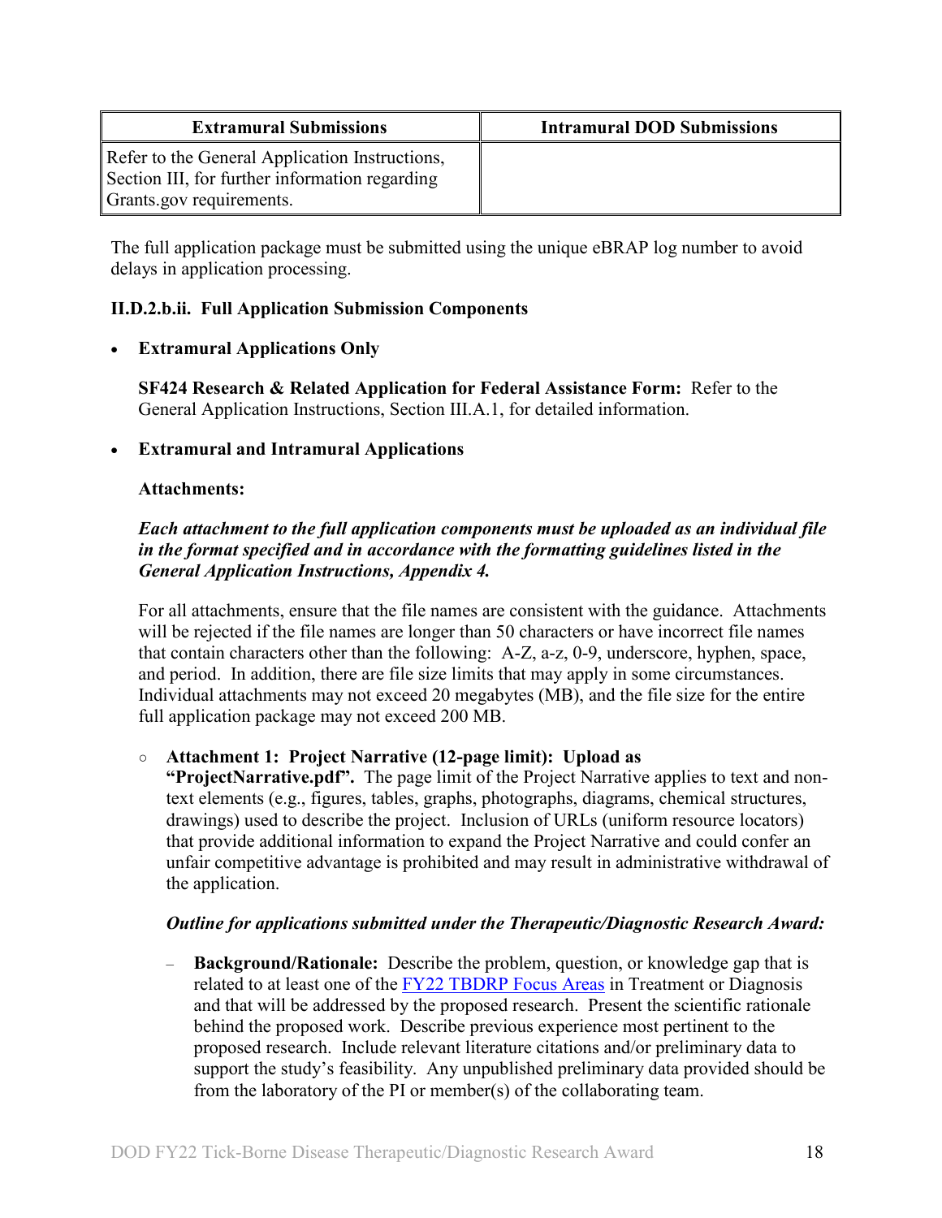| Extramural Submissions | Intramural DOD Submissions |
| --- | --- |
| Refer to the General Application Instructions, Section III, for further information regarding Grants.gov requirements. | |

The full application package must be submitted using the unique eBRAP log number to avoid delays in application processing.

**II.D.2.b.ii. Full Application Submission Components**

- **Extramural Applications Only**

  **SF424 Research & Related Application for Federal Assistance Form:** Refer to the General Application Instructions, Section III.A.1, for detailed information.

- **Extramural and Intramural Applications**

  **Attachments:**

  ***Each attachment to the full application components must be uploaded as an individual file in the format specified and in accordance with the formatting guidelines listed in the General Application Instructions, Appendix 4.***

  For all attachments, ensure that the file names are consistent with the guidance. Attachments will be rejected if the file names are longer than 50 characters or have incorrect file names that contain characters other than the following: A-Z, a-z, 0-9, underscore, hyphen, space, and period. In addition, there are file size limits that may apply in some circumstances. Individual attachments may not exceed 20 megabytes (MB), and the file size for the entire full application package may not exceed 200 MB.

  - **Attachment 1: Project Narrative (12-page limit): Upload as "ProjectNarrative.pdf".** The page limit of the Project Narrative applies to text and non-text elements (e.g., figures, tables, graphs, photographs, diagrams, chemical structures, drawings) used to describe the project. Inclusion of URLs (uniform resource locators) that provide additional information to expand the Project Narrative and could confer an unfair competitive advantage is prohibited and may result in administrative withdrawal of the application.

    ***Outline for applications submitted under the Therapeutic/Diagnostic Research Award:***

    - **Background/Rationale:** Describe the problem, question, or knowledge gap that is related to at least one of the FY22 TBDRP Focus Areas in Treatment or Diagnosis and that will be addressed by the proposed research. Present the scientific rationale behind the proposed work. Describe previous experience most pertinent to the proposed research. Include relevant literature citations and/or preliminary data to support the study's feasibility. Any unpublished preliminary data provided should be from the laboratory of the PI or member(s) of the collaborating team.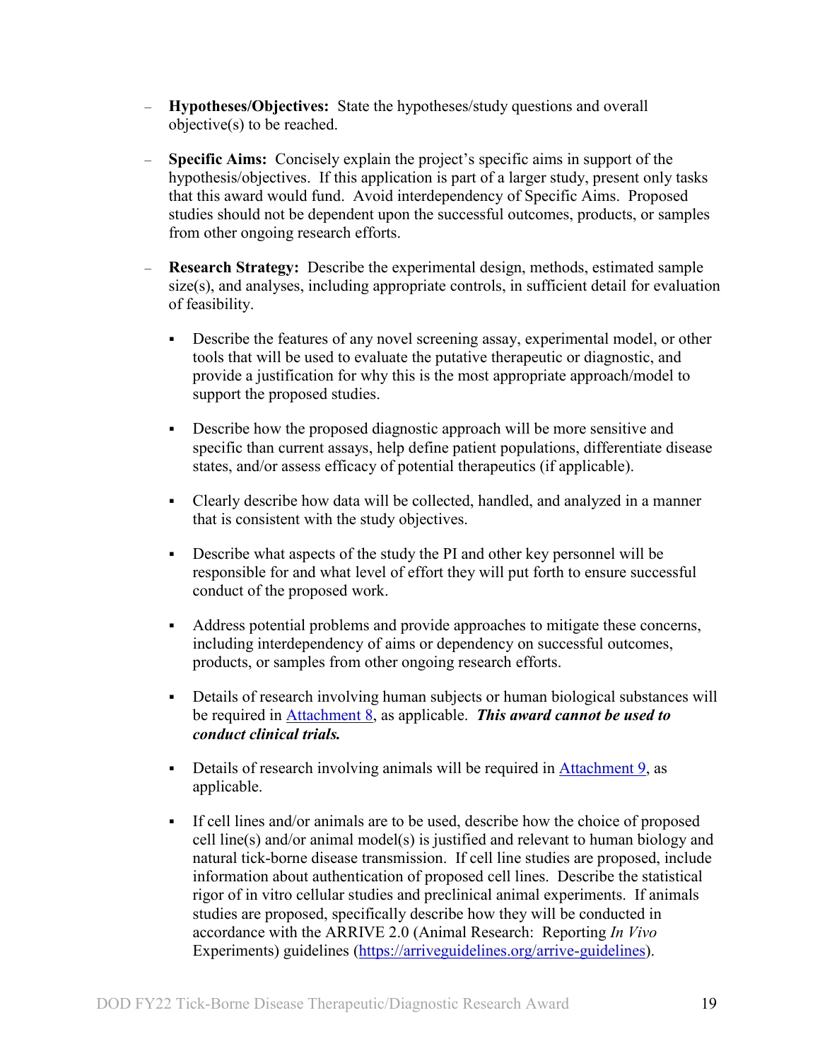- **Hypotheses/Objectives:** State the hypotheses/study questions and overall objective(s) to be reached.

- **Specific Aims:** Concisely explain the project's specific aims in support of the hypothesis/objectives. If this application is part of a larger study, present only tasks that this award would fund. Avoid interdependency of Specific Aims. Proposed studies should not be dependent upon the successful outcomes, products, or samples from other ongoing research efforts.

- **Research Strategy:** Describe the experimental design, methods, estimated sample size(s), and analyses, including appropriate controls, in sufficient detail for evaluation of feasibility.

  - Describe the features of any novel screening assay, experimental model, or other tools that will be used to evaluate the putative therapeutic or diagnostic, and provide a justification for why this is the most appropriate approach/model to support the proposed studies.

  - Describe how the proposed diagnostic approach will be more sensitive and specific than current assays, help define patient populations, differentiate disease states, and/or assess efficacy of potential therapeutics (if applicable).

  - Clearly describe how data will be collected, handled, and analyzed in a manner that is consistent with the study objectives.

  - Describe what aspects of the study the PI and other key personnel will be responsible for and what level of effort they will put forth to ensure successful conduct of the proposed work.

  - Address potential problems and provide approaches to mitigate these concerns, including interdependency of aims or dependency on successful outcomes, products, or samples from other ongoing research efforts.

  - Details of research involving human subjects or human biological substances will be required in Attachment 8, as applicable. ***This award cannot be used to conduct clinical trials.***

  - Details of research involving animals will be required in Attachment 9, as applicable.

  - If cell lines and/or animals are to be used, describe how the choice of proposed cell line(s) and/or animal model(s) is justified and relevant to human biology and natural tick-borne disease transmission. If cell line studies are proposed, include information about authentication of proposed cell lines. Describe the statistical rigor of in vitro cellular studies and preclinical animal experiments. If animals studies are proposed, specifically describe how they will be conducted in accordance with the ARRIVE 2.0 (Animal Research: Reporting *In Vivo* Experiments) guidelines (https://arriveguidelines.org/arrive-guidelines).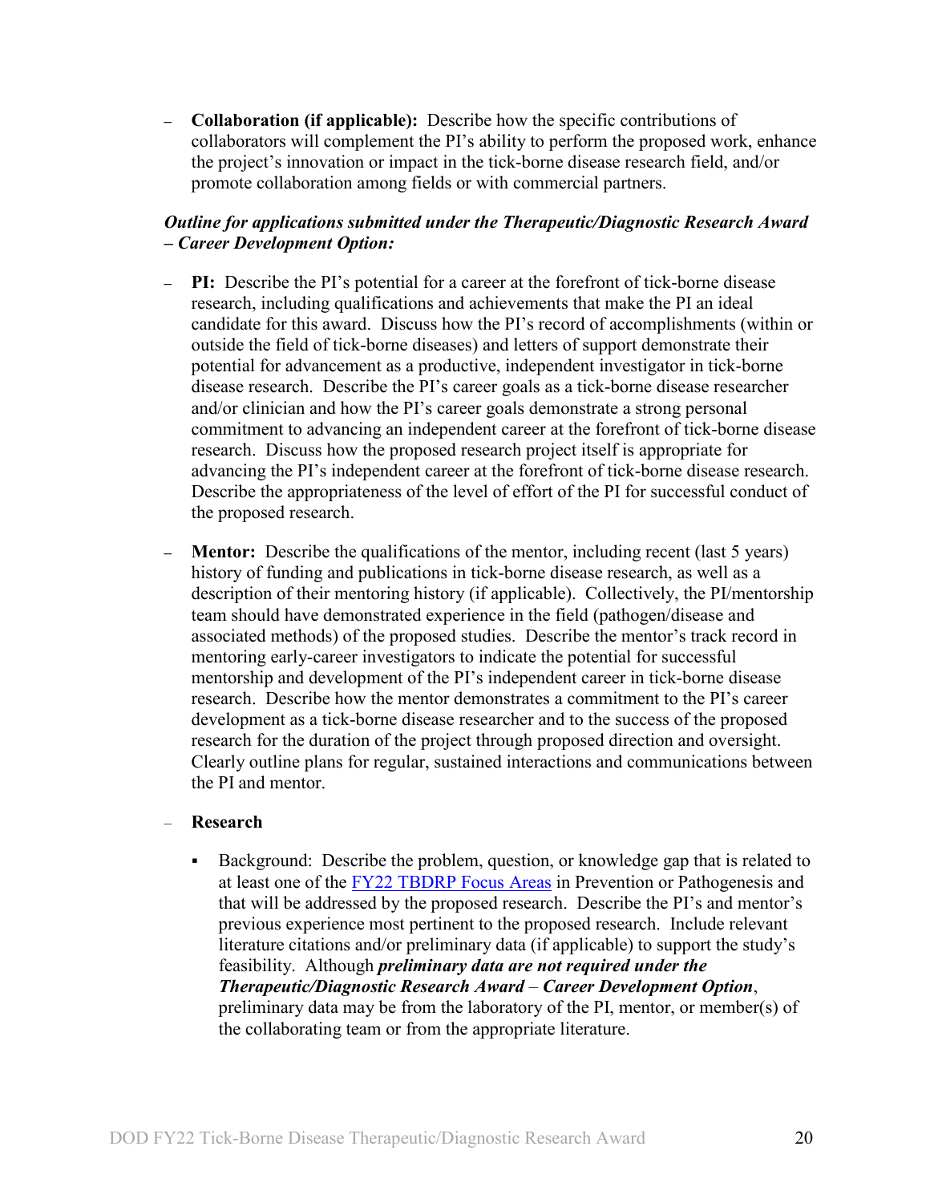- **Collaboration (if applicable):** Describe how the specific contributions of collaborators will complement the PI's ability to perform the proposed work, enhance the project's innovation or impact in the tick-borne disease research field, and/or promote collaboration among fields or with commercial partners.

***Outline for applications submitted under the Therapeutic/Diagnostic Research Award – Career Development Option:***

- **PI:** Describe the PI's potential for a career at the forefront of tick-borne disease research, including qualifications and achievements that make the PI an ideal candidate for this award. Discuss how the PI's record of accomplishments (within or outside the field of tick-borne diseases) and letters of support demonstrate their potential for advancement as a productive, independent investigator in tick-borne disease research. Describe the PI's career goals as a tick-borne disease researcher and/or clinician and how the PI's career goals demonstrate a strong personal commitment to advancing an independent career at the forefront of tick-borne disease research. Discuss how the proposed research project itself is appropriate for advancing the PI's independent career at the forefront of tick-borne disease research. Describe the appropriateness of the level of effort of the PI for successful conduct of the proposed research.

- **Mentor:** Describe the qualifications of the mentor, including recent (last 5 years) history of funding and publications in tick-borne disease research, as well as a description of their mentoring history (if applicable). Collectively, the PI/mentorship team should have demonstrated experience in the field (pathogen/disease and associated methods) of the proposed studies. Describe the mentor's track record in mentoring early-career investigators to indicate the potential for successful mentorship and development of the PI's independent career in tick-borne disease research. Describe how the mentor demonstrates a commitment to the PI's career development as a tick-borne disease researcher and to the success of the proposed research for the duration of the project through proposed direction and oversight. Clearly outline plans for regular, sustained interactions and communications between the PI and mentor.

- **Research**

  - Background: Describe the problem, question, or knowledge gap that is related to at least one of the FY22 TBDRP Focus Areas in Prevention or Pathogenesis and that will be addressed by the proposed research. Describe the PI's and mentor's previous experience most pertinent to the proposed research. Include relevant literature citations and/or preliminary data (if applicable) to support the study's feasibility. Although ***preliminary data are not required under the Therapeutic/Diagnostic Research Award – Career Development Option***, preliminary data may be from the laboratory of the PI, mentor, or member(s) of the collaborating team or from the appropriate literature.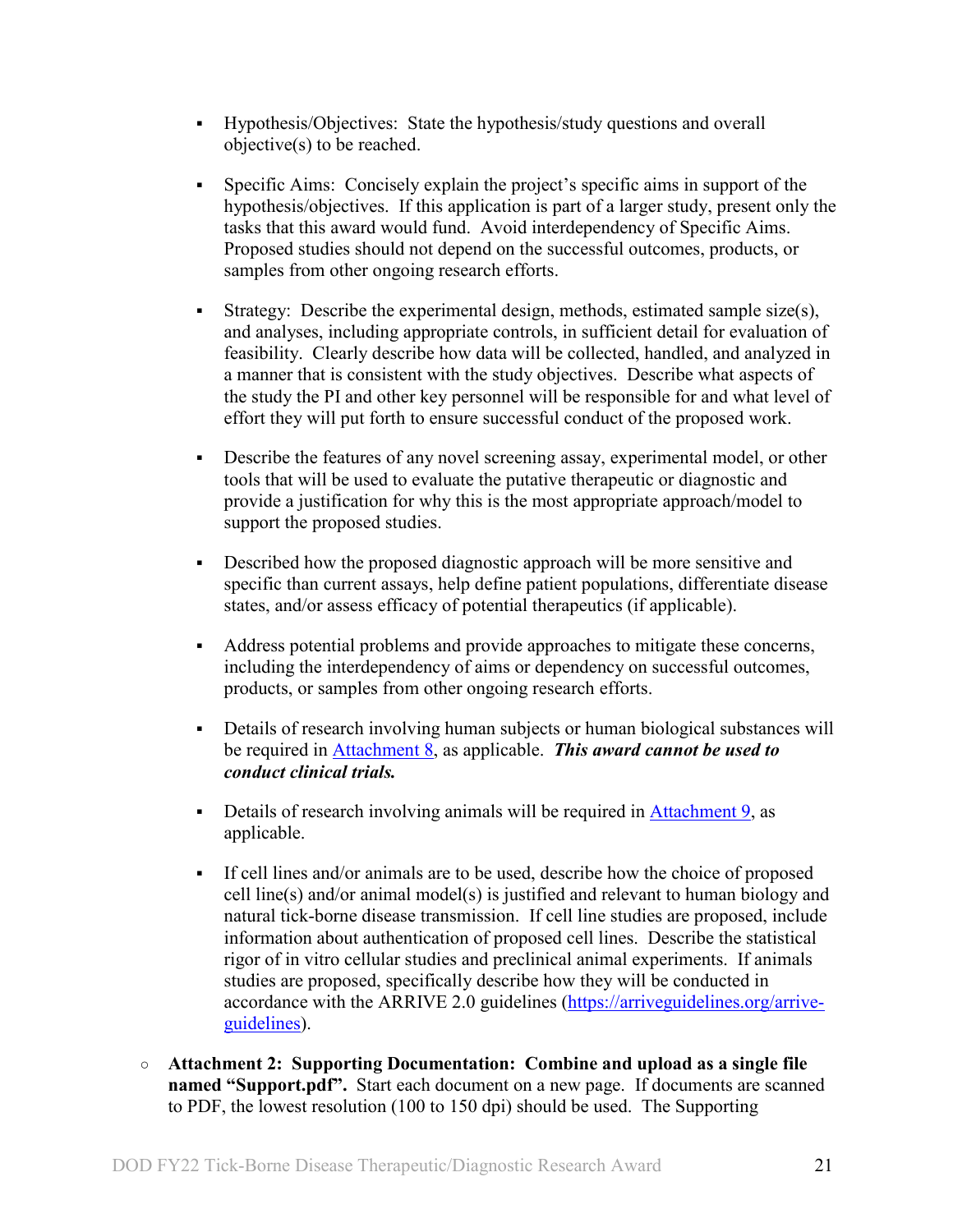- Hypothesis/Objectives: State the hypothesis/study questions and overall objective(s) to be reached.

- Specific Aims: Concisely explain the project's specific aims in support of the hypothesis/objectives. If this application is part of a larger study, present only the tasks that this award would fund. Avoid interdependency of Specific Aims. Proposed studies should not depend on the successful outcomes, products, or samples from other ongoing research efforts.

- Strategy: Describe the experimental design, methods, estimated sample size(s), and analyses, including appropriate controls, in sufficient detail for evaluation of feasibility. Clearly describe how data will be collected, handled, and analyzed in a manner that is consistent with the study objectives. Describe what aspects of the study the PI and other key personnel will be responsible for and what level of effort they will put forth to ensure successful conduct of the proposed work.

- Describe the features of any novel screening assay, experimental model, or other tools that will be used to evaluate the putative therapeutic or diagnostic and provide a justification for why this is the most appropriate approach/model to support the proposed studies.

- Described how the proposed diagnostic approach will be more sensitive and specific than current assays, help define patient populations, differentiate disease states, and/or assess efficacy of potential therapeutics (if applicable).

- Address potential problems and provide approaches to mitigate these concerns, including the interdependency of aims or dependency on successful outcomes, products, or samples from other ongoing research efforts.

- Details of research involving human subjects or human biological substances will be required in [Attachment 8](), as applicable. ***This award cannot be used to conduct clinical trials.***

- Details of research involving animals will be required in [Attachment 9](), as applicable.

- If cell lines and/or animals are to be used, describe how the choice of proposed cell line(s) and/or animal model(s) is justified and relevant to human biology and natural tick-borne disease transmission. If cell line studies are proposed, include information about authentication of proposed cell lines. Describe the statistical rigor of in vitro cellular studies and preclinical animal experiments. If animals studies are proposed, specifically describe how they will be conducted in accordance with the ARRIVE 2.0 guidelines ([https://arriveguidelines.org/arrive-guidelines](https://arriveguidelines.org/arrive-guidelines)).

○ **Attachment 2: Supporting Documentation: Combine and upload as a single file named "Support.pdf".** Start each document on a new page. If documents are scanned to PDF, the lowest resolution (100 to 150 dpi) should be used. The Supporting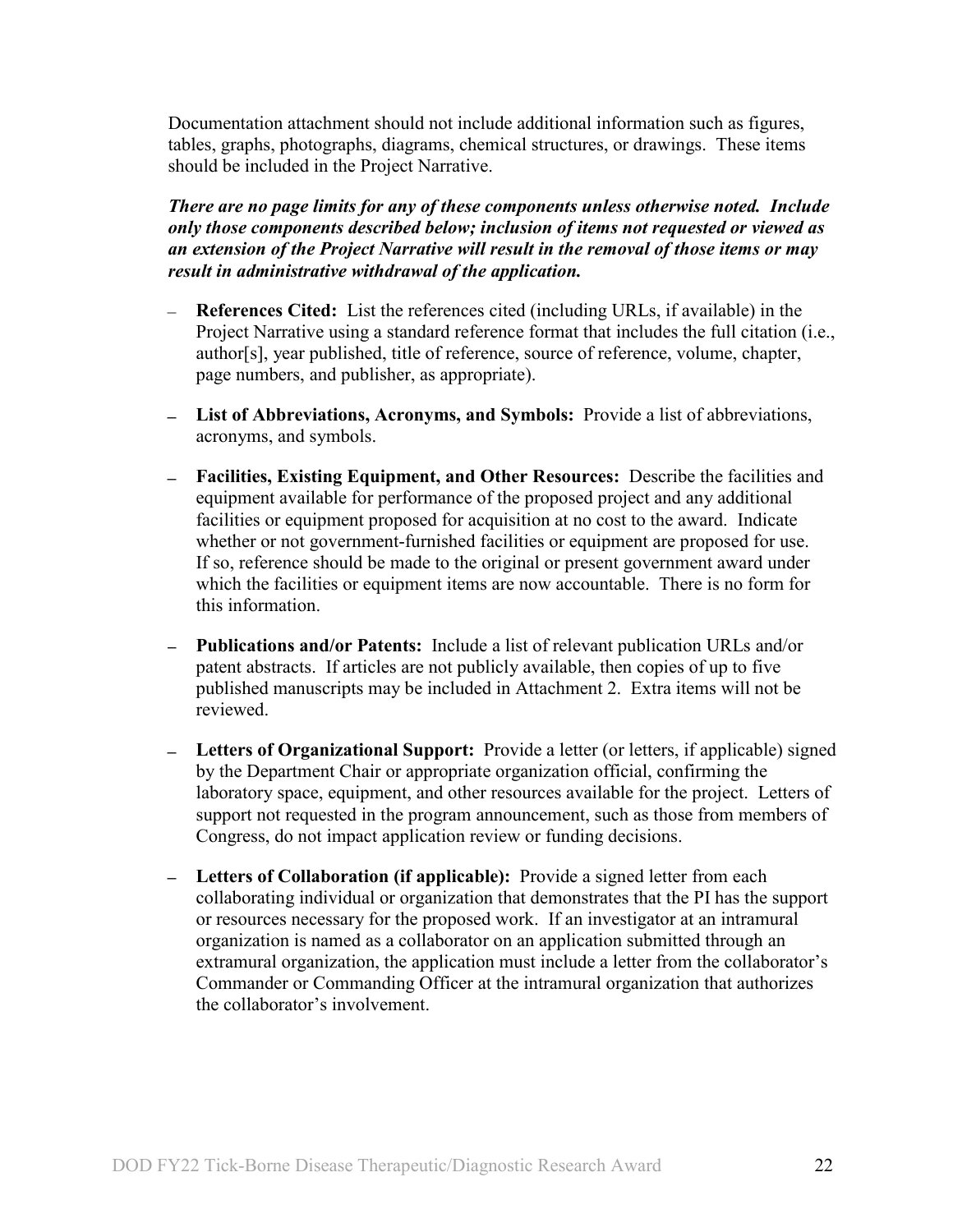Documentation attachment should not include additional information such as figures, tables, graphs, photographs, diagrams, chemical structures, or drawings. These items should be included in the Project Narrative.

***There are no page limits for any of these components unless otherwise noted. Include only those components described below; inclusion of items not requested or viewed as an extension of the Project Narrative will result in the removal of those items or may result in administrative withdrawal of the application.***

- **References Cited:** List the references cited (including URLs, if available) in the Project Narrative using a standard reference format that includes the full citation (i.e., author[s], year published, title of reference, source of reference, volume, chapter, page numbers, and publisher, as appropriate).
- **List of Abbreviations, Acronyms, and Symbols:** Provide a list of abbreviations, acronyms, and symbols.
- **Facilities, Existing Equipment, and Other Resources:** Describe the facilities and equipment available for performance of the proposed project and any additional facilities or equipment proposed for acquisition at no cost to the award. Indicate whether or not government-furnished facilities or equipment are proposed for use. If so, reference should be made to the original or present government award under which the facilities or equipment items are now accountable. There is no form for this information.
- **Publications and/or Patents:** Include a list of relevant publication URLs and/or patent abstracts. If articles are not publicly available, then copies of up to five published manuscripts may be included in Attachment 2. Extra items will not be reviewed.
- **Letters of Organizational Support:** Provide a letter (or letters, if applicable) signed by the Department Chair or appropriate organization official, confirming the laboratory space, equipment, and other resources available for the project. Letters of support not requested in the program announcement, such as those from members of Congress, do not impact application review or funding decisions.
- **Letters of Collaboration (if applicable):** Provide a signed letter from each collaborating individual or organization that demonstrates that the PI has the support or resources necessary for the proposed work. If an investigator at an intramural organization is named as a collaborator on an application submitted through an extramural organization, the application must include a letter from the collaborator's Commander or Commanding Officer at the intramural organization that authorizes the collaborator's involvement.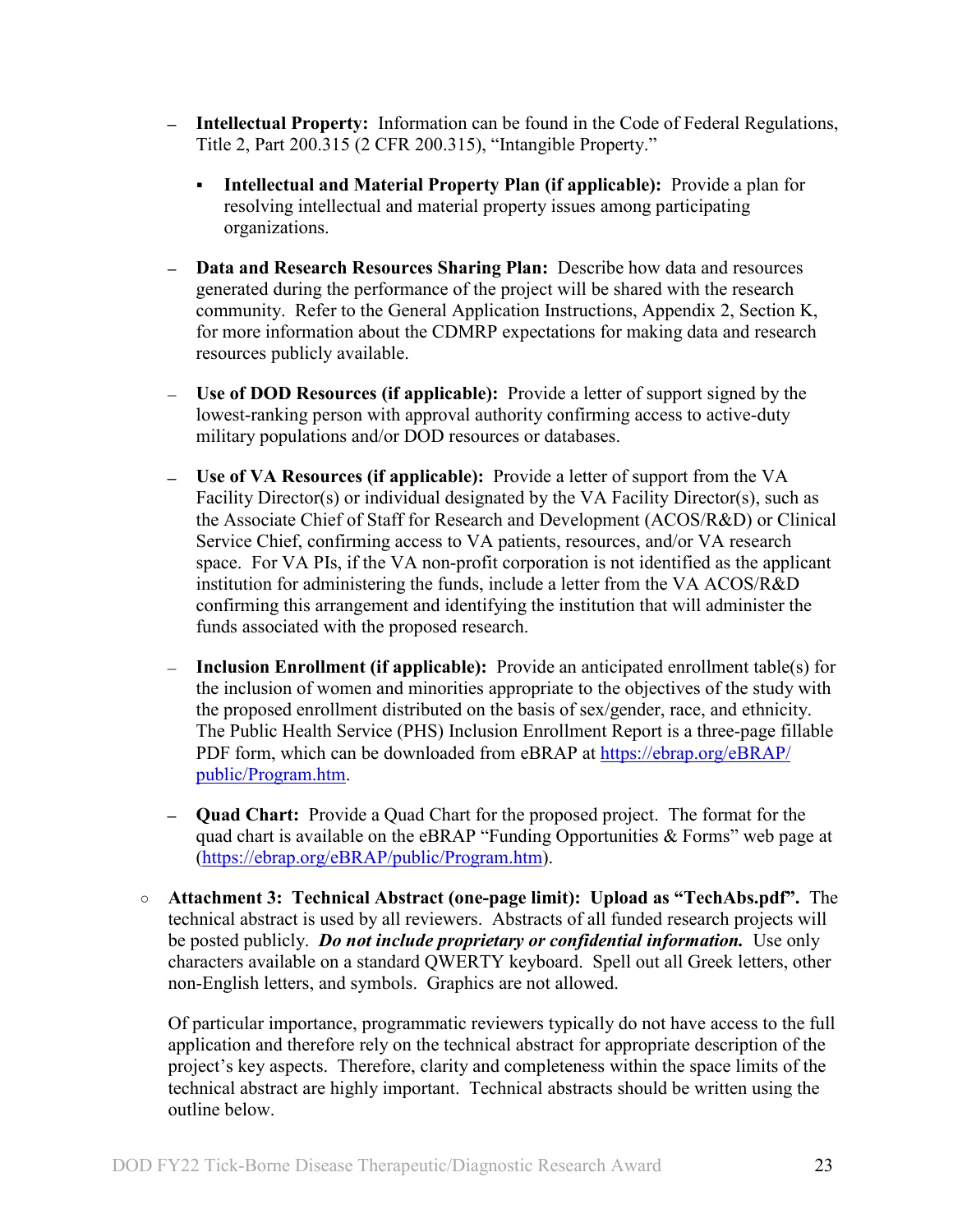- **Intellectual Property:** Information can be found in the Code of Federal Regulations, Title 2, Part 200.315 (2 CFR 200.315), "Intangible Property."
  - **Intellectual and Material Property Plan (if applicable):** Provide a plan for resolving intellectual and material property issues among participating organizations.
- **Data and Research Resources Sharing Plan:** Describe how data and resources generated during the performance of the project will be shared with the research community. Refer to the General Application Instructions, Appendix 2, Section K, for more information about the CDMRP expectations for making data and research resources publicly available.
- **Use of DOD Resources (if applicable):** Provide a letter of support signed by the lowest-ranking person with approval authority confirming access to active-duty military populations and/or DOD resources or databases.
- **Use of VA Resources (if applicable):** Provide a letter of support from the VA Facility Director(s) or individual designated by the VA Facility Director(s), such as the Associate Chief of Staff for Research and Development (ACOS/R&D) or Clinical Service Chief, confirming access to VA patients, resources, and/or VA research space. For VA PIs, if the VA non-profit corporation is not identified as the applicant institution for administering the funds, include a letter from the VA ACOS/R&D confirming this arrangement and identifying the institution that will administer the funds associated with the proposed research.
- **Inclusion Enrollment (if applicable):** Provide an anticipated enrollment table(s) for the inclusion of women and minorities appropriate to the objectives of the study with the proposed enrollment distributed on the basis of sex/gender, race, and ethnicity. The Public Health Service (PHS) Inclusion Enrollment Report is a three-page fillable PDF form, which can be downloaded from eBRAP at https://ebrap.org/eBRAP/public/Program.htm.
- **Quad Chart:** Provide a Quad Chart for the proposed project. The format for the quad chart is available on the eBRAP "Funding Opportunities & Forms" web page at (https://ebrap.org/eBRAP/public/Program.htm).

○ **Attachment 3: Technical Abstract (one-page limit): Upload as "TechAbs.pdf".** The technical abstract is used by all reviewers. Abstracts of all funded research projects will be posted publicly. ***Do not include proprietary or confidential information.*** Use only characters available on a standard QWERTY keyboard. Spell out all Greek letters, other non-English letters, and symbols. Graphics are not allowed.

Of particular importance, programmatic reviewers typically do not have access to the full application and therefore rely on the technical abstract for appropriate description of the project's key aspects. Therefore, clarity and completeness within the space limits of the technical abstract are highly important. Technical abstracts should be written using the outline below.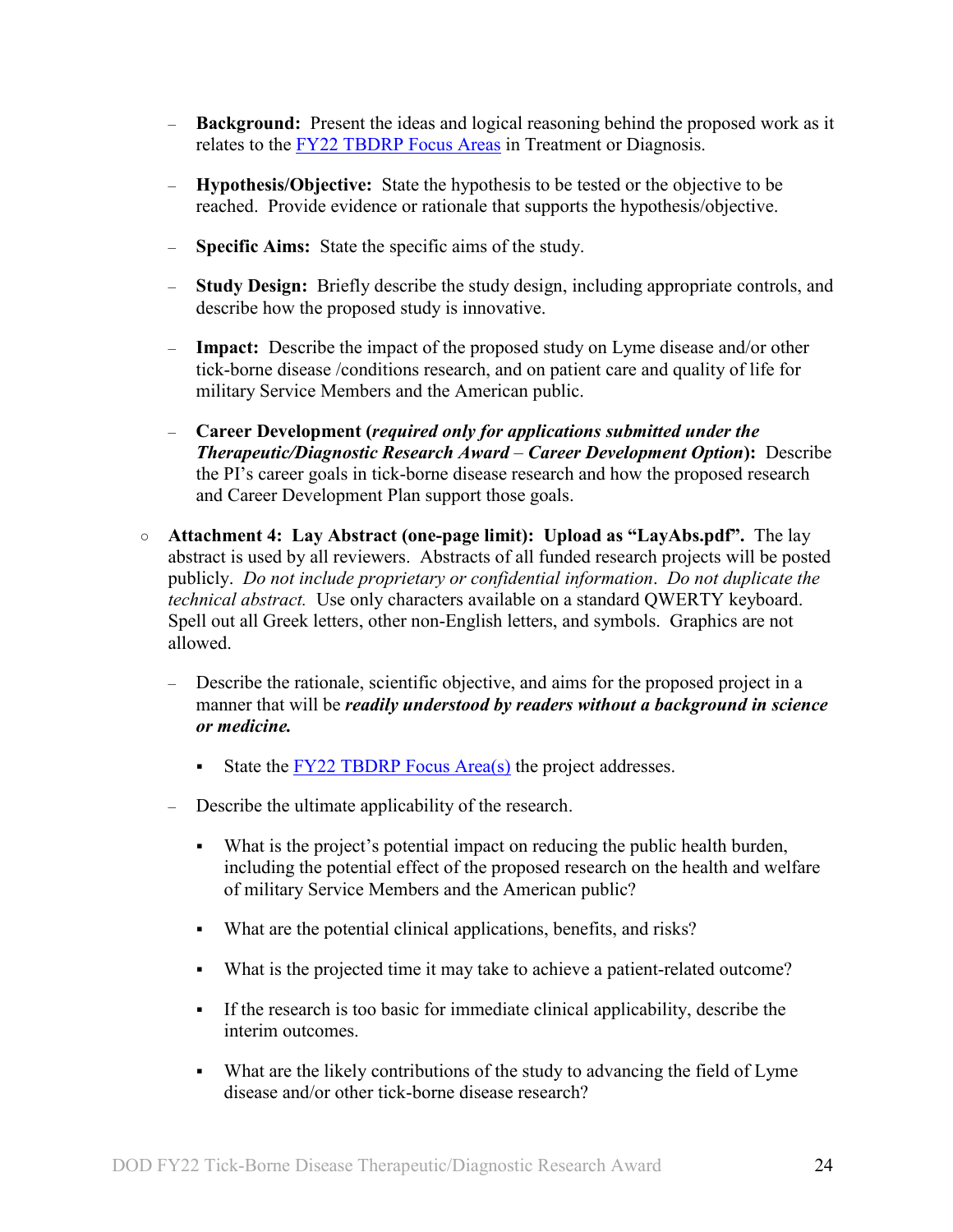- **Background:** Present the ideas and logical reasoning behind the proposed work as it relates to the FY22 TBDRP Focus Areas in Treatment or Diagnosis.

  - **Hypothesis/Objective:** State the hypothesis to be tested or the objective to be reached. Provide evidence or rationale that supports the hypothesis/objective.

  - **Specific Aims:** State the specific aims of the study.

  - **Study Design:** Briefly describe the study design, including appropriate controls, and describe how the proposed study is innovative.

  - **Impact:** Describe the impact of the proposed study on Lyme disease and/or other tick-borne disease /conditions research, and on patient care and quality of life for military Service Members and the American public.

  - **Career Development (*required only for applications submitted under the Therapeutic/Diagnostic Research Award – Career Development Option*):** Describe the PI's career goals in tick-borne disease research and how the proposed research and Career Development Plan support those goals.

- **Attachment 4: Lay Abstract (one-page limit): Upload as "LayAbs.pdf".** The lay abstract is used by all reviewers. Abstracts of all funded research projects will be posted publicly. *Do not include proprietary or confidential information. Do not duplicate the technical abstract.* Use only characters available on a standard QWERTY keyboard. Spell out all Greek letters, other non-English letters, and symbols. Graphics are not allowed.

  - Describe the rationale, scientific objective, and aims for the proposed project in a manner that will be ***readily understood by readers without a background in science or medicine.***

    - State the FY22 TBDRP Focus Area(s) the project addresses.

  - Describe the ultimate applicability of the research.

    - What is the project's potential impact on reducing the public health burden, including the potential effect of the proposed research on the health and welfare of military Service Members and the American public?

    - What are the potential clinical applications, benefits, and risks?

    - What is the projected time it may take to achieve a patient-related outcome?

    - If the research is too basic for immediate clinical applicability, describe the interim outcomes.

    - What are the likely contributions of the study to advancing the field of Lyme disease and/or other tick-borne disease research?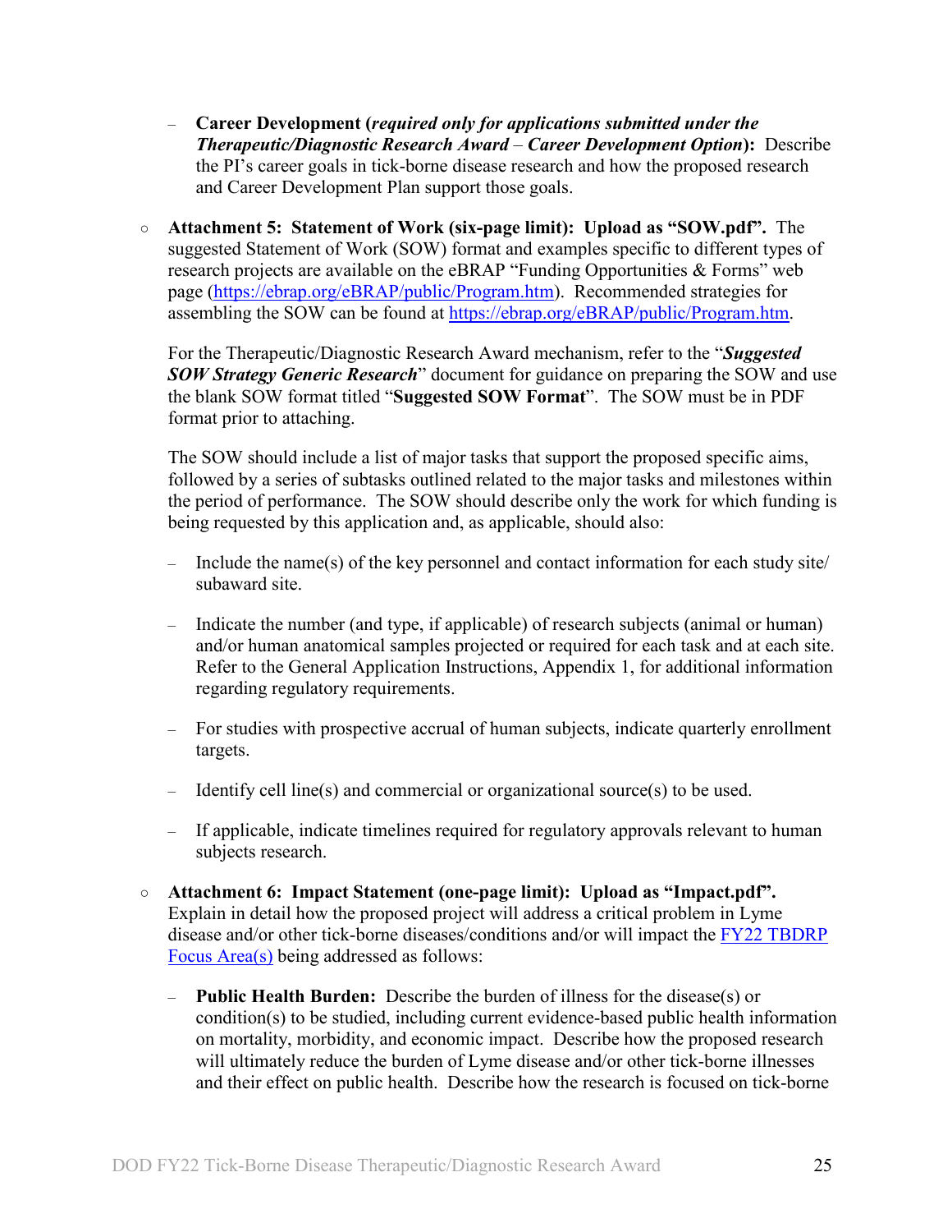- **Career Development (*required only for applications submitted under the Therapeutic/Diagnostic Research Award – Career Development Option*):** Describe the PI's career goals in tick-borne disease research and how the proposed research and Career Development Plan support those goals.

- **Attachment 5: Statement of Work (six-page limit): Upload as "SOW.pdf".** The suggested Statement of Work (SOW) format and examples specific to different types of research projects are available on the eBRAP "Funding Opportunities & Forms" web page ([https://ebrap.org/eBRAP/public/Program.htm](https://ebrap.org/eBRAP/public/Program.htm)). Recommended strategies for assembling the SOW can be found at [https://ebrap.org/eBRAP/public/Program.htm](https://ebrap.org/eBRAP/public/Program.htm).

  For the Therapeutic/Diagnostic Research Award mechanism, refer to the "***Suggested SOW Strategy Generic Research***" document for guidance on preparing the SOW and use the blank SOW format titled "**Suggested SOW Format**". The SOW must be in PDF format prior to attaching.

  The SOW should include a list of major tasks that support the proposed specific aims, followed by a series of subtasks outlined related to the major tasks and milestones within the period of performance. The SOW should describe only the work for which funding is being requested by this application and, as applicable, should also:

  - Include the name(s) of the key personnel and contact information for each study site/ subaward site.
  - Indicate the number (and type, if applicable) of research subjects (animal or human) and/or human anatomical samples projected or required for each task and at each site. Refer to the General Application Instructions, Appendix 1, for additional information regarding regulatory requirements.
  - For studies with prospective accrual of human subjects, indicate quarterly enrollment targets.
  - Identify cell line(s) and commercial or organizational source(s) to be used.
  - If applicable, indicate timelines required for regulatory approvals relevant to human subjects research.

- **Attachment 6: Impact Statement (one-page limit): Upload as "Impact.pdf".** Explain in detail how the proposed project will address a critical problem in Lyme disease and/or other tick-borne diseases/conditions and/or will impact the [FY22 TBDRP Focus Area(s)](#) being addressed as follows:

  - **Public Health Burden:** Describe the burden of illness for the disease(s) or condition(s) to be studied, including current evidence-based public health information on mortality, morbidity, and economic impact. Describe how the proposed research will ultimately reduce the burden of Lyme disease and/or other tick-borne illnesses and their effect on public health. Describe how the research is focused on tick-borne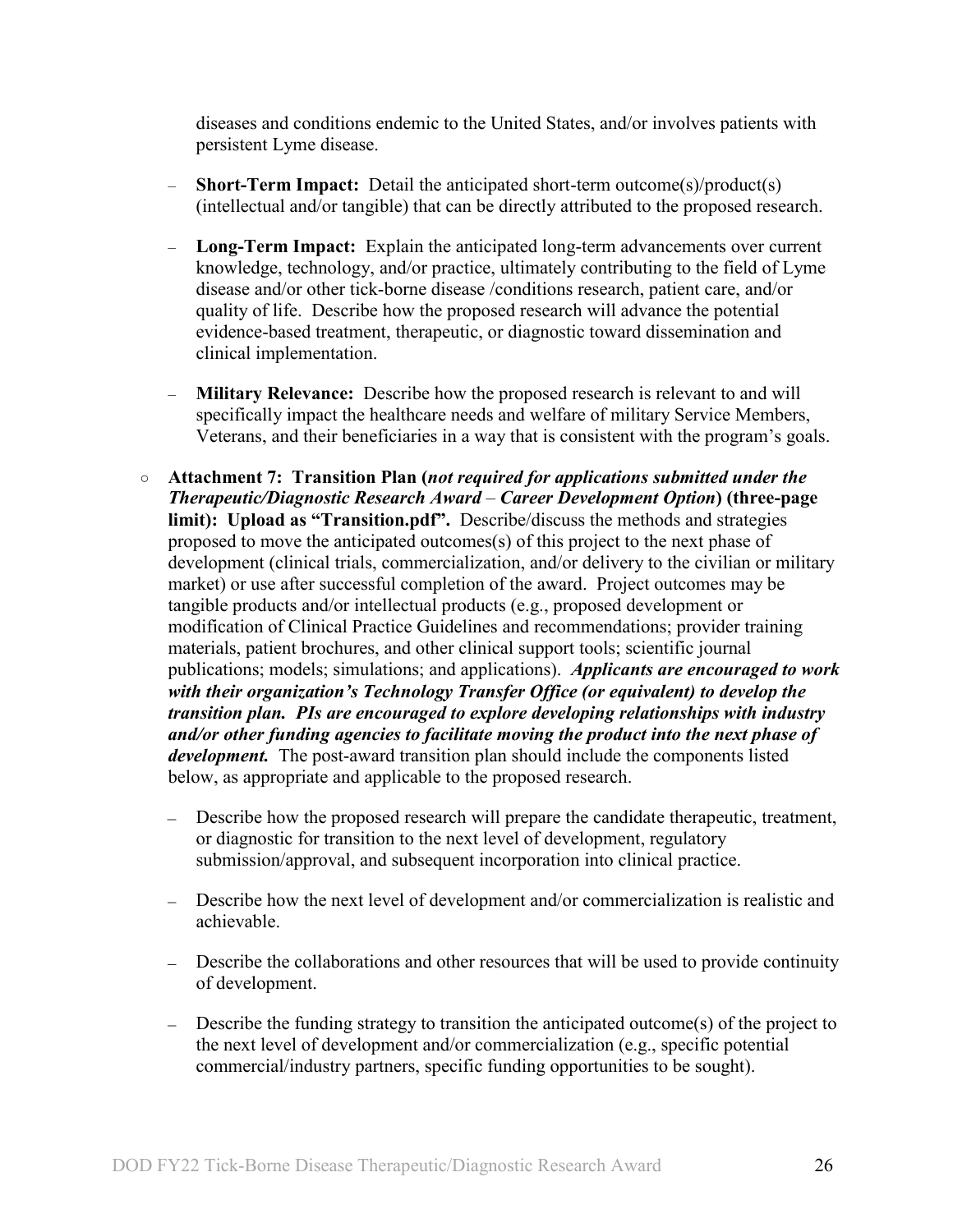diseases and conditions endemic to the United States, and/or involves patients with persistent Lyme disease.

  - **Short-Term Impact:** Detail the anticipated short-term outcome(s)/product(s) (intellectual and/or tangible) that can be directly attributed to the proposed research.
  - **Long-Term Impact:** Explain the anticipated long-term advancements over current knowledge, technology, and/or practice, ultimately contributing to the field of Lyme disease and/or other tick-borne disease /conditions research, patient care, and/or quality of life. Describe how the proposed research will advance the potential evidence-based treatment, therapeutic, or diagnostic toward dissemination and clinical implementation.
  - **Military Relevance:** Describe how the proposed research is relevant to and will specifically impact the healthcare needs and welfare of military Service Members, Veterans, and their beneficiaries in a way that is consistent with the program's goals.

- **Attachment 7: Transition Plan (*not required for applications submitted under the Therapeutic/Diagnostic Research Award – Career Development Option*) (three-page limit): Upload as "Transition.pdf".** Describe/discuss the methods and strategies proposed to move the anticipated outcomes(s) of this project to the next phase of development (clinical trials, commercialization, and/or delivery to the civilian or military market) or use after successful completion of the award. Project outcomes may be tangible products and/or intellectual products (e.g., proposed development or modification of Clinical Practice Guidelines and recommendations; provider training materials, patient brochures, and other clinical support tools; scientific journal publications; models; simulations; and applications). ***Applicants are encouraged to work with their organization's Technology Transfer Office (or equivalent) to develop the transition plan. PIs are encouraged to explore developing relationships with industry and/or other funding agencies to facilitate moving the product into the next phase of development.*** The post-award transition plan should include the components listed below, as appropriate and applicable to the proposed research.

  - Describe how the proposed research will prepare the candidate therapeutic, treatment, or diagnostic for transition to the next level of development, regulatory submission/approval, and subsequent incorporation into clinical practice.
  - Describe how the next level of development and/or commercialization is realistic and achievable.
  - Describe the collaborations and other resources that will be used to provide continuity of development.
  - Describe the funding strategy to transition the anticipated outcome(s) of the project to the next level of development and/or commercialization (e.g., specific potential commercial/industry partners, specific funding opportunities to be sought).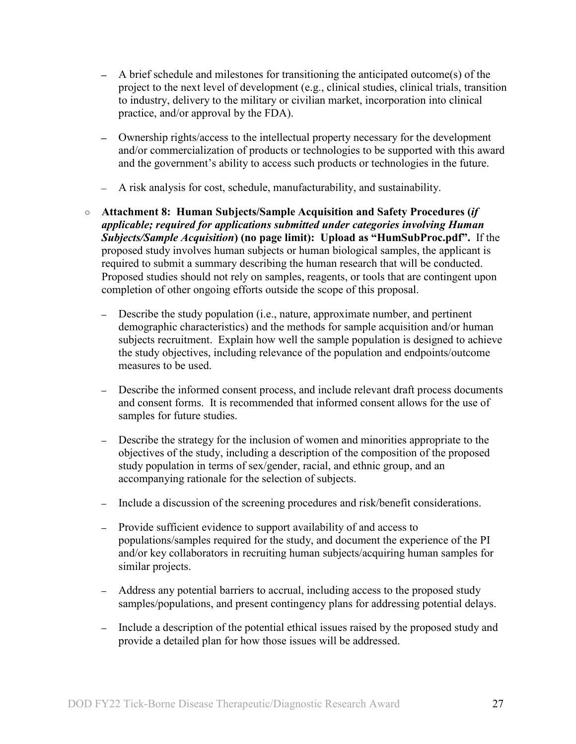- A brief schedule and milestones for transitioning the anticipated outcome(s) of the project to the next level of development (e.g., clinical studies, clinical trials, transition to industry, delivery to the military or civilian market, incorporation into clinical practice, and/or approval by the FDA).
- Ownership rights/access to the intellectual property necessary for the development and/or commercialization of products or technologies to be supported with this award and the government's ability to access such products or technologies in the future.
- A risk analysis for cost, schedule, manufacturability, and sustainability.

- **Attachment 8: Human Subjects/Sample Acquisition and Safety Procedures (*if applicable; required for applications submitted under categories involving Human Subjects/Sample Acquisition*) (no page limit): Upload as "HumSubProc.pdf".** If the proposed study involves human subjects or human biological samples, the applicant is required to submit a summary describing the human research that will be conducted. Proposed studies should not rely on samples, reagents, or tools that are contingent upon completion of other ongoing efforts outside the scope of this proposal.
  - Describe the study population (i.e., nature, approximate number, and pertinent demographic characteristics) and the methods for sample acquisition and/or human subjects recruitment. Explain how well the sample population is designed to achieve the study objectives, including relevance of the population and endpoints/outcome measures to be used.
  - Describe the informed consent process, and include relevant draft process documents and consent forms. It is recommended that informed consent allows for the use of samples for future studies.
  - Describe the strategy for the inclusion of women and minorities appropriate to the objectives of the study, including a description of the composition of the proposed study population in terms of sex/gender, racial, and ethnic group, and an accompanying rationale for the selection of subjects.
  - Include a discussion of the screening procedures and risk/benefit considerations.
  - Provide sufficient evidence to support availability of and access to populations/samples required for the study, and document the experience of the PI and/or key collaborators in recruiting human subjects/acquiring human samples for similar projects.
  - Address any potential barriers to accrual, including access to the proposed study samples/populations, and present contingency plans for addressing potential delays.
  - Include a description of the potential ethical issues raised by the proposed study and provide a detailed plan for how those issues will be addressed.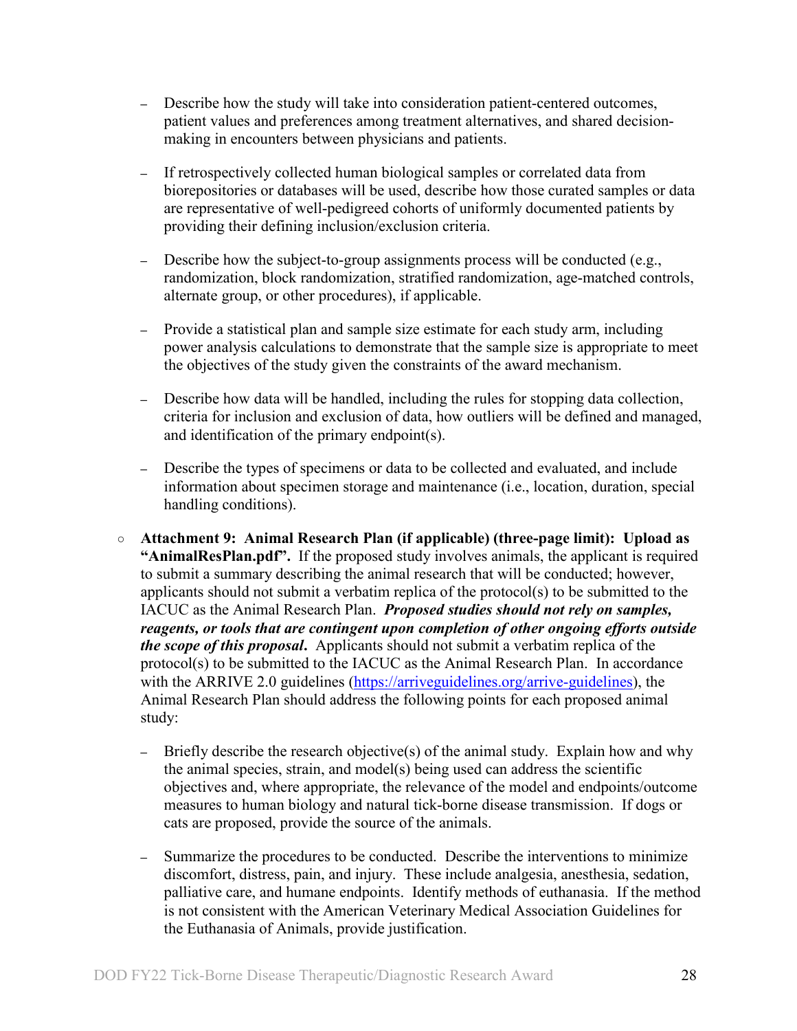- Describe how the study will take into consideration patient-centered outcomes, patient values and preferences among treatment alternatives, and shared decision-making in encounters between physicians and patients.
- If retrospectively collected human biological samples or correlated data from biorepositories or databases will be used, describe how those curated samples or data are representative of well-pedigreed cohorts of uniformly documented patients by providing their defining inclusion/exclusion criteria.
- Describe how the subject-to-group assignments process will be conducted (e.g., randomization, block randomization, stratified randomization, age-matched controls, alternate group, or other procedures), if applicable.
- Provide a statistical plan and sample size estimate for each study arm, including power analysis calculations to demonstrate that the sample size is appropriate to meet the objectives of the study given the constraints of the award mechanism.
- Describe how data will be handled, including the rules for stopping data collection, criteria for inclusion and exclusion of data, how outliers will be defined and managed, and identification of the primary endpoint(s).
- Describe the types of specimens or data to be collected and evaluated, and include information about specimen storage and maintenance (i.e., location, duration, special handling conditions).

○ **Attachment 9: Animal Research Plan (if applicable) (three-page limit): Upload as "AnimalResPlan.pdf".** If the proposed study involves animals, the applicant is required to submit a summary describing the animal research that will be conducted; however, applicants should not submit a verbatim replica of the protocol(s) to be submitted to the IACUC as the Animal Research Plan. ***Proposed studies should not rely on samples, reagents, or tools that are contingent upon completion of other ongoing efforts outside the scope of this proposal***. Applicants should not submit a verbatim replica of the protocol(s) to be submitted to the IACUC as the Animal Research Plan. In accordance with the ARRIVE 2.0 guidelines ([https://arriveguidelines.org/arrive-guidelines](https://arriveguidelines.org/arrive-guidelines)), the Animal Research Plan should address the following points for each proposed animal study:

- Briefly describe the research objective(s) of the animal study. Explain how and why the animal species, strain, and model(s) being used can address the scientific objectives and, where appropriate, the relevance of the model and endpoints/outcome measures to human biology and natural tick-borne disease transmission. If dogs or cats are proposed, provide the source of the animals.
- Summarize the procedures to be conducted. Describe the interventions to minimize discomfort, distress, pain, and injury. These include analgesia, anesthesia, sedation, palliative care, and humane endpoints. Identify methods of euthanasia. If the method is not consistent with the American Veterinary Medical Association Guidelines for the Euthanasia of Animals, provide justification.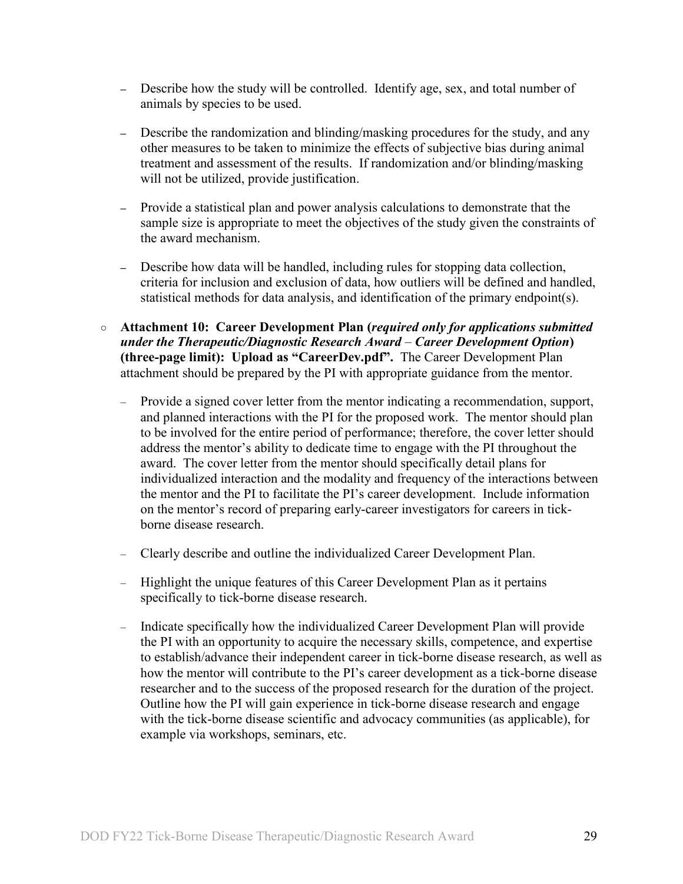- Describe how the study will be controlled. Identify age, sex, and total number of animals by species to be used.
- Describe the randomization and blinding/masking procedures for the study, and any other measures to be taken to minimize the effects of subjective bias during animal treatment and assessment of the results. If randomization and/or blinding/masking will not be utilized, provide justification.
- Provide a statistical plan and power analysis calculations to demonstrate that the sample size is appropriate to meet the objectives of the study given the constraints of the award mechanism.
- Describe how data will be handled, including rules for stopping data collection, criteria for inclusion and exclusion of data, how outliers will be defined and handled, statistical methods for data analysis, and identification of the primary endpoint(s).

- **Attachment 10: Career Development Plan (*required only for applications submitted under the Therapeutic/Diagnostic Research Award – Career Development Option*) (three-page limit): Upload as "CareerDev.pdf".** The Career Development Plan attachment should be prepared by the PI with appropriate guidance from the mentor.
  - Provide a signed cover letter from the mentor indicating a recommendation, support, and planned interactions with the PI for the proposed work. The mentor should plan to be involved for the entire period of performance; therefore, the cover letter should address the mentor's ability to dedicate time to engage with the PI throughout the award. The cover letter from the mentor should specifically detail plans for individualized interaction and the modality and frequency of the interactions between the mentor and the PI to facilitate the PI's career development. Include information on the mentor's record of preparing early-career investigators for careers in tick-borne disease research.
  - Clearly describe and outline the individualized Career Development Plan.
  - Highlight the unique features of this Career Development Plan as it pertains specifically to tick-borne disease research.
  - Indicate specifically how the individualized Career Development Plan will provide the PI with an opportunity to acquire the necessary skills, competence, and expertise to establish/advance their independent career in tick-borne disease research, as well as how the mentor will contribute to the PI's career development as a tick-borne disease researcher and to the success of the proposed research for the duration of the project. Outline how the PI will gain experience in tick-borne disease research and engage with the tick-borne disease scientific and advocacy communities (as applicable), for example via workshops, seminars, etc.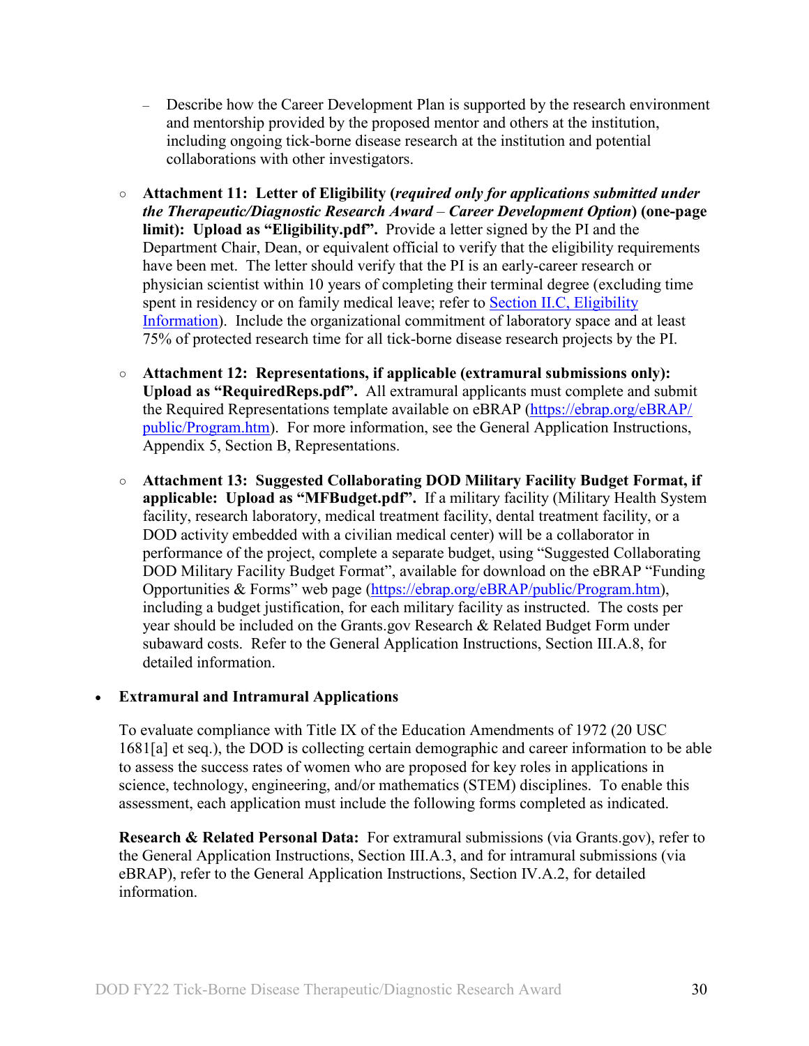- Describe how the Career Development Plan is supported by the research environment and mentorship provided by the proposed mentor and others at the institution, including ongoing tick-borne disease research at the institution and potential collaborations with other investigators.

- **Attachment 11: Letter of Eligibility (*required only for applications submitted under the Therapeutic/Diagnostic Research Award – Career Development Option*) (one-page limit): Upload as "Eligibility.pdf".** Provide a letter signed by the PI and the Department Chair, Dean, or equivalent official to verify that the eligibility requirements have been met. The letter should verify that the PI is an early-career research or physician scientist within 10 years of completing their terminal degree (excluding time spent in residency or on family medical leave; refer to [Section II.C, Eligibility Information](#)). Include the organizational commitment of laboratory space and at least 75% of protected research time for all tick-borne disease research projects by the PI.

- **Attachment 12: Representations, if applicable (extramural submissions only): Upload as "RequiredReps.pdf".** All extramural applicants must complete and submit the Required Representations template available on eBRAP ([https://ebrap.org/eBRAP/public/Program.htm](https://ebrap.org/eBRAP/public/Program.htm)). For more information, see the General Application Instructions, Appendix 5, Section B, Representations.

- **Attachment 13: Suggested Collaborating DOD Military Facility Budget Format, if applicable: Upload as "MFBudget.pdf".** If a military facility (Military Health System facility, research laboratory, medical treatment facility, dental treatment facility, or a DOD activity embedded with a civilian medical center) will be a collaborator in performance of the project, complete a separate budget, using "Suggested Collaborating DOD Military Facility Budget Format", available for download on the eBRAP "Funding Opportunities & Forms" web page ([https://ebrap.org/eBRAP/public/Program.htm](https://ebrap.org/eBRAP/public/Program.htm)), including a budget justification, for each military facility as instructed. The costs per year should be included on the Grants.gov Research & Related Budget Form under subaward costs. Refer to the General Application Instructions, Section III.A.8, for detailed information.

- **Extramural and Intramural Applications**

  To evaluate compliance with Title IX of the Education Amendments of 1972 (20 USC 1681[a] et seq.), the DOD is collecting certain demographic and career information to be able to assess the success rates of women who are proposed for key roles in applications in science, technology, engineering, and/or mathematics (STEM) disciplines. To enable this assessment, each application must include the following forms completed as indicated.

  **Research & Related Personal Data:** For extramural submissions (via Grants.gov), refer to the General Application Instructions, Section III.A.3, and for intramural submissions (via eBRAP), refer to the General Application Instructions, Section IV.A.2, for detailed information.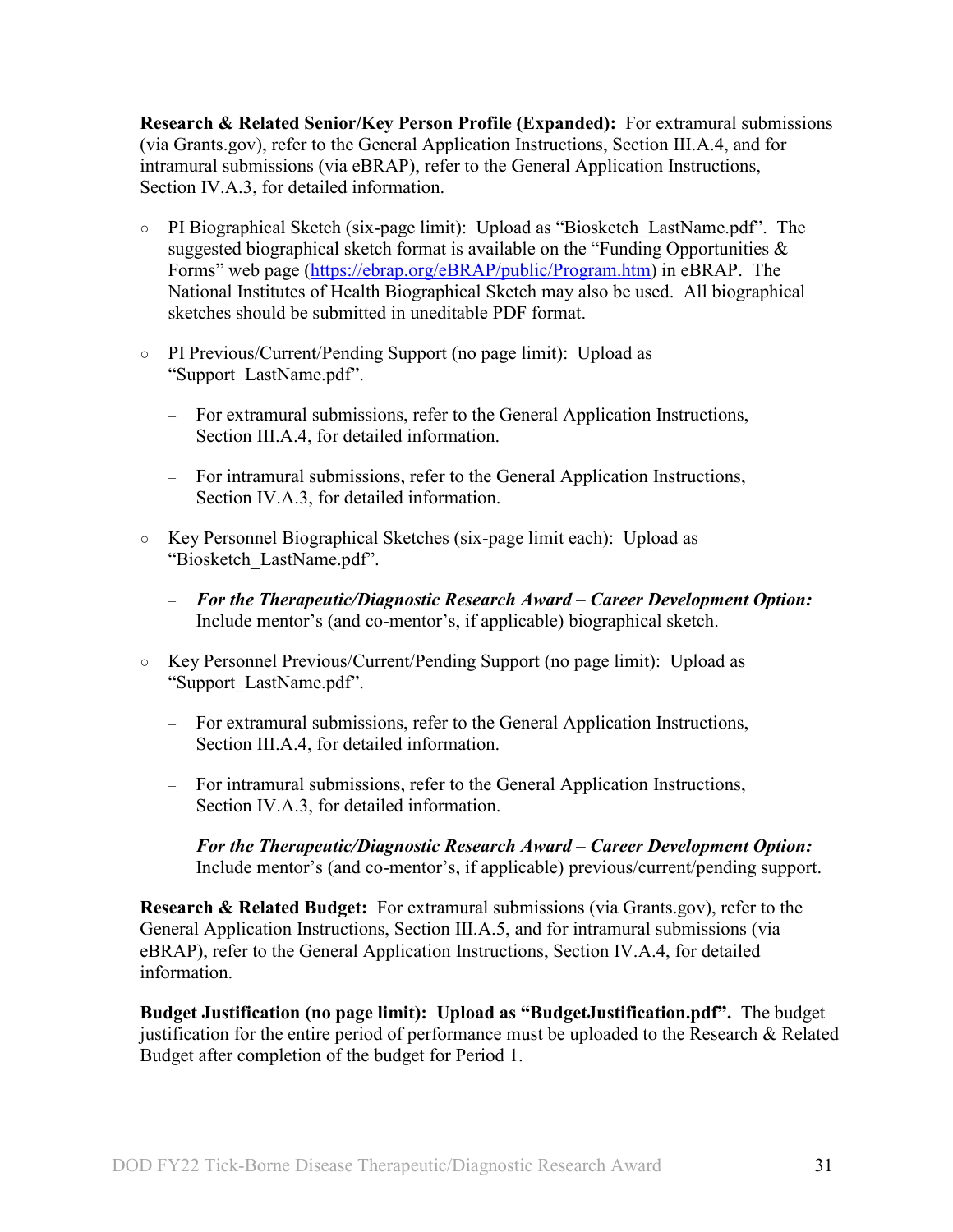**Research & Related Senior/Key Person Profile (Expanded):** For extramural submissions (via Grants.gov), refer to the General Application Instructions, Section III.A.4, and for intramural submissions (via eBRAP), refer to the General Application Instructions, Section IV.A.3, for detailed information.

- PI Biographical Sketch (six-page limit): Upload as "Biosketch_LastName.pdf". The suggested biographical sketch format is available on the "Funding Opportunities & Forms" web page (https://ebrap.org/eBRAP/public/Program.htm) in eBRAP. The National Institutes of Health Biographical Sketch may also be used. All biographical sketches should be submitted in uneditable PDF format.

- PI Previous/Current/Pending Support (no page limit): Upload as "Support_LastName.pdf".

  - For extramural submissions, refer to the General Application Instructions, Section III.A.4, for detailed information.

  - For intramural submissions, refer to the General Application Instructions, Section IV.A.3, for detailed information.

- Key Personnel Biographical Sketches (six-page limit each): Upload as "Biosketch_LastName.pdf".

  - ***For the Therapeutic/Diagnostic Research Award* – *Career Development Option:*** Include mentor's (and co-mentor's, if applicable) biographical sketch.

- Key Personnel Previous/Current/Pending Support (no page limit): Upload as "Support_LastName.pdf".

  - For extramural submissions, refer to the General Application Instructions, Section III.A.4, for detailed information.

  - For intramural submissions, refer to the General Application Instructions, Section IV.A.3, for detailed information.

  - ***For the Therapeutic/Diagnostic Research Award* – *Career Development Option:*** Include mentor's (and co-mentor's, if applicable) previous/current/pending support.

**Research & Related Budget:** For extramural submissions (via Grants.gov), refer to the General Application Instructions, Section III.A.5, and for intramural submissions (via eBRAP), refer to the General Application Instructions, Section IV.A.4, for detailed information.

**Budget Justification (no page limit): Upload as "BudgetJustification.pdf".** The budget justification for the entire period of performance must be uploaded to the Research & Related Budget after completion of the budget for Period 1.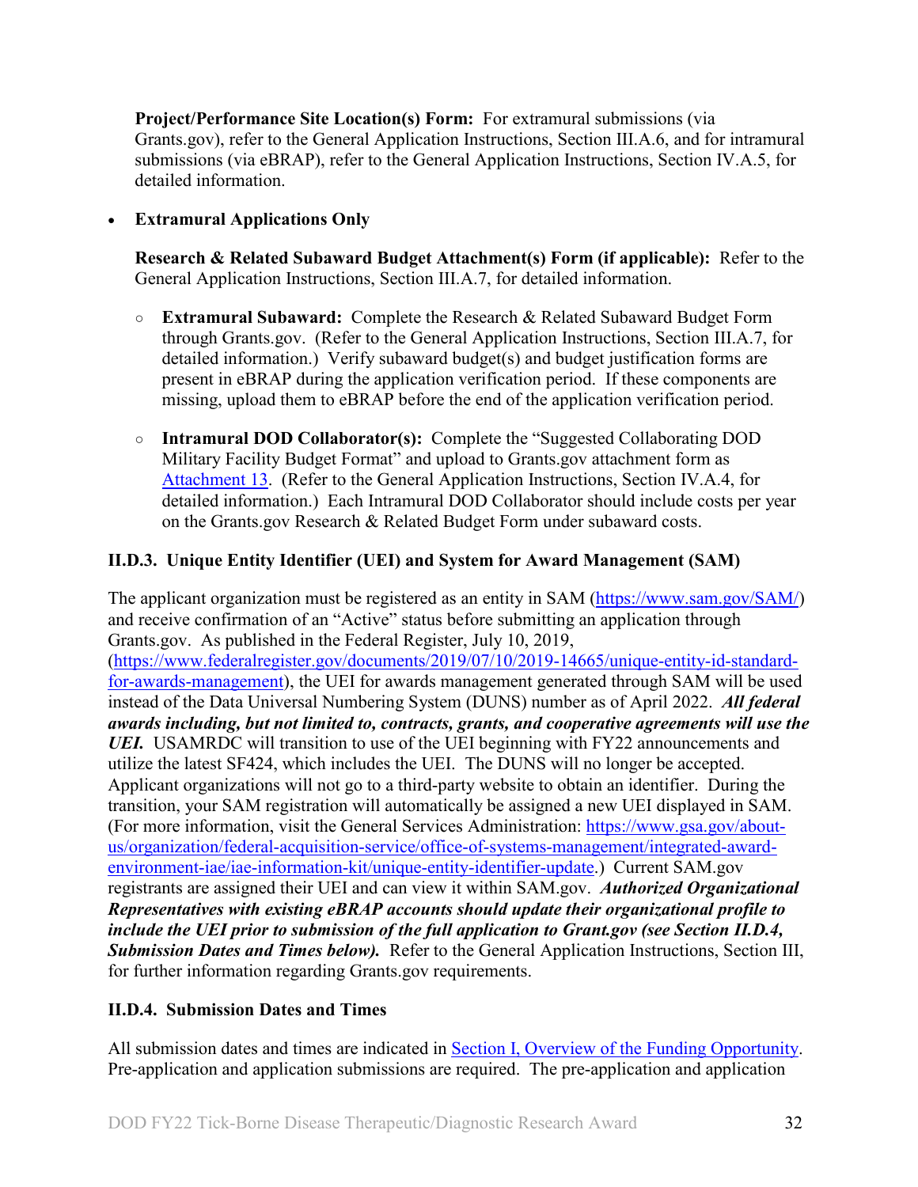**Project/Performance Site Location(s) Form:** For extramural submissions (via Grants.gov), refer to the General Application Instructions, Section III.A.6, and for intramural submissions (via eBRAP), refer to the General Application Instructions, Section IV.A.5, for detailed information.

- **Extramural Applications Only**

  **Research & Related Subaward Budget Attachment(s) Form (if applicable):** Refer to the General Application Instructions, Section III.A.7, for detailed information.

  - **Extramural Subaward:** Complete the Research & Related Subaward Budget Form through Grants.gov. (Refer to the General Application Instructions, Section III.A.7, for detailed information.) Verify subaward budget(s) and budget justification forms are present in eBRAP during the application verification period. If these components are missing, upload them to eBRAP before the end of the application verification period.

  - **Intramural DOD Collaborator(s):** Complete the "Suggested Collaborating DOD Military Facility Budget Format" and upload to Grants.gov attachment form as Attachment 13. (Refer to the General Application Instructions, Section IV.A.4, for detailed information.) Each Intramural DOD Collaborator should include costs per year on the Grants.gov Research & Related Budget Form under subaward costs.

### II.D.3. Unique Entity Identifier (UEI) and System for Award Management (SAM)

The applicant organization must be registered as an entity in SAM (https://www.sam.gov/SAM/) and receive confirmation of an "Active" status before submitting an application through Grants.gov. As published in the Federal Register, July 10, 2019, (https://www.federalregister.gov/documents/2019/07/10/2019-14665/unique-entity-id-standard-for-awards-management), the UEI for awards management generated through SAM will be used instead of the Data Universal Numbering System (DUNS) number as of April 2022. ***All federal awards including, but not limited to, contracts, grants, and cooperative agreements will use the UEI.*** USAMRDC will transition to use of the UEI beginning with FY22 announcements and utilize the latest SF424, which includes the UEI. The DUNS will no longer be accepted. Applicant organizations will not go to a third-party website to obtain an identifier. During the transition, your SAM registration will automatically be assigned a new UEI displayed in SAM. (For more information, visit the General Services Administration: https://www.gsa.gov/about-us/organization/federal-acquisition-service/office-of-systems-management/integrated-award-environment-iae/iae-information-kit/unique-entity-identifier-update.) Current SAM.gov registrants are assigned their UEI and can view it within SAM.gov. ***Authorized Organizational Representatives with existing eBRAP accounts should update their organizational profile to include the UEI prior to submission of the full application to Grant.gov (see Section II.D.4, Submission Dates and Times below).*** Refer to the General Application Instructions, Section III, for further information regarding Grants.gov requirements.

### II.D.4. Submission Dates and Times

All submission dates and times are indicated in Section I, Overview of the Funding Opportunity. Pre-application and application submissions are required. The pre-application and application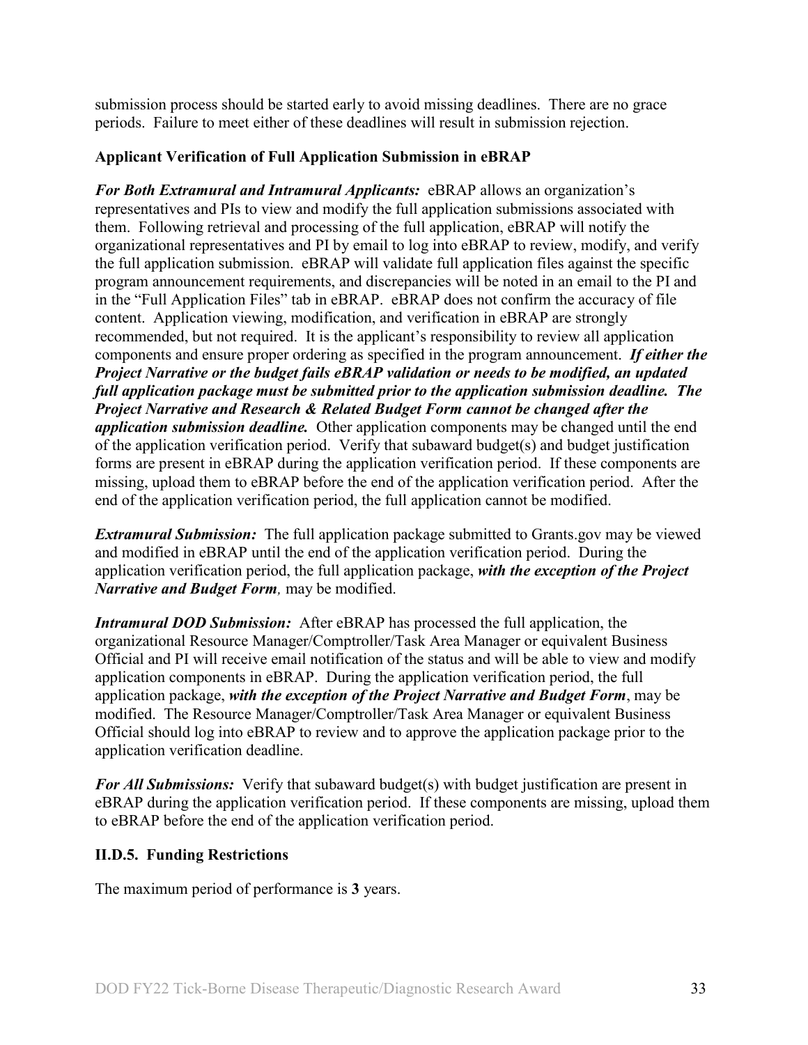submission process should be started early to avoid missing deadlines. There are no grace periods. Failure to meet either of these deadlines will result in submission rejection.

**Applicant Verification of Full Application Submission in eBRAP**

***For Both Extramural and Intramural Applicants:*** eBRAP allows an organization's representatives and PIs to view and modify the full application submissions associated with them. Following retrieval and processing of the full application, eBRAP will notify the organizational representatives and PI by email to log into eBRAP to review, modify, and verify the full application submission. eBRAP will validate full application files against the specific program announcement requirements, and discrepancies will be noted in an email to the PI and in the "Full Application Files" tab in eBRAP. eBRAP does not confirm the accuracy of file content. Application viewing, modification, and verification in eBRAP are strongly recommended, but not required. It is the applicant's responsibility to review all application components and ensure proper ordering as specified in the program announcement. ***If either the Project Narrative or the budget fails eBRAP validation or needs to be modified, an updated full application package must be submitted prior to the application submission deadline. The Project Narrative and Research & Related Budget Form cannot be changed after the application submission deadline.*** Other application components may be changed until the end of the application verification period. Verify that subaward budget(s) and budget justification forms are present in eBRAP during the application verification period. If these components are missing, upload them to eBRAP before the end of the application verification period. After the end of the application verification period, the full application cannot be modified.

***Extramural Submission:*** The full application package submitted to Grants.gov may be viewed and modified in eBRAP until the end of the application verification period. During the application verification period, the full application package, ***with the exception of the Project Narrative and Budget Form****,* may be modified.

***Intramural DOD Submission:*** After eBRAP has processed the full application, the organizational Resource Manager/Comptroller/Task Area Manager or equivalent Business Official and PI will receive email notification of the status and will be able to view and modify application components in eBRAP. During the application verification period, the full application package, ***with the exception of the Project Narrative and Budget Form***, may be modified. The Resource Manager/Comptroller/Task Area Manager or equivalent Business Official should log into eBRAP to review and to approve the application package prior to the application verification deadline.

***For All Submissions:*** Verify that subaward budget(s) with budget justification are present in eBRAP during the application verification period. If these components are missing, upload them to eBRAP before the end of the application verification period.

### II.D.5. Funding Restrictions

The maximum period of performance is **3** years.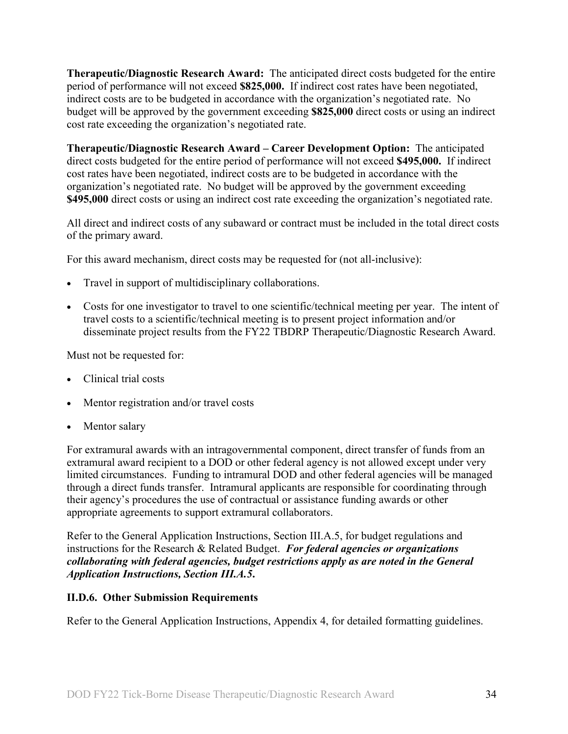**Therapeutic/Diagnostic Research Award:** The anticipated direct costs budgeted for the entire period of performance will not exceed **$825,000.** If indirect cost rates have been negotiated, indirect costs are to be budgeted in accordance with the organization's negotiated rate. No budget will be approved by the government exceeding **$825,000** direct costs or using an indirect cost rate exceeding the organization's negotiated rate.

**Therapeutic/Diagnostic Research Award – Career Development Option:** The anticipated direct costs budgeted for the entire period of performance will not exceed **$495,000.** If indirect cost rates have been negotiated, indirect costs are to be budgeted in accordance with the organization's negotiated rate. No budget will be approved by the government exceeding **$495,000** direct costs or using an indirect cost rate exceeding the organization's negotiated rate.

All direct and indirect costs of any subaward or contract must be included in the total direct costs of the primary award.

For this award mechanism, direct costs may be requested for (not all-inclusive):

- Travel in support of multidisciplinary collaborations.
- Costs for one investigator to travel to one scientific/technical meeting per year. The intent of travel costs to a scientific/technical meeting is to present project information and/or disseminate project results from the FY22 TBDRP Therapeutic/Diagnostic Research Award.

Must not be requested for:

- Clinical trial costs
- Mentor registration and/or travel costs
- Mentor salary

For extramural awards with an intragovernmental component, direct transfer of funds from an extramural award recipient to a DOD or other federal agency is not allowed except under very limited circumstances. Funding to intramural DOD and other federal agencies will be managed through a direct funds transfer. Intramural applicants are responsible for coordinating through their agency's procedures the use of contractual or assistance funding awards or other appropriate agreements to support extramural collaborators.

Refer to the General Application Instructions, Section III.A.5, for budget regulations and instructions for the Research & Related Budget. ***For federal agencies or organizations collaborating with federal agencies, budget restrictions apply as are noted in the General Application Instructions, Section III.A.5.***

### II.D.6. Other Submission Requirements

Refer to the General Application Instructions, Appendix 4, for detailed formatting guidelines.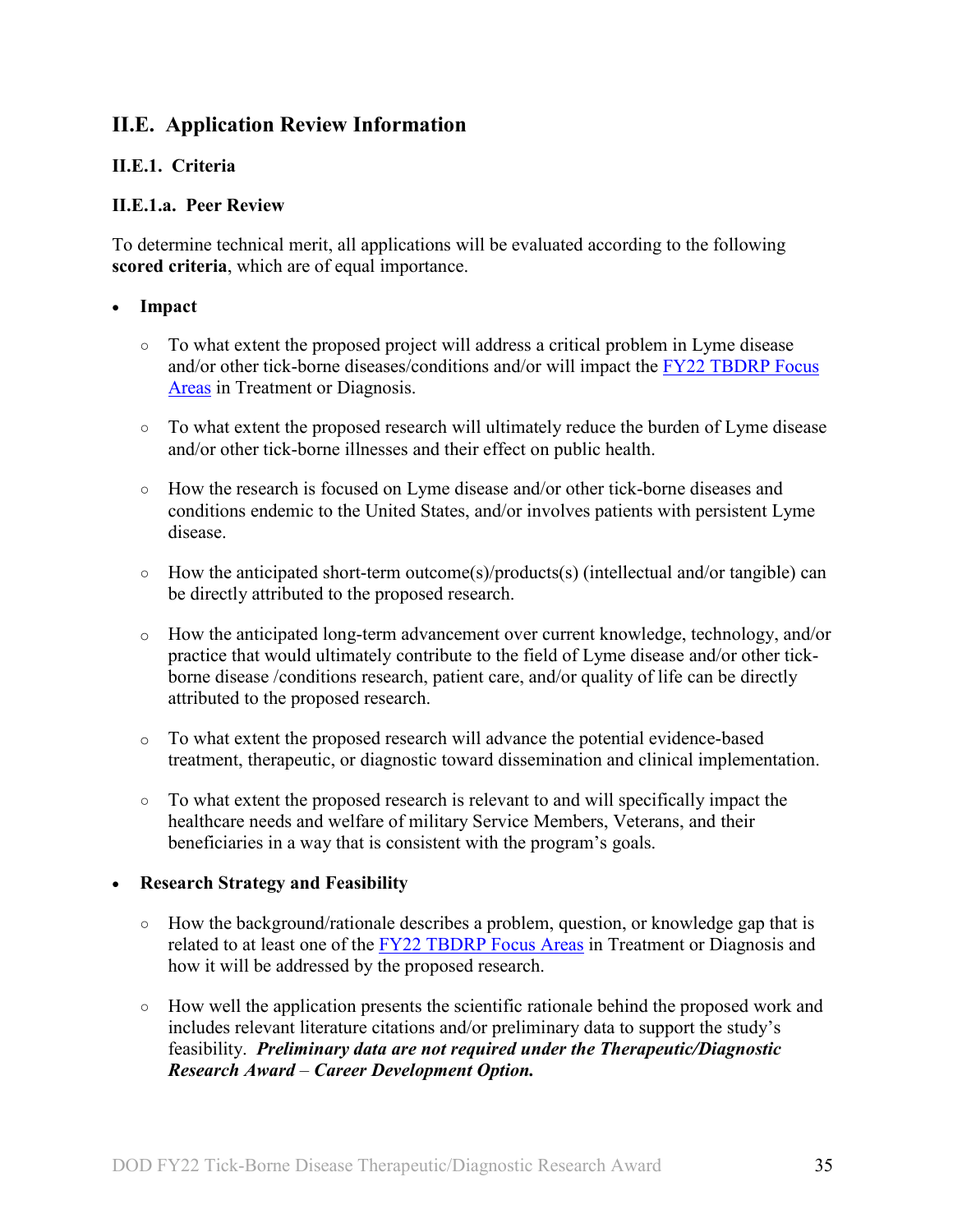## II.E. Application Review Information

### II.E.1. Criteria

#### II.E.1.a. Peer Review

To determine technical merit, all applications will be evaluated according to the following **scored criteria**, which are of equal importance.

- **Impact**
  - To what extent the proposed project will address a critical problem in Lyme disease and/or other tick-borne diseases/conditions and/or will impact the [FY22 TBDRP Focus Areas](#) in Treatment or Diagnosis.
  - To what extent the proposed research will ultimately reduce the burden of Lyme disease and/or other tick-borne illnesses and their effect on public health.
  - How the research is focused on Lyme disease and/or other tick-borne diseases and conditions endemic to the United States, and/or involves patients with persistent Lyme disease.
  - How the anticipated short-term outcome(s)/products(s) (intellectual and/or tangible) can be directly attributed to the proposed research.
  - How the anticipated long-term advancement over current knowledge, technology, and/or practice that would ultimately contribute to the field of Lyme disease and/or other tick-borne disease /conditions research, patient care, and/or quality of life can be directly attributed to the proposed research.
  - To what extent the proposed research will advance the potential evidence-based treatment, therapeutic, or diagnostic toward dissemination and clinical implementation.
  - To what extent the proposed research is relevant to and will specifically impact the healthcare needs and welfare of military Service Members, Veterans, and their beneficiaries in a way that is consistent with the program's goals.

- **Research Strategy and Feasibility**
  - How the background/rationale describes a problem, question, or knowledge gap that is related to at least one of the [FY22 TBDRP Focus Areas](#) in Treatment or Diagnosis and how it will be addressed by the proposed research.
  - How well the application presents the scientific rationale behind the proposed work and includes relevant literature citations and/or preliminary data to support the study's feasibility. ***Preliminary data are not required under the Therapeutic/Diagnostic Research Award – Career Development Option.***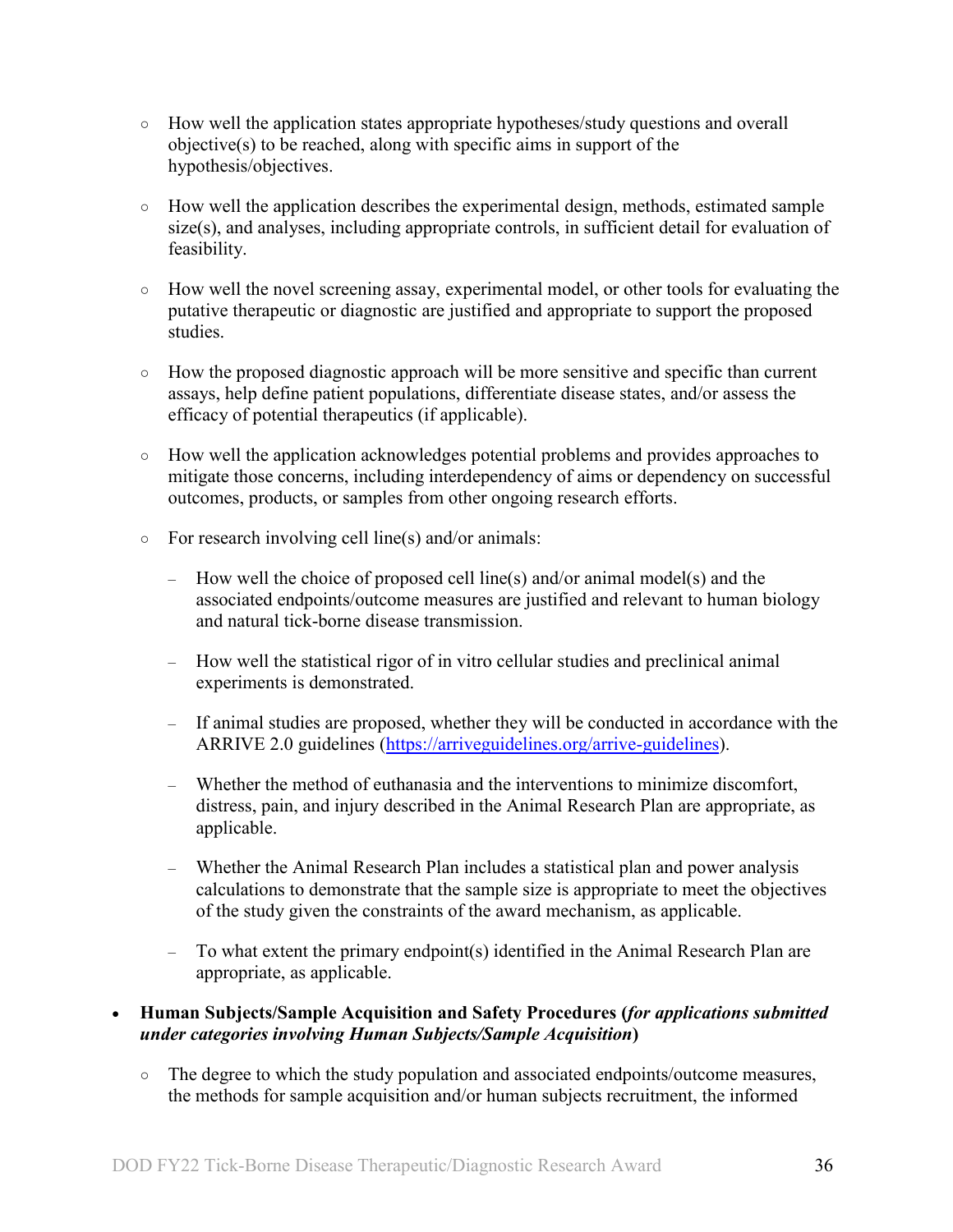- How well the application states appropriate hypotheses/study questions and overall objective(s) to be reached, along with specific aims in support of the hypothesis/objectives.

- How well the application describes the experimental design, methods, estimated sample size(s), and analyses, including appropriate controls, in sufficient detail for evaluation of feasibility.

- How well the novel screening assay, experimental model, or other tools for evaluating the putative therapeutic or diagnostic are justified and appropriate to support the proposed studies.

- How the proposed diagnostic approach will be more sensitive and specific than current assays, help define patient populations, differentiate disease states, and/or assess the efficacy of potential therapeutics (if applicable).

- How well the application acknowledges potential problems and provides approaches to mitigate those concerns, including interdependency of aims or dependency on successful outcomes, products, or samples from other ongoing research efforts.

- For research involving cell line(s) and/or animals:

  - How well the choice of proposed cell line(s) and/or animal model(s) and the associated endpoints/outcome measures are justified and relevant to human biology and natural tick-borne disease transmission.

  - How well the statistical rigor of in vitro cellular studies and preclinical animal experiments is demonstrated.

  - If animal studies are proposed, whether they will be conducted in accordance with the ARRIVE 2.0 guidelines (https://arriveguidelines.org/arrive-guidelines).

  - Whether the method of euthanasia and the interventions to minimize discomfort, distress, pain, and injury described in the Animal Research Plan are appropriate, as applicable.

  - Whether the Animal Research Plan includes a statistical plan and power analysis calculations to demonstrate that the sample size is appropriate to meet the objectives of the study given the constraints of the award mechanism, as applicable.

  - To what extent the primary endpoint(s) identified in the Animal Research Plan are appropriate, as applicable.

- **Human Subjects/Sample Acquisition and Safety Procedures (*for applications submitted under categories involving Human Subjects/Sample Acquisition*)**

  - The degree to which the study population and associated endpoints/outcome measures, the methods for sample acquisition and/or human subjects recruitment, the informed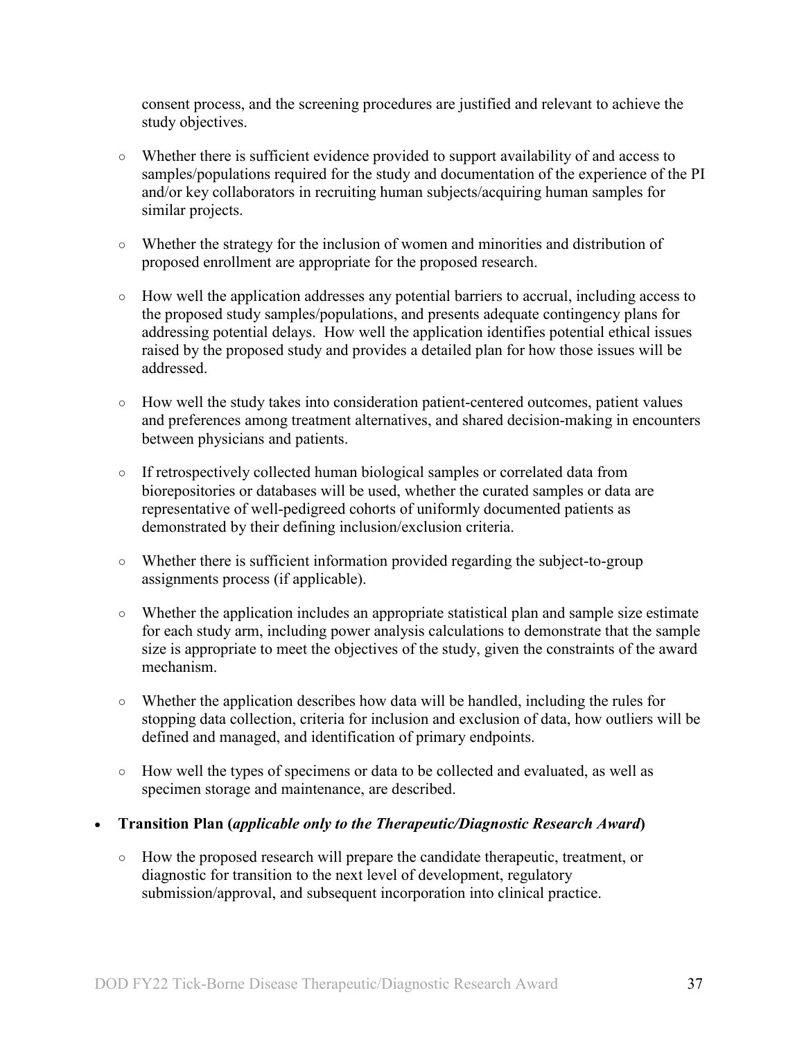consent process, and the screening procedures are justified and relevant to achieve the study objectives.

- Whether there is sufficient evidence provided to support availability of and access to samples/populations required for the study and documentation of the experience of the PI and/or key collaborators in recruiting human subjects/acquiring human samples for similar projects.
- Whether the strategy for the inclusion of women and minorities and distribution of proposed enrollment are appropriate for the proposed research.
- How well the application addresses any potential barriers to accrual, including access to the proposed study samples/populations, and presents adequate contingency plans for addressing potential delays. How well the application identifies potential ethical issues raised by the proposed study and provides a detailed plan for how those issues will be addressed.
- How well the study takes into consideration patient-centered outcomes, patient values and preferences among treatment alternatives, and shared decision-making in encounters between physicians and patients.
- If retrospectively collected human biological samples or correlated data from biorepositories or databases will be used, whether the curated samples or data are representative of well-pedigreed cohorts of uniformly documented patients as demonstrated by their defining inclusion/exclusion criteria.
- Whether there is sufficient information provided regarding the subject-to-group assignments process (if applicable).
- Whether the application includes an appropriate statistical plan and sample size estimate for each study arm, including power analysis calculations to demonstrate that the sample size is appropriate to meet the objectives of the study, given the constraints of the award mechanism.
- Whether the application describes how data will be handled, including the rules for stopping data collection, criteria for inclusion and exclusion of data, how outliers will be defined and managed, and identification of primary endpoints.
- How well the types of specimens or data to be collected and evaluated, as well as specimen storage and maintenance, are described.

- **Transition Plan (*applicable only to the Therapeutic/Diagnostic Research Award*)**
  - How the proposed research will prepare the candidate therapeutic, treatment, or diagnostic for transition to the next level of development, regulatory submission/approval, and subsequent incorporation into clinical practice.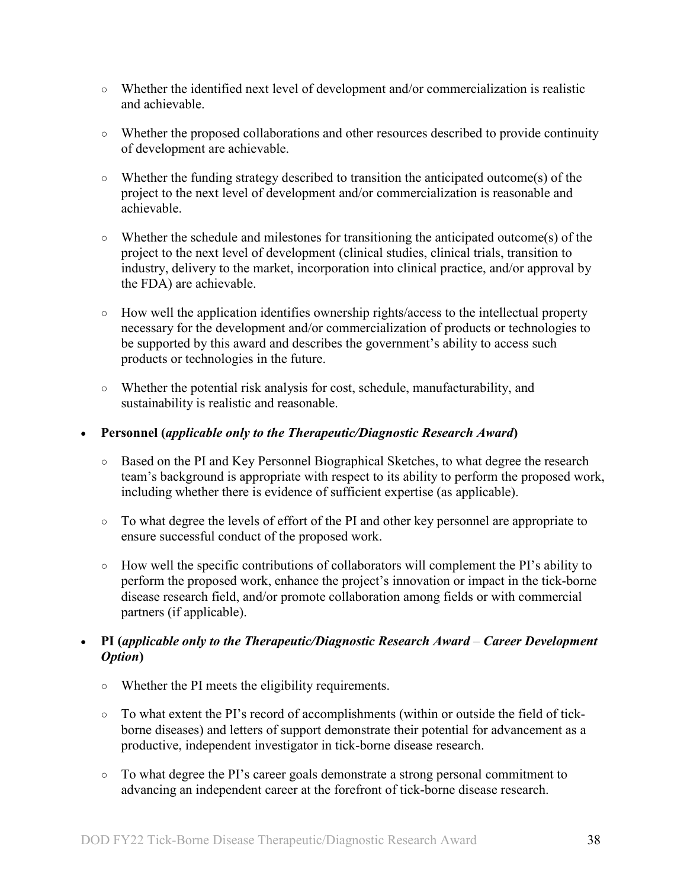- Whether the identified next level of development and/or commercialization is realistic and achievable.

   - Whether the proposed collaborations and other resources described to provide continuity of development are achievable.

   - Whether the funding strategy described to transition the anticipated outcome(s) of the project to the next level of development and/or commercialization is reasonable and achievable.

   - Whether the schedule and milestones for transitioning the anticipated outcome(s) of the project to the next level of development (clinical studies, clinical trials, transition to industry, delivery to the market, incorporation into clinical practice, and/or approval by the FDA) are achievable.

   - How well the application identifies ownership rights/access to the intellectual property necessary for the development and/or commercialization of products or technologies to be supported by this award and describes the government's ability to access such products or technologies in the future.

   - Whether the potential risk analysis for cost, schedule, manufacturability, and sustainability is realistic and reasonable.

- **Personnel (*applicable only to the Therapeutic/Diagnostic Research Award*)**

   - Based on the PI and Key Personnel Biographical Sketches, to what degree the research team's background is appropriate with respect to its ability to perform the proposed work, including whether there is evidence of sufficient expertise (as applicable).

   - To what degree the levels of effort of the PI and other key personnel are appropriate to ensure successful conduct of the proposed work.

   - How well the specific contributions of collaborators will complement the PI's ability to perform the proposed work, enhance the project's innovation or impact in the tick-borne disease research field, and/or promote collaboration among fields or with commercial partners (if applicable).

- **PI (*applicable only to the Therapeutic/Diagnostic Research Award – Career Development Option*)**

   - Whether the PI meets the eligibility requirements.

   - To what extent the PI's record of accomplishments (within or outside the field of tick-borne diseases) and letters of support demonstrate their potential for advancement as a productive, independent investigator in tick-borne disease research.

   - To what degree the PI's career goals demonstrate a strong personal commitment to advancing an independent career at the forefront of tick-borne disease research.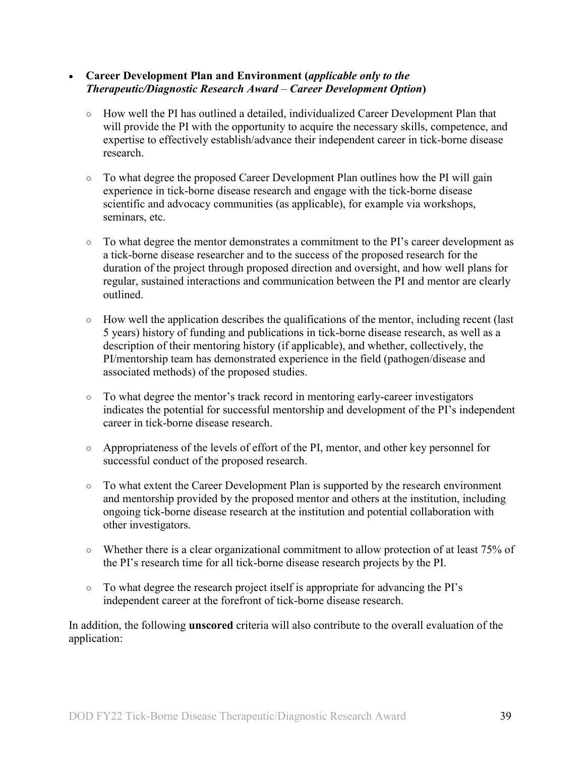- **Career Development Plan and Environment (*applicable only to the Therapeutic/Diagnostic Research Award* – *Career Development Option*)**

  - How well the PI has outlined a detailed, individualized Career Development Plan that will provide the PI with the opportunity to acquire the necessary skills, competence, and expertise to effectively establish/advance their independent career in tick-borne disease research.

  - To what degree the proposed Career Development Plan outlines how the PI will gain experience in tick-borne disease research and engage with the tick-borne disease scientific and advocacy communities (as applicable), for example via workshops, seminars, etc.

  - To what degree the mentor demonstrates a commitment to the PI's career development as a tick-borne disease researcher and to the success of the proposed research for the duration of the project through proposed direction and oversight, and how well plans for regular, sustained interactions and communication between the PI and mentor are clearly outlined.

  - How well the application describes the qualifications of the mentor, including recent (last 5 years) history of funding and publications in tick-borne disease research, as well as a description of their mentoring history (if applicable), and whether, collectively, the PI/mentorship team has demonstrated experience in the field (pathogen/disease and associated methods) of the proposed studies.

  - To what degree the mentor's track record in mentoring early-career investigators indicates the potential for successful mentorship and development of the PI's independent career in tick-borne disease research.

  - Appropriateness of the levels of effort of the PI, mentor, and other key personnel for successful conduct of the proposed research.

  - To what extent the Career Development Plan is supported by the research environment and mentorship provided by the proposed mentor and others at the institution, including ongoing tick-borne disease research at the institution and potential collaboration with other investigators.

  - Whether there is a clear organizational commitment to allow protection of at least 75% of the PI's research time for all tick-borne disease research projects by the PI.

  - To what degree the research project itself is appropriate for advancing the PI's independent career at the forefront of tick-borne disease research.

In addition, the following **unscored** criteria will also contribute to the overall evaluation of the application: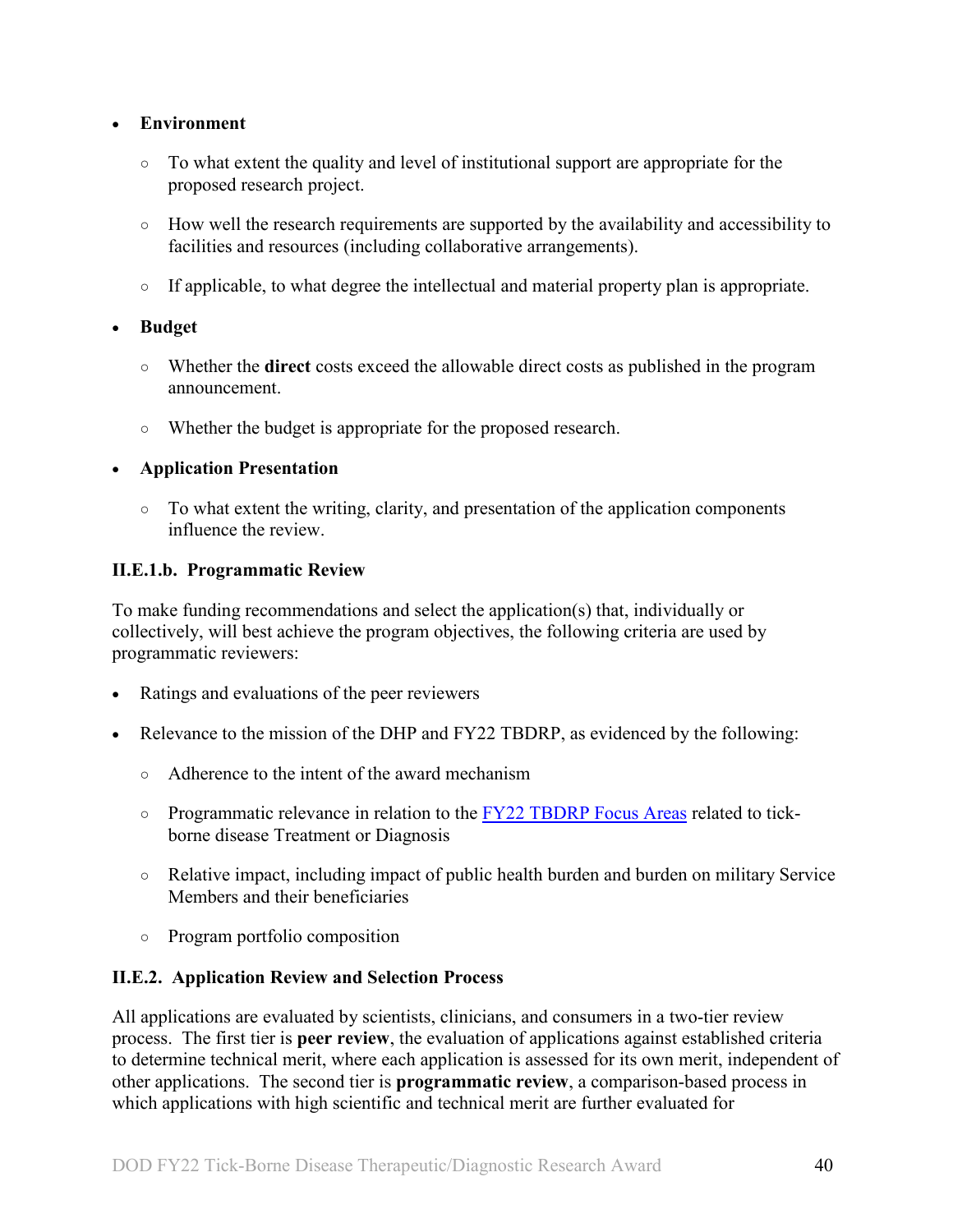- **Environment**
  - To what extent the quality and level of institutional support are appropriate for the proposed research project.
  - How well the research requirements are supported by the availability and accessibility to facilities and resources (including collaborative arrangements).
  - If applicable, to what degree the intellectual and material property plan is appropriate.
- **Budget**
  - Whether the **direct** costs exceed the allowable direct costs as published in the program announcement.
  - Whether the budget is appropriate for the proposed research.
- **Application Presentation**
  - To what extent the writing, clarity, and presentation of the application components influence the review.

#### II.E.1.b. Programmatic Review

To make funding recommendations and select the application(s) that, individually or collectively, will best achieve the program objectives, the following criteria are used by programmatic reviewers:

- Ratings and evaluations of the peer reviewers
- Relevance to the mission of the DHP and FY22 TBDRP, as evidenced by the following:
  - Adherence to the intent of the award mechanism
  - Programmatic relevance in relation to the FY22 TBDRP Focus Areas related to tick-borne disease Treatment or Diagnosis
  - Relative impact, including impact of public health burden and burden on military Service Members and their beneficiaries
  - Program portfolio composition

### II.E.2. Application Review and Selection Process

All applications are evaluated by scientists, clinicians, and consumers in a two-tier review process. The first tier is **peer review**, the evaluation of applications against established criteria to determine technical merit, where each application is assessed for its own merit, independent of other applications. The second tier is **programmatic review**, a comparison-based process in which applications with high scientific and technical merit are further evaluated for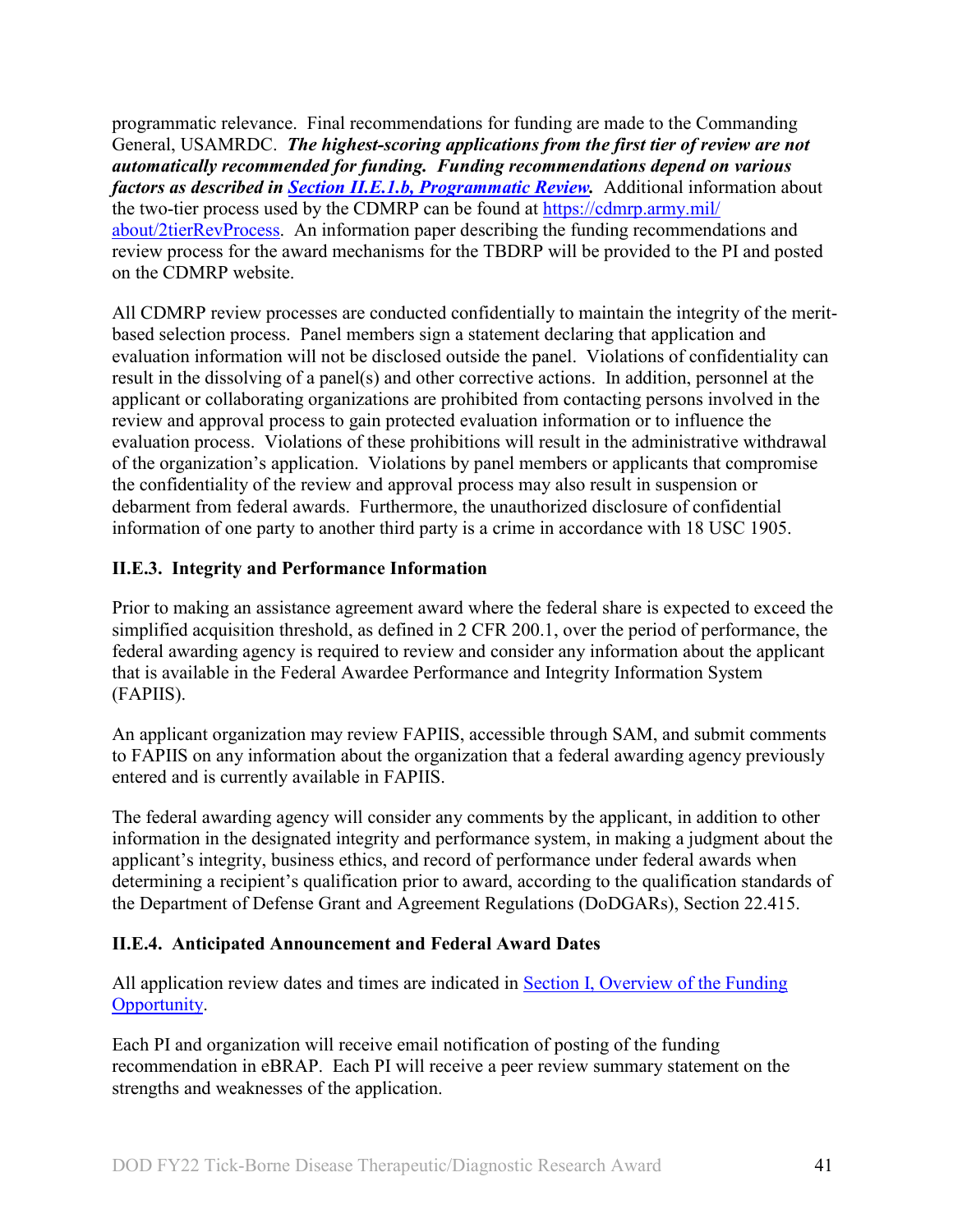programmatic relevance. Final recommendations for funding are made to the Commanding General, USAMRDC. ***The highest-scoring applications from the first tier of review are not automatically recommended for funding. Funding recommendations depend on various factors as described in [Section II.E.1.b, Programmatic Review](#).*** Additional information about the two-tier process used by the CDMRP can be found at [https://cdmrp.army.mil/about/2tierRevProcess](https://cdmrp.army.mil/about/2tierRevProcess). An information paper describing the funding recommendations and review process for the award mechanisms for the TBDRP will be provided to the PI and posted on the CDMRP website.

All CDMRP review processes are conducted confidentially to maintain the integrity of the merit-based selection process. Panel members sign a statement declaring that application and evaluation information will not be disclosed outside the panel. Violations of confidentiality can result in the dissolving of a panel(s) and other corrective actions. In addition, personnel at the applicant or collaborating organizations are prohibited from contacting persons involved in the review and approval process to gain protected evaluation information or to influence the evaluation process. Violations of these prohibitions will result in the administrative withdrawal of the organization's application. Violations by panel members or applicants that compromise the confidentiality of the review and approval process may also result in suspension or debarment from federal awards. Furthermore, the unauthorized disclosure of confidential information of one party to another third party is a crime in accordance with 18 USC 1905.

### II.E.3. Integrity and Performance Information

Prior to making an assistance agreement award where the federal share is expected to exceed the simplified acquisition threshold, as defined in 2 CFR 200.1, over the period of performance, the federal awarding agency is required to review and consider any information about the applicant that is available in the Federal Awardee Performance and Integrity Information System (FAPIIS).

An applicant organization may review FAPIIS, accessible through SAM, and submit comments to FAPIIS on any information about the organization that a federal awarding agency previously entered and is currently available in FAPIIS.

The federal awarding agency will consider any comments by the applicant, in addition to other information in the designated integrity and performance system, in making a judgment about the applicant's integrity, business ethics, and record of performance under federal awards when determining a recipient's qualification prior to award, according to the qualification standards of the Department of Defense Grant and Agreement Regulations (DoDGARs), Section 22.415.

### II.E.4. Anticipated Announcement and Federal Award Dates

All application review dates and times are indicated in [Section I, Overview of the Funding Opportunity](#).

Each PI and organization will receive email notification of posting of the funding recommendation in eBRAP. Each PI will receive a peer review summary statement on the strengths and weaknesses of the application.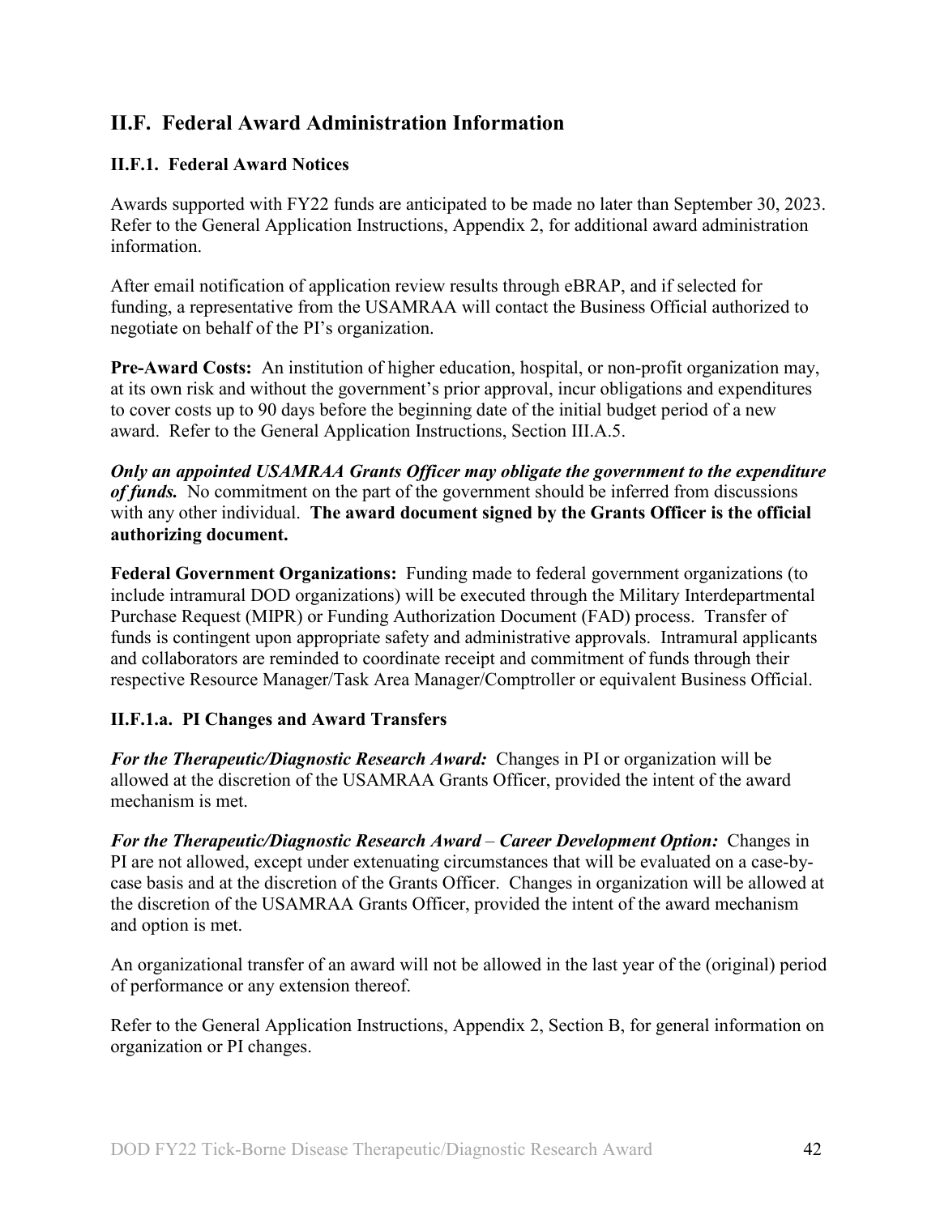## II.F. Federal Award Administration Information

### II.F.1. Federal Award Notices

Awards supported with FY22 funds are anticipated to be made no later than September 30, 2023. Refer to the General Application Instructions, Appendix 2, for additional award administration information.

After email notification of application review results through eBRAP, and if selected for funding, a representative from the USAMRAA will contact the Business Official authorized to negotiate on behalf of the PI's organization.

**Pre-Award Costs:** An institution of higher education, hospital, or non-profit organization may, at its own risk and without the government's prior approval, incur obligations and expenditures to cover costs up to 90 days before the beginning date of the initial budget period of a new award. Refer to the General Application Instructions, Section III.A.5.

***Only an appointed USAMRAA Grants Officer may obligate the government to the expenditure of funds.*** No commitment on the part of the government should be inferred from discussions with any other individual. **The award document signed by the Grants Officer is the official authorizing document.**

**Federal Government Organizations:** Funding made to federal government organizations (to include intramural DOD organizations) will be executed through the Military Interdepartmental Purchase Request (MIPR) or Funding Authorization Document (FAD) process. Transfer of funds is contingent upon appropriate safety and administrative approvals. Intramural applicants and collaborators are reminded to coordinate receipt and commitment of funds through their respective Resource Manager/Task Area Manager/Comptroller or equivalent Business Official.

#### II.F.1.a. PI Changes and Award Transfers

***For the Therapeutic/Diagnostic Research Award:*** Changes in PI or organization will be allowed at the discretion of the USAMRAA Grants Officer, provided the intent of the award mechanism is met.

***For the Therapeutic/Diagnostic Research Award – Career Development Option:*** Changes in PI are not allowed, except under extenuating circumstances that will be evaluated on a case-by-case basis and at the discretion of the Grants Officer. Changes in organization will be allowed at the discretion of the USAMRAA Grants Officer, provided the intent of the award mechanism and option is met.

An organizational transfer of an award will not be allowed in the last year of the (original) period of performance or any extension thereof.

Refer to the General Application Instructions, Appendix 2, Section B, for general information on organization or PI changes.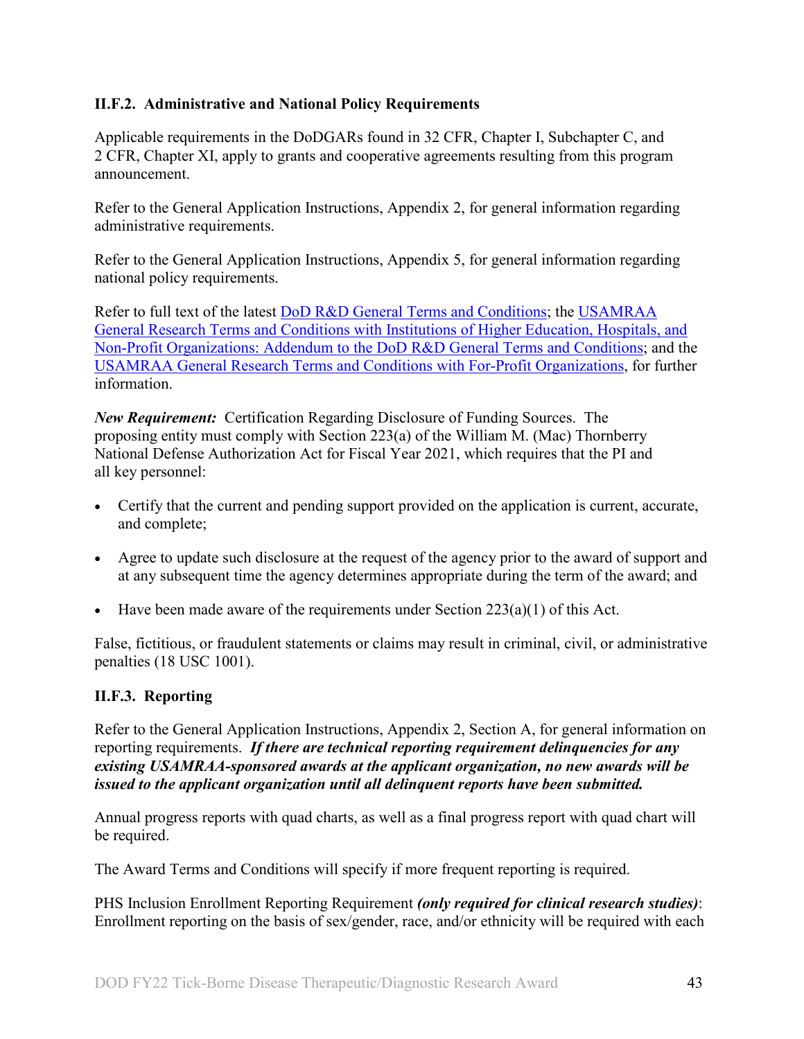### II.F.2. Administrative and National Policy Requirements

Applicable requirements in the DoDGARs found in 32 CFR, Chapter I, Subchapter C, and 2 CFR, Chapter XI, apply to grants and cooperative agreements resulting from this program announcement.

Refer to the General Application Instructions, Appendix 2, for general information regarding administrative requirements.

Refer to the General Application Instructions, Appendix 5, for general information regarding national policy requirements.

Refer to full text of the latest DoD R&D General Terms and Conditions; the USAMRAA General Research Terms and Conditions with Institutions of Higher Education, Hospitals, and Non-Profit Organizations: Addendum to the DoD R&D General Terms and Conditions; and the USAMRAA General Research Terms and Conditions with For-Profit Organizations, for further information.

***New Requirement:*** Certification Regarding Disclosure of Funding Sources. The proposing entity must comply with Section 223(a) of the William M. (Mac) Thornberry National Defense Authorization Act for Fiscal Year 2021, which requires that the PI and all key personnel:

- Certify that the current and pending support provided on the application is current, accurate, and complete;
- Agree to update such disclosure at the request of the agency prior to the award of support and at any subsequent time the agency determines appropriate during the term of the award; and
- Have been made aware of the requirements under Section 223(a)(1) of this Act.

False, fictitious, or fraudulent statements or claims may result in criminal, civil, or administrative penalties (18 USC 1001).

### II.F.3. Reporting

Refer to the General Application Instructions, Appendix 2, Section A, for general information on reporting requirements. ***If there are technical reporting requirement delinquencies for any existing USAMRAA-sponsored awards at the applicant organization, no new awards will be issued to the applicant organization until all delinquent reports have been submitted.***

Annual progress reports with quad charts, as well as a final progress report with quad chart will be required.

The Award Terms and Conditions will specify if more frequent reporting is required.

PHS Inclusion Enrollment Reporting Requirement ***(only required for clinical research studies)***: Enrollment reporting on the basis of sex/gender, race, and/or ethnicity will be required with each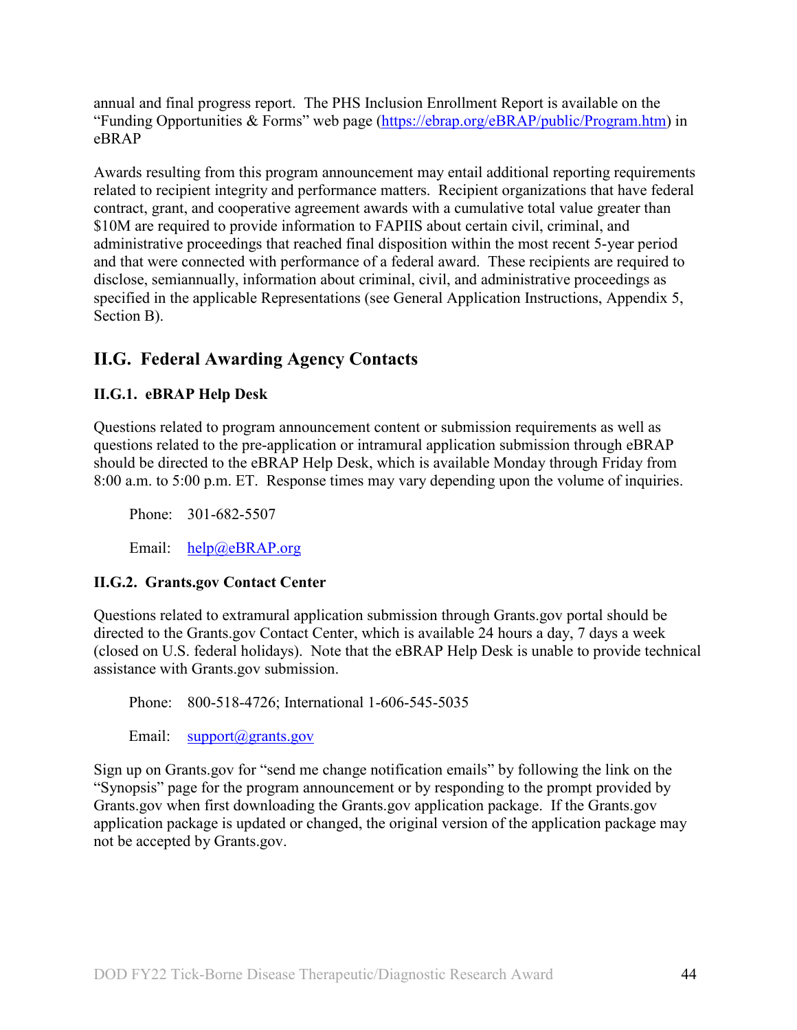annual and final progress report. The PHS Inclusion Enrollment Report is available on the "Funding Opportunities & Forms" web page (https://ebrap.org/eBRAP/public/Program.htm) in eBRAP

Awards resulting from this program announcement may entail additional reporting requirements related to recipient integrity and performance matters. Recipient organizations that have federal contract, grant, and cooperative agreement awards with a cumulative total value greater than \$10M are required to provide information to FAPIIS about certain civil, criminal, and administrative proceedings that reached final disposition within the most recent 5-year period and that were connected with performance of a federal award. These recipients are required to disclose, semiannually, information about criminal, civil, and administrative proceedings as specified in the applicable Representations (see General Application Instructions, Appendix 5, Section B).

## II.G. Federal Awarding Agency Contacts

### II.G.1. eBRAP Help Desk

Questions related to program announcement content or submission requirements as well as questions related to the pre-application or intramural application submission through eBRAP should be directed to the eBRAP Help Desk, which is available Monday through Friday from 8:00 a.m. to 5:00 p.m. ET. Response times may vary depending upon the volume of inquiries.

Phone: 301-682-5507

Email: help@eBRAP.org

### II.G.2. Grants.gov Contact Center

Questions related to extramural application submission through Grants.gov portal should be directed to the Grants.gov Contact Center, which is available 24 hours a day, 7 days a week (closed on U.S. federal holidays). Note that the eBRAP Help Desk is unable to provide technical assistance with Grants.gov submission.

Phone: 800-518-4726; International 1-606-545-5035

Email: support@grants.gov

Sign up on Grants.gov for "send me change notification emails" by following the link on the "Synopsis" page for the program announcement or by responding to the prompt provided by Grants.gov when first downloading the Grants.gov application package. If the Grants.gov application package is updated or changed, the original version of the application package may not be accepted by Grants.gov.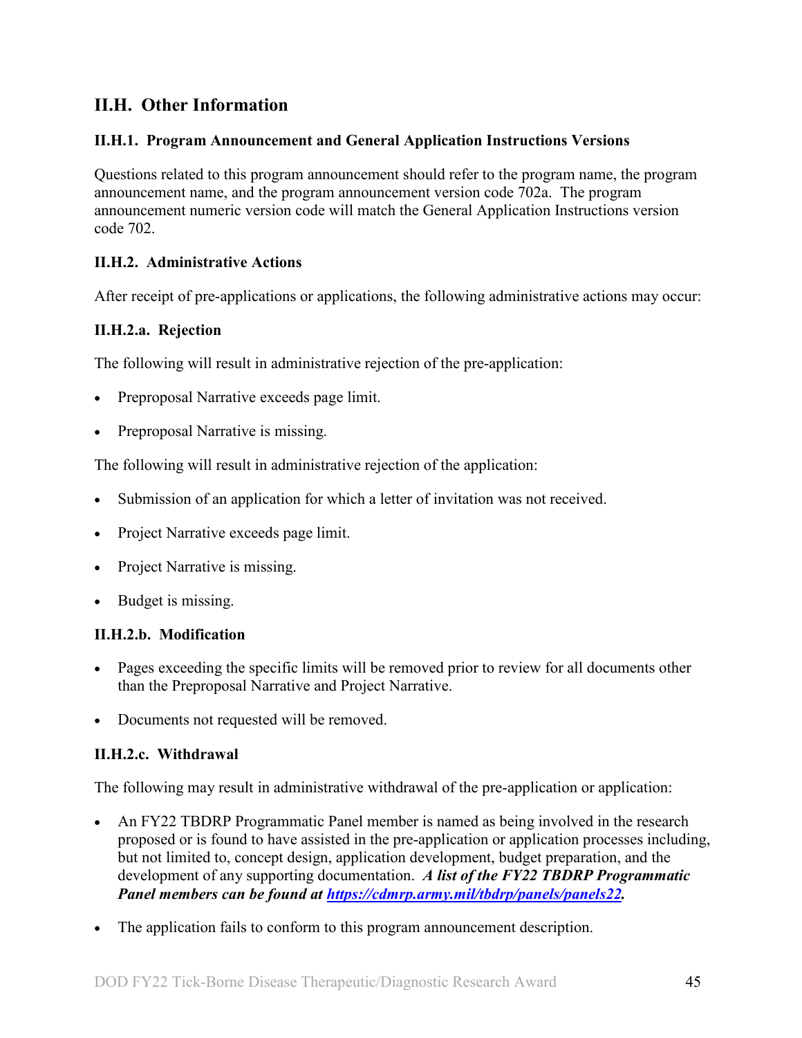## II.H. Other Information

### II.H.1. Program Announcement and General Application Instructions Versions

Questions related to this program announcement should refer to the program name, the program announcement name, and the program announcement version code 702a. The program announcement numeric version code will match the General Application Instructions version code 702.

### II.H.2. Administrative Actions

After receipt of pre-applications or applications, the following administrative actions may occur:

#### II.H.2.a. Rejection

The following will result in administrative rejection of the pre-application:

- Preproposal Narrative exceeds page limit.
- Preproposal Narrative is missing.

The following will result in administrative rejection of the application:

- Submission of an application for which a letter of invitation was not received.
- Project Narrative exceeds page limit.
- Project Narrative is missing.
- Budget is missing.

#### II.H.2.b. Modification

- Pages exceeding the specific limits will be removed prior to review for all documents other than the Preproposal Narrative and Project Narrative.
- Documents not requested will be removed.

#### II.H.2.c. Withdrawal

The following may result in administrative withdrawal of the pre-application or application:

- An FY22 TBDRP Programmatic Panel member is named as being involved in the research proposed or is found to have assisted in the pre-application or application processes including, but not limited to, concept design, application development, budget preparation, and the development of any supporting documentation. ***A list of the FY22 TBDRP Programmatic Panel members can be found at [https://cdmrp.army.mil/tbdrp/panels/panels22](https://cdmrp.army.mil/tbdrp/panels/panels22).***
- The application fails to conform to this program announcement description.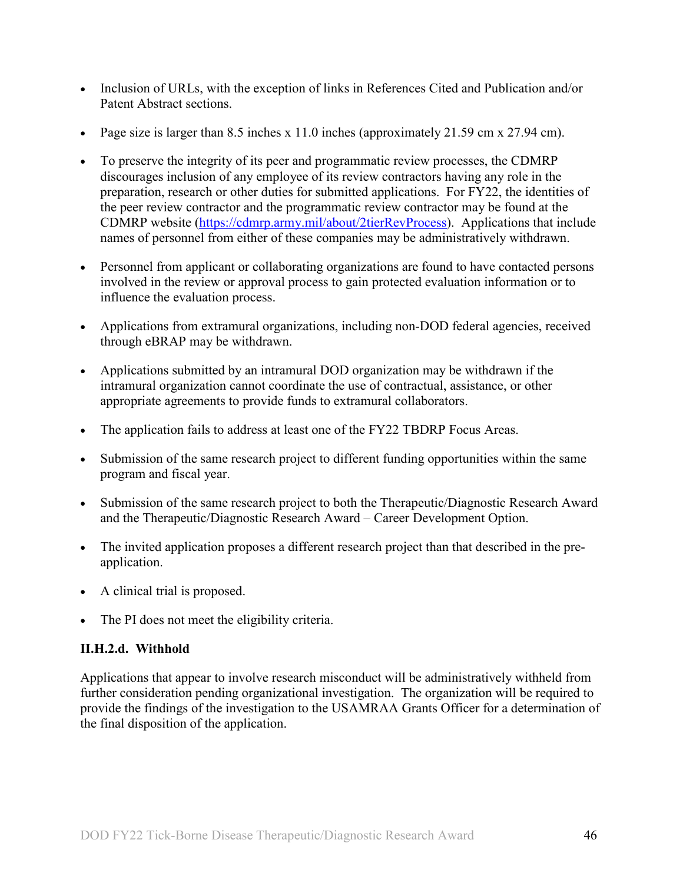- Inclusion of URLs, with the exception of links in References Cited and Publication and/or Patent Abstract sections.

- Page size is larger than 8.5 inches x 11.0 inches (approximately 21.59 cm x 27.94 cm).

- To preserve the integrity of its peer and programmatic review processes, the CDMRP discourages inclusion of any employee of its review contractors having any role in the preparation, research or other duties for submitted applications. For FY22, the identities of the peer review contractor and the programmatic review contractor may be found at the CDMRP website (https://cdmrp.army.mil/about/2tierRevProcess). Applications that include names of personnel from either of these companies may be administratively withdrawn.

- Personnel from applicant or collaborating organizations are found to have contacted persons involved in the review or approval process to gain protected evaluation information or to influence the evaluation process.

- Applications from extramural organizations, including non-DOD federal agencies, received through eBRAP may be withdrawn.

- Applications submitted by an intramural DOD organization may be withdrawn if the intramural organization cannot coordinate the use of contractual, assistance, or other appropriate agreements to provide funds to extramural collaborators.

- The application fails to address at least one of the FY22 TBDRP Focus Areas.

- Submission of the same research project to different funding opportunities within the same program and fiscal year.

- Submission of the same research project to both the Therapeutic/Diagnostic Research Award and the Therapeutic/Diagnostic Research Award – Career Development Option.

- The invited application proposes a different research project than that described in the pre-application.

- A clinical trial is proposed.

- The PI does not meet the eligibility criteria.

**II.H.2.d. Withhold**

Applications that appear to involve research misconduct will be administratively withheld from further consideration pending organizational investigation. The organization will be required to provide the findings of the investigation to the USAMRAA Grants Officer for a determination of the final disposition of the application.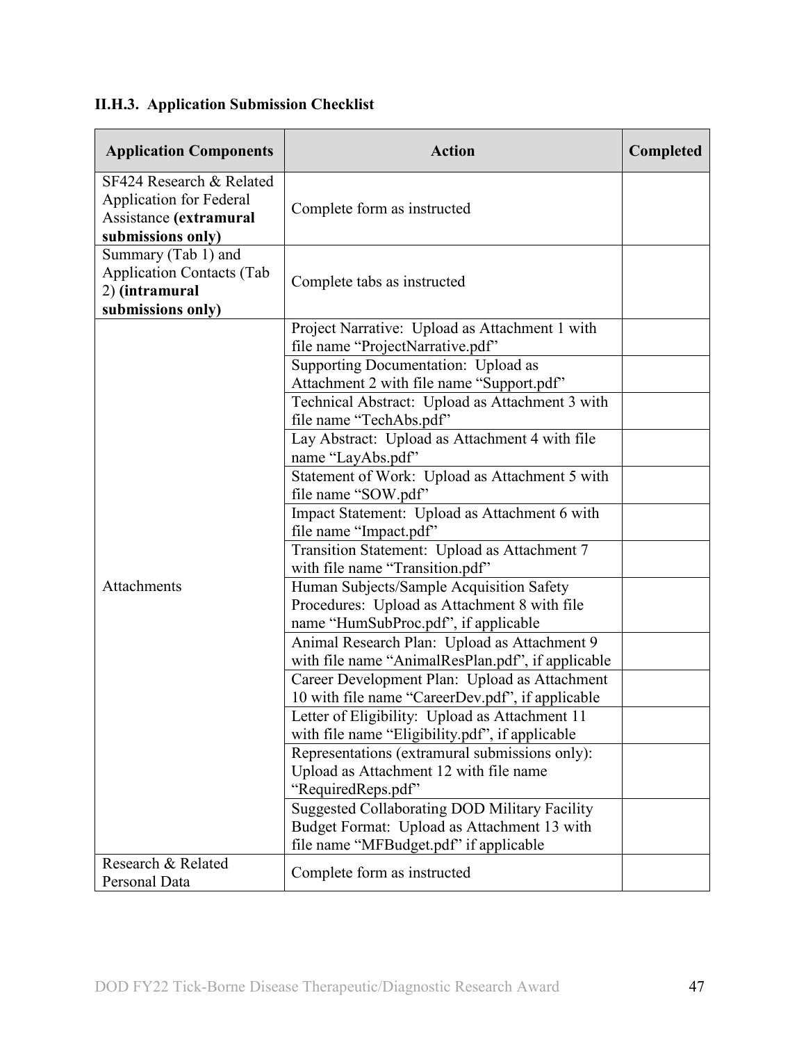### II.H.3. Application Submission Checklist

| Application Components | Action | Completed |
|---|---|---|
| SF424 Research & Related Application for Federal Assistance **(extramural submissions only)** | Complete form as instructed | |
| Summary (Tab 1) and Application Contacts (Tab 2) **(intramural submissions only)** | Complete tabs as instructed | |
| Attachments | Project Narrative: Upload as Attachment 1 with file name "ProjectNarrative.pdf" | |
| | Supporting Documentation: Upload as Attachment 2 with file name "Support.pdf" | |
| | Technical Abstract: Upload as Attachment 3 with file name "TechAbs.pdf" | |
| | Lay Abstract: Upload as Attachment 4 with file name "LayAbs.pdf" | |
| | Statement of Work: Upload as Attachment 5 with file name "SOW.pdf" | |
| | Impact Statement: Upload as Attachment 6 with file name "Impact.pdf" | |
| | Transition Statement: Upload as Attachment 7 with file name "Transition.pdf" | |
| | Human Subjects/Sample Acquisition Safety Procedures: Upload as Attachment 8 with file name "HumSubProc.pdf", if applicable | |
| | Animal Research Plan: Upload as Attachment 9 with file name "AnimalResPlan.pdf", if applicable | |
| | Career Development Plan: Upload as Attachment 10 with file name "CareerDev.pdf", if applicable | |
| | Letter of Eligibility: Upload as Attachment 11 with file name "Eligibility.pdf", if applicable | |
| | Representations (extramural submissions only): Upload as Attachment 12 with file name "RequiredReps.pdf" | |
| | Suggested Collaborating DOD Military Facility Budget Format: Upload as Attachment 13 with file name "MFBudget.pdf" if applicable | |
| Research & Related Personal Data | Complete form as instructed | |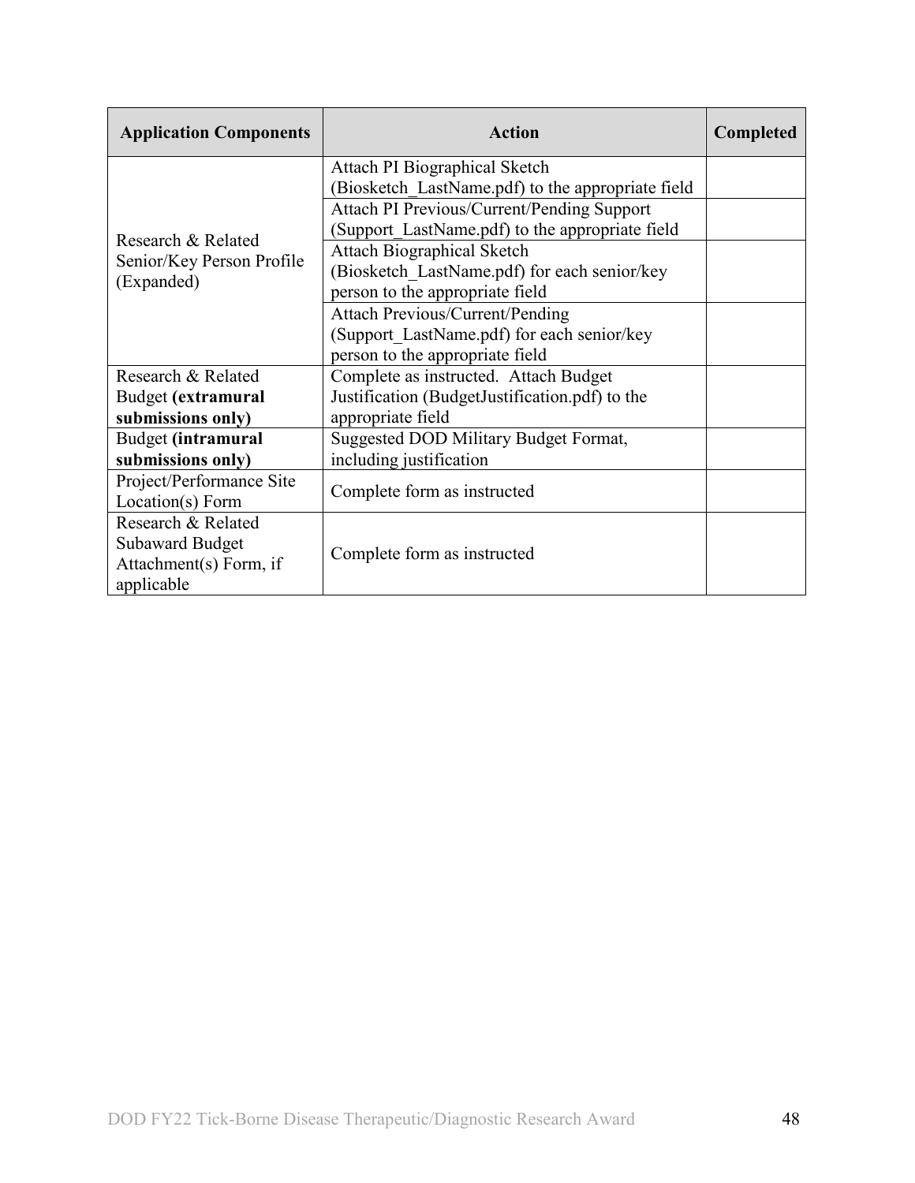| Application Components | Action | Completed |
|---|---|---|
| Research & Related Senior/Key Person Profile (Expanded) | Attach PI Biographical Sketch (Biosketch_LastName.pdf) to the appropriate field | |
| | Attach PI Previous/Current/Pending Support (Support_LastName.pdf) to the appropriate field | |
| | Attach Biographical Sketch (Biosketch_LastName.pdf) for each senior/key person to the appropriate field | |
| | Attach Previous/Current/Pending (Support_LastName.pdf) for each senior/key person to the appropriate field | |
| Research & Related Budget **(extramural submissions only)** | Complete as instructed. Attach Budget Justification (BudgetJustification.pdf) to the appropriate field | |
| Budget **(intramural submissions only)** | Suggested DOD Military Budget Format, including justification | |
| Project/Performance Site Location(s) Form | Complete form as instructed | |
| Research & Related Subaward Budget Attachment(s) Form, if applicable | Complete form as instructed | |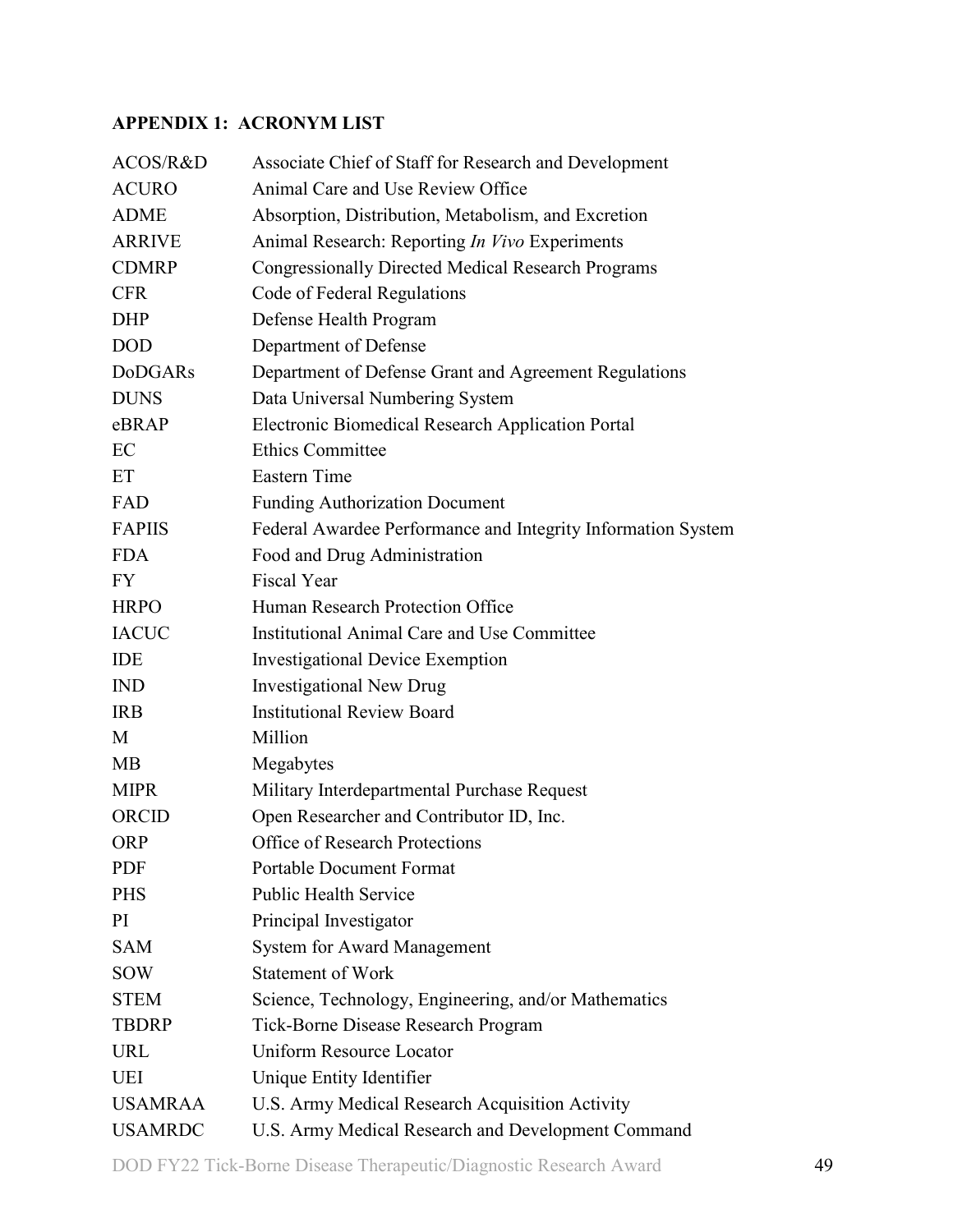## APPENDIX 1: ACRONYM LIST

| | |
|---|---|
| ACOS/R&D | Associate Chief of Staff for Research and Development |
| ACURO | Animal Care and Use Review Office |
| ADME | Absorption, Distribution, Metabolism, and Excretion |
| ARRIVE | Animal Research: Reporting *In Vivo* Experiments |
| CDMRP | Congressionally Directed Medical Research Programs |
| CFR | Code of Federal Regulations |
| DHP | Defense Health Program |
| DOD | Department of Defense |
| DoDGARs | Department of Defense Grant and Agreement Regulations |
| DUNS | Data Universal Numbering System |
| eBRAP | Electronic Biomedical Research Application Portal |
| EC | Ethics Committee |
| ET | Eastern Time |
| FAD | Funding Authorization Document |
| FAPIIS | Federal Awardee Performance and Integrity Information System |
| FDA | Food and Drug Administration |
| FY | Fiscal Year |
| HRPO | Human Research Protection Office |
| IACUC | Institutional Animal Care and Use Committee |
| IDE | Investigational Device Exemption |
| IND | Investigational New Drug |
| IRB | Institutional Review Board |
| M | Million |
| MB | Megabytes |
| MIPR | Military Interdepartmental Purchase Request |
| ORCID | Open Researcher and Contributor ID, Inc. |
| ORP | Office of Research Protections |
| PDF | Portable Document Format |
| PHS | Public Health Service |
| PI | Principal Investigator |
| SAM | System for Award Management |
| SOW | Statement of Work |
| STEM | Science, Technology, Engineering, and/or Mathematics |
| TBDRP | Tick-Borne Disease Research Program |
| URL | Uniform Resource Locator |
| UEI | Unique Entity Identifier |
| USAMRAA | U.S. Army Medical Research Acquisition Activity |
| USAMRDC | U.S. Army Medical Research and Development Command |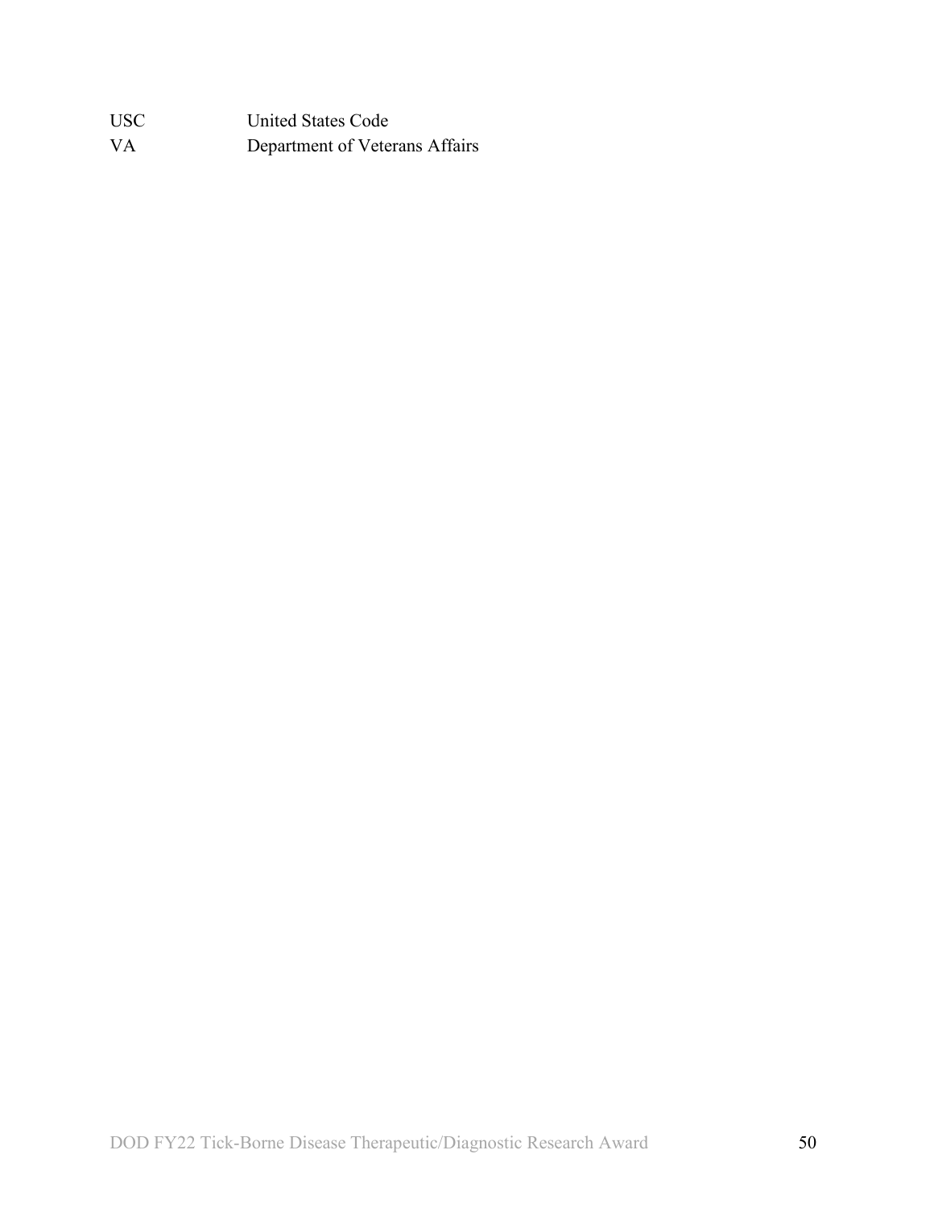| | |
|---|---|
| USC | United States Code |
| VA | Department of Veterans Affairs |